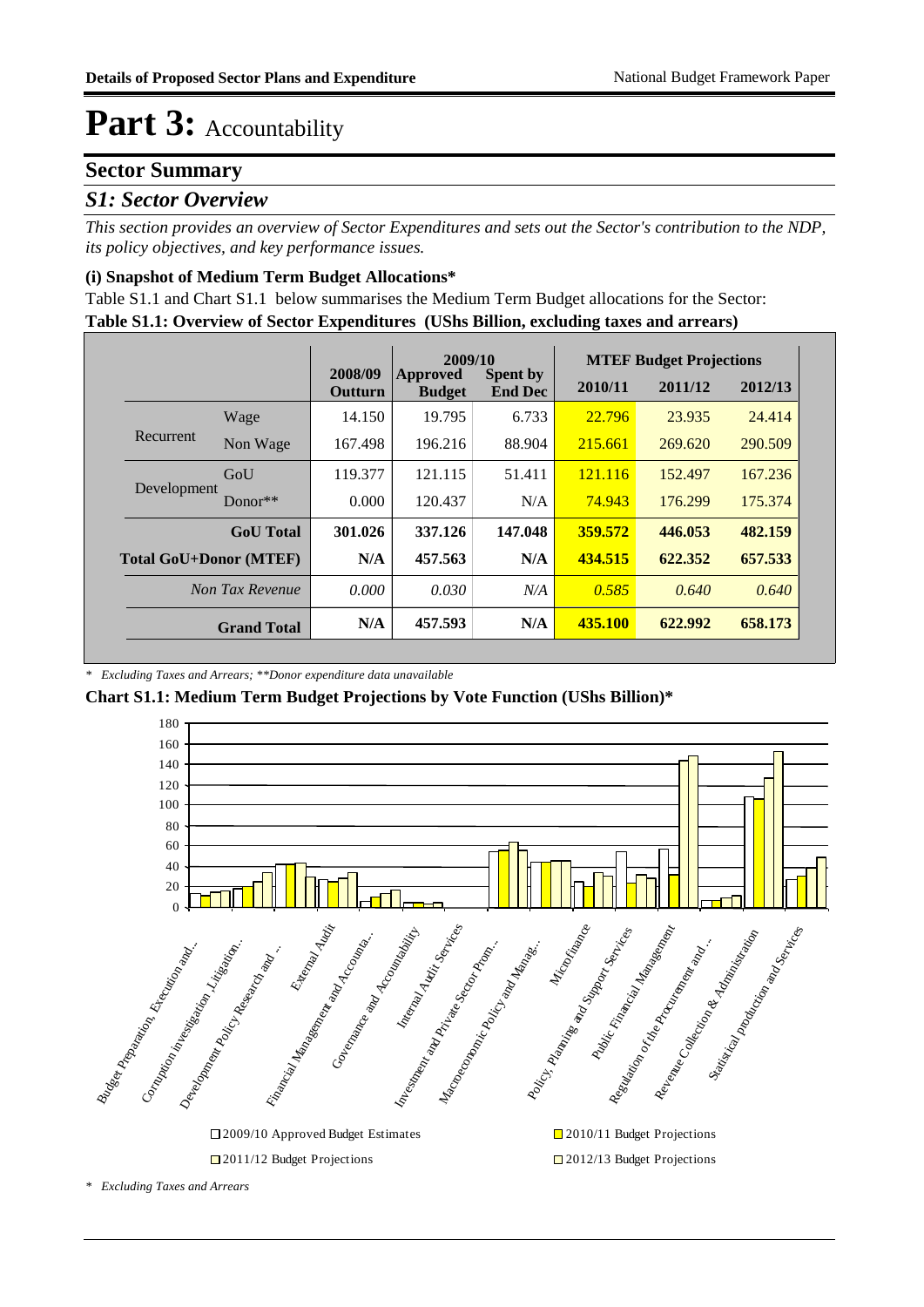# Part 3: Accountability

## Sector Summary

### *S1: Sector Overview*

*This section provides an overview of Sector Expenditures and sets out the Sector's contribution to the NDP, its policy objectives, and key performance issues.*

#### (i) Snapshot of Medium Term Budget Allocations*

Table S1.1 and Chart S1.1 below summarises the Medium Term Budget allocations for the Sector:

**Table S1.1: Overview of Sector Expenditures (UShs Billion, excluding taxes and arrears)**

| | | 2008/09 | 2009/10 | | MTEF Budget Projections | | |
|---|---|---|---|---|---|---|---|
| | | Outturn | Approved Budget | Spent by End Dec | 2010/11 | 2011/12 | 2012/13 |
| Recurrent | Wage | 14.150 | 19.795 | 6.733 | 22.796 | 23.935 | 24.414 |
| | Non Wage | 167.498 | 196.216 | 88.904 | 215.661 | 269.620 | 290.509 |
| Development | GoU | 119.377 | 121.115 | 51.411 | 121.116 | 152.497 | 167.236 |
| | Donor** | 0.000 | 120.437 | N/A | 74.943 | 176.299 | 175.374 |
| | **GoU Total** | **301.026** | **337.126** | **147.048** | **359.572** | **446.053** | **482.159** |
| **Total GoU+Donor (MTEF)** | | **N/A** | **457.563** | **N/A** | **434.515** | **622.352** | **657.533** |
| | *Non Tax Revenue* | *0.000* | *0.030* | *N/A* | *0.585* | *0.640* | *0.640* |
| | **Grand Total** | **N/A** | **457.593** | **N/A** | **435.100** | **622.992** | **658.173** |

*\* Excluding Taxes and Arrears; \*\*Donor expenditure data unavailable*

**Chart S1.1: Medium Term Budget Projections by Vote Function (UShs Billion)***

*\* Excluding Taxes and Arrears*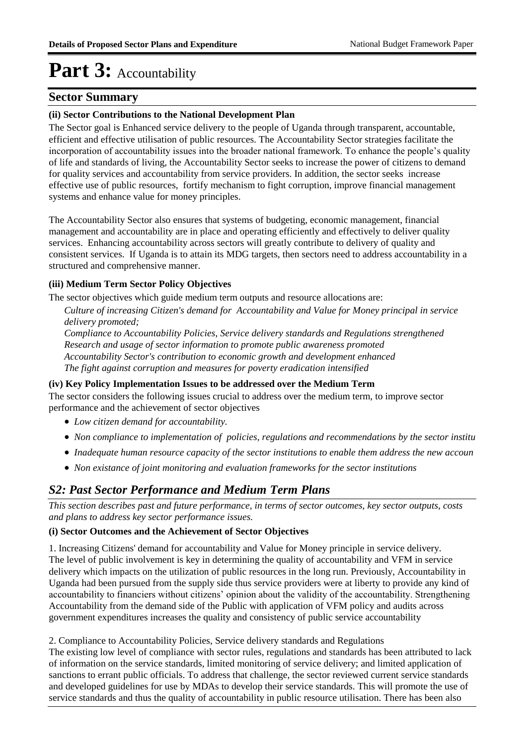# Part 3: Accountability

## Sector Summary

**(ii) Sector Contributions to the National Development Plan**

The Sector goal is Enhanced service delivery to the people of Uganda through transparent, accountable, efficient and effective utilisation of public resources. The Accountability Sector strategies facilitate the incorporation of accountability issues into the broader national framework. To enhance the people's quality of life and standards of living, the Accountability Sector seeks to increase the power of citizens to demand for quality services and accountability from service providers. In addition, the sector seeks increase effective use of public resources, fortify mechanism to fight corruption, improve financial management systems and enhance value for money principles.

The Accountability Sector also ensures that systems of budgeting, economic management, financial management and accountability are in place and operating efficiently and effectively to deliver quality services. Enhancing accountability across sectors will greatly contribute to delivery of quality and consistent services. If Uganda is to attain its MDG targets, then sectors need to address accountability in a structured and comprehensive manner.

**(iii) Medium Term Sector Policy Objectives**

The sector objectives which guide medium term outputs and resource allocations are:

*Culture of increasing Citizen's demand for Accountability and Value for Money principal in service delivery promoted;*
*Compliance to Accountability Policies, Service delivery standards and Regulations strengthened*
*Research and usage of sector information to promote public awareness promoted*
*Accountability Sector's contribution to economic growth and development enhanced*
*The fight against corruption and measures for poverty eradication intensified*

**(iv) Key Policy Implementation Issues to be addressed over the Medium Term**

The sector considers the following issues crucial to address over the medium term, to improve sector performance and the achievement of sector objectives

- *Low citizen demand for accountability.*
- *Non compliance to implementation of policies, regulations and recommendations by the sector institu*
- *Inadequate human resource capacity of the sector institutions to enable them address the new accoun*
- *Non existance of joint monitoring and evaluation frameworks for the sector institutions*

## *S2: Past Sector Performance and Medium Term Plans*

*This section describes past and future performance, in terms of sector outcomes, key sector outputs, costs and plans to address key sector performance issues.*

**(i) Sector Outcomes and the Achievement of Sector Objectives**

1. Increasing Citizens' demand for accountability and Value for Money principle in service delivery.
The level of public involvement is key in determining the quality of accountability and VFM in service delivery which impacts on the utilization of public resources in the long run. Previously, Accountability in Uganda had been pursued from the supply side thus service providers were at liberty to provide any kind of accountability to financiers without citizens' opinion about the validity of the accountability. Strengthening Accountability from the demand side of the Public with application of VFM policy and audits across government expenditures increases the quality and consistency of public service accountability

2. Compliance to Accountability Policies, Service delivery standards and Regulations
The existing low level of compliance with sector rules, regulations and standards has been attributed to lack of information on the service standards, limited monitoring of service delivery; and limited application of sanctions to errant public officials. To address that challenge, the sector reviewed current service standards and developed guidelines for use by MDAs to develop their service standards. This will promote the use of service standards and thus the quality of accountability in public resource utilisation. There has been also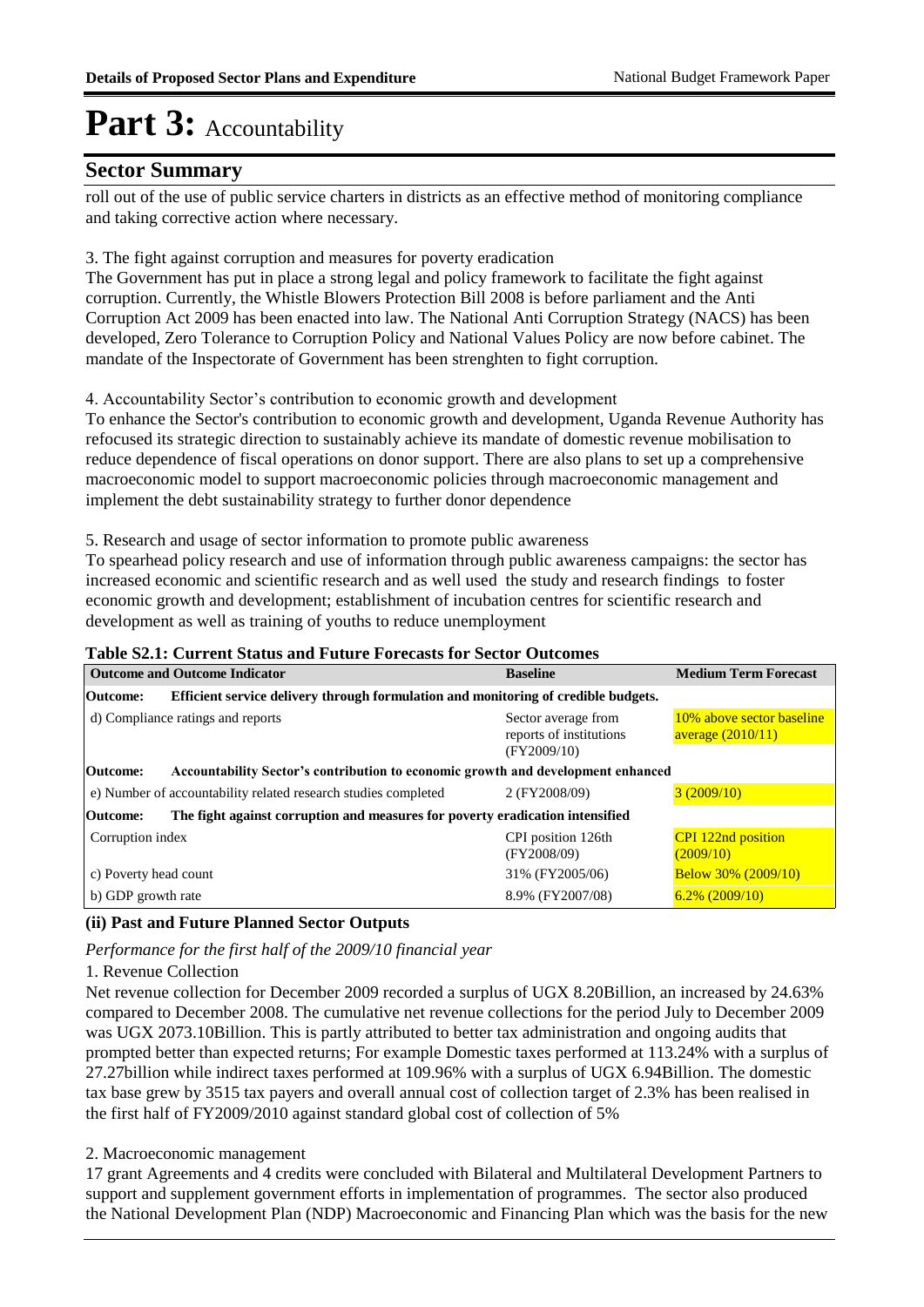# Part 3: Accountability

## Sector Summary

roll out of the use of public service charters in districts as an effective method of monitoring compliance and taking corrective action where necessary.

3. The fight against corruption and measures for poverty eradication

The Government has put in place a strong legal and policy framework to facilitate the fight against corruption. Currently, the Whistle Blowers Protection Bill 2008 is before parliament and the Anti Corruption Act 2009 has been enacted into law. The National Anti Corruption Strategy (NACS) has been developed, Zero Tolerance to Corruption Policy and National Values Policy are now before cabinet. The mandate of the Inspectorate of Government has been strenghten to fight corruption.

4. Accountability Sector's contribution to economic growth and development

To enhance the Sector's contribution to economic growth and development, Uganda Revenue Authority has refocused its strategic direction to sustainably achieve its mandate of domestic revenue mobilisation to reduce dependence of fiscal operations on donor support. There are also plans to set up a comprehensive macroeconomic model to support macroeconomic policies through macroeconomic management and implement the debt sustainability strategy to further donor dependence

5. Research and usage of sector information to promote public awareness

To spearhead policy research and use of information through public awareness campaigns: the sector has increased economic and scientific research and as well used the study and research findings to foster economic growth and development; establishment of incubation centres for scientific research and development as well as training of youths to reduce unemployment

**Table S2.1: Current Status and Future Forecasts for Sector Outcomes**

| Outcome and Outcome Indicator | Baseline | Medium Term Forecast |
|---|---|---|
| **Outcome: Efficient service delivery through formulation and monitoring of credible budgets.** | | |
| d) Compliance ratings and reports | Sector average from reports of institutions (FY2009/10) | 10% above sector baseline average (2010/11) |
| **Outcome: Accountability Sector's contribution to economic growth and development enhanced** | | |
| e) Number of accountability related research studies completed | 2 (FY2008/09) | 3 (2009/10) |
| **Outcome: The fight against corruption and measures for poverty eradication intensified** | | |
| Corruption index | CPI position 126th (FY2008/09) | CPI 122nd position (2009/10) |
| c) Poverty head count | 31% (FY2005/06) | Below 30% (2009/10) |
| b) GDP growth rate | 8.9% (FY2007/08) | 6.2% (2009/10) |

### (ii) Past and Future Planned Sector Outputs

*Performance for the first half of the 2009/10 financial year*

1. Revenue Collection

Net revenue collection for December 2009 recorded a surplus of UGX 8.20Billion, an increased by 24.63% compared to December 2008. The cumulative net revenue collections for the period July to December 2009 was UGX 2073.10Billion. This is partly attributed to better tax administration and ongoing audits that prompted better than expected returns; For example Domestic taxes performed at 113.24% with a surplus of 27.27billion while indirect taxes performed at 109.96% with a surplus of UGX 6.94Billion. The domestic tax base grew by 3515 tax payers and overall annual cost of collection target of 2.3% has been realised in the first half of FY2009/2010 against standard global cost of collection of 5%

2. Macroeconomic management

17 grant Agreements and 4 credits were concluded with Bilateral and Multilateral Development Partners to support and supplement government efforts in implementation of programmes. The sector also produced the National Development Plan (NDP) Macroeconomic and Financing Plan which was the basis for the new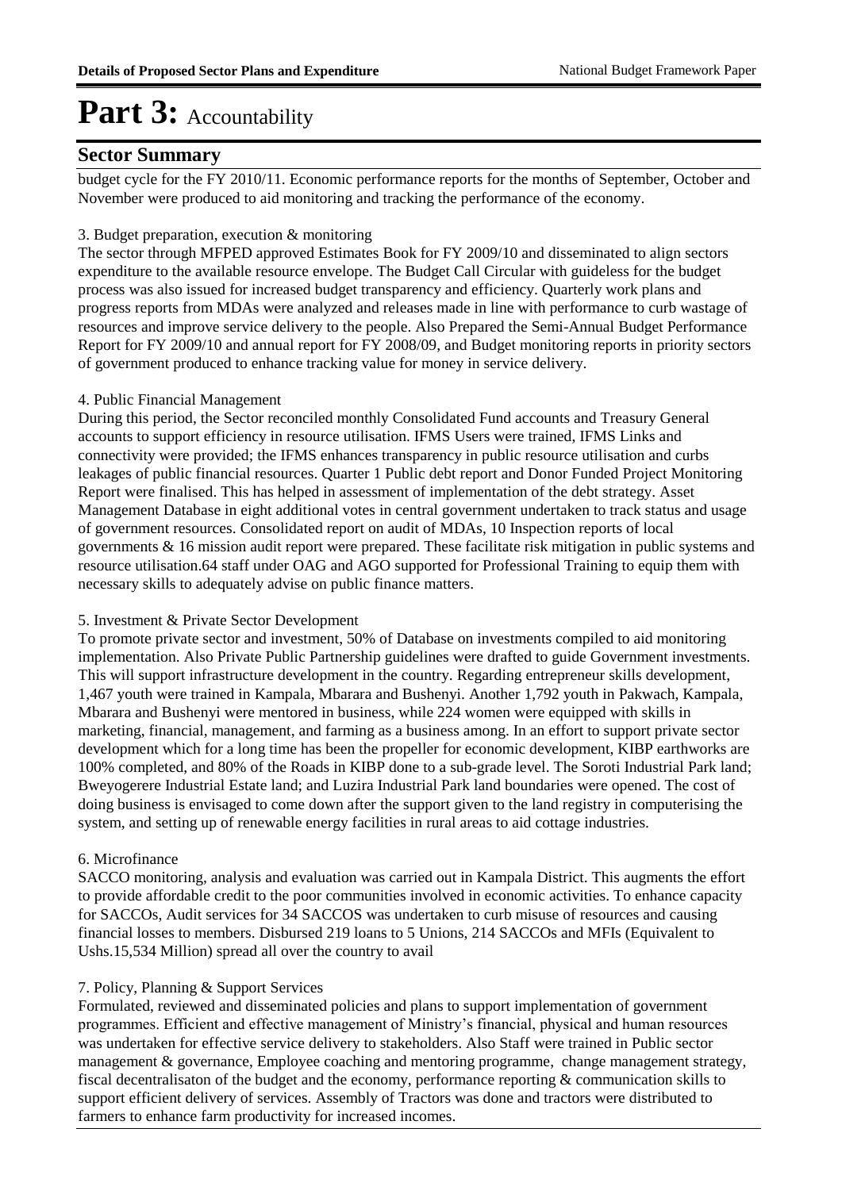# Part 3: Accountability

## Sector Summary

budget cycle for the FY 2010/11. Economic performance reports for the months of September, October and November were produced to aid monitoring and tracking the performance of the economy.

3. Budget preparation, execution & monitoring

The sector through MFPED approved Estimates Book for FY 2009/10 and disseminated to align sectors expenditure to the available resource envelope. The Budget Call Circular with guideless for the budget process was also issued for increased budget transparency and efficiency. Quarterly work plans and progress reports from MDAs were analyzed and releases made in line with performance to curb wastage of resources and improve service delivery to the people. Also Prepared the Semi-Annual Budget Performance Report for FY 2009/10 and annual report for FY 2008/09, and Budget monitoring reports in priority sectors of government produced to enhance tracking value for money in service delivery.

4. Public Financial Management

During this period, the Sector reconciled monthly Consolidated Fund accounts and Treasury General accounts to support efficiency in resource utilisation. IFMS Users were trained, IFMS Links and connectivity were provided; the IFMS enhances transparency in public resource utilisation and curbs leakages of public financial resources. Quarter 1 Public debt report and Donor Funded Project Monitoring Report were finalised. This has helped in assessment of implementation of the debt strategy. Asset Management Database in eight additional votes in central government undertaken to track status and usage of government resources. Consolidated report on audit of MDAs, 10 Inspection reports of local governments & 16 mission audit report were prepared. These facilitate risk mitigation in public systems and resource utilisation.64 staff under OAG and AGO supported for Professional Training to equip them with necessary skills to adequately advise on public finance matters.

5. Investment & Private Sector Development

To promote private sector and investment, 50% of Database on investments compiled to aid monitoring implementation. Also Private Public Partnership guidelines were drafted to guide Government investments. This will support infrastructure development in the country. Regarding entrepreneur skills development, 1,467 youth were trained in Kampala, Mbarara and Bushenyi. Another 1,792 youth in Pakwach, Kampala, Mbarara and Bushenyi were mentored in business, while 224 women were equipped with skills in marketing, financial, management, and farming as a business among. In an effort to support private sector development which for a long time has been the propeller for economic development, KIBP earthworks are 100% completed, and 80% of the Roads in KIBP done to a sub-grade level. The Soroti Industrial Park land; Bweyogerere Industrial Estate land; and Luzira Industrial Park land boundaries were opened. The cost of doing business is envisaged to come down after the support given to the land registry in computerising the system, and setting up of renewable energy facilities in rural areas to aid cottage industries.

6. Microfinance

SACCO monitoring, analysis and evaluation was carried out in Kampala District. This augments the effort to provide affordable credit to the poor communities involved in economic activities. To enhance capacity for SACCOs, Audit services for 34 SACCOS was undertaken to curb misuse of resources and causing financial losses to members. Disbursed 219 loans to 5 Unions, 214 SACCOs and MFIs (Equivalent to Ushs.15,534 Million) spread all over the country to avail

7. Policy, Planning & Support Services

Formulated, reviewed and disseminated policies and plans to support implementation of government programmes. Efficient and effective management of Ministry's financial, physical and human resources was undertaken for effective service delivery to stakeholders. Also Staff were trained in Public sector management & governance, Employee coaching and mentoring programme, change management strategy, fiscal decentralisaton of the budget and the economy, performance reporting & communication skills to support efficient delivery of services. Assembly of Tractors was done and tractors were distributed to farmers to enhance farm productivity for increased incomes.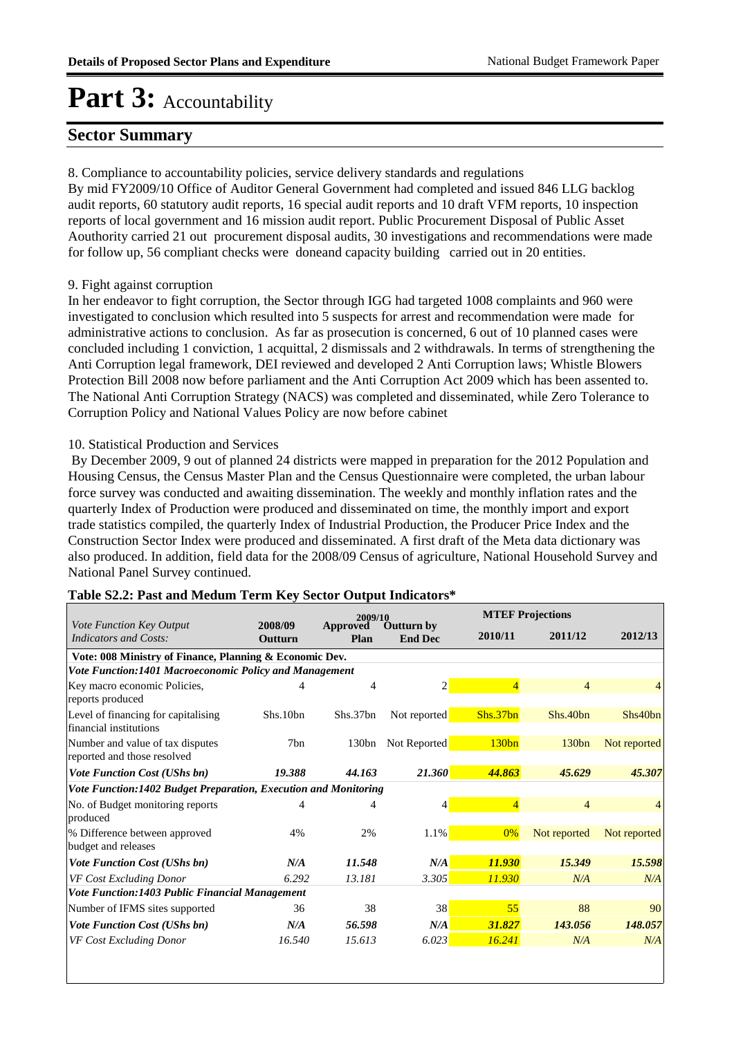# Part 3: Accountability

## Sector Summary

8. Compliance to accountability policies, service delivery standards and regulations
By mid FY2009/10 Office of Auditor General Government had completed and issued 846 LLG backlog audit reports, 60 statutory audit reports, 16 special audit reports and 10 draft VFM reports, 10 inspection reports of local government and 16 mission audit report. Public Procurement Disposal of Public Asset Aouthority carried 21 out procurement disposal audits, 30 investigations and recommendations were made for follow up, 56 compliant checks were doneand capacity building carried out in 20 entities.

9. Fight against corruption
In her endeavor to fight corruption, the Sector through IGG had targeted 1008 complaints and 960 were investigated to conclusion which resulted into 5 suspects for arrest and recommendation were made for administrative actions to conclusion. As far as prosecution is concerned, 6 out of 10 planned cases were concluded including 1 conviction, 1 acquittal, 2 dismissals and 2 withdrawals. In terms of strengthening the Anti Corruption legal framework, DEI reviewed and developed 2 Anti Corruption laws; Whistle Blowers Protection Bill 2008 now before parliament and the Anti Corruption Act 2009 which has been assented to. The National Anti Corruption Strategy (NACS) was completed and disseminated, while Zero Tolerance to Corruption Policy and National Values Policy are now before cabinet

10. Statistical Production and Services
By December 2009, 9 out of planned 24 districts were mapped in preparation for the 2012 Population and Housing Census, the Census Master Plan and the Census Questionnaire were completed, the urban labour force survey was conducted and awaiting dissemination. The weekly and monthly inflation rates and the quarterly Index of Production were produced and disseminated on time, the monthly import and export trade statistics compiled, the quarterly Index of Industrial Production, the Producer Price Index and the Construction Sector Index were produced and disseminated. A first draft of the Meta data dictionary was also produced. In addition, field data for the 2008/09 Census of agriculture, National Household Survey and National Panel Survey continued.

**Table S2.2: Past and Medum Term Key Sector Output Indicators***

| *Vote Function Key Output Indicators and Costs:* | 2008/09 Outturn | 2009/10 Approved Plan | 2009/10 Outturn by End Dec | MTEF Projections 2010/11 | 2011/12 | 2012/13 |
|---|---|---|---|---|---|---|
| **Vote: 008 Ministry of Finance, Planning & Economic Dev.** | | | | | | |
| ***Vote Function:1401 Macroeconomic Policy and Management*** | | | | | | |
| Key macro economic Policies, reports produced | 4 | 4 | 2 | 4 | 4 | 4 |
| Level of financing for capitalising financial institutions | Shs.10bn | Shs.37bn | Not reported | Shs.37bn | Shs.40bn | Shs40bn |
| Number and value of tax disputes reported and those resolved | 7bn | 130bn | Not Reported | 130bn | 130bn | Not reported |
| ***Vote Function Cost (UShs bn)*** | ***19.388*** | ***44.163*** | ***21.360*** | ***44.863*** | ***45.629*** | ***45.307*** |
| ***Vote Function:1402 Budget Preparation, Execution and Monitoring*** | | | | | | |
| No. of Budget monitoring reports produced | 4 | 4 | 4 | 4 | 4 | 4 |
| % Difference between approved budget and releases | 4% | 2% | 1.1% | 0% | Not reported | Not reported |
| ***Vote Function Cost (UShs bn)*** | ***N/A*** | ***11.548*** | ***N/A*** | ***11.930*** | ***15.349*** | ***15.598*** |
| *VF Cost Excluding Donor* | *6.292* | *13.181* | *3.305* | *11.930* | *N/A* | *N/A* |
| ***Vote Function:1403 Public Financial Management*** | | | | | | |
| Number of IFMS sites supported | 36 | 38 | 38 | 55 | 88 | 90 |
| ***Vote Function Cost (UShs bn)*** | ***N/A*** | ***56.598*** | ***N/A*** | ***31.827*** | ***143.056*** | ***148.057*** |
| *VF Cost Excluding Donor* | *16.540* | *15.613* | *6.023* | *16.241* | *N/A* | *N/A* |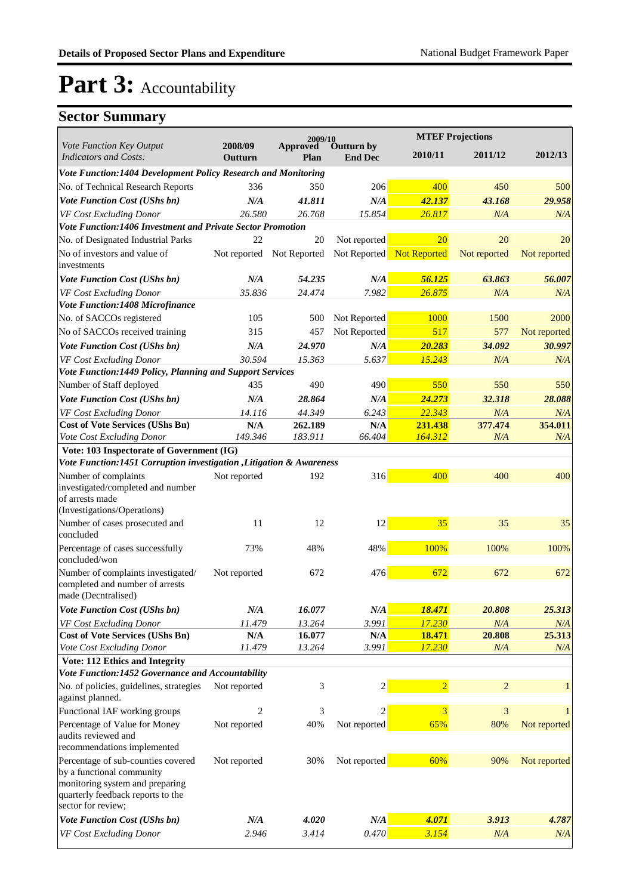# Part 3: Accountability

## Sector Summary

| *Vote Function Key Output Indicators and Costs:* | 2008/09 Outturn | 2009/10 Approved Plan | 2009/10 Outturn by End Dec | MTEF Projections 2010/11 | 2011/12 | 2012/13 |
|---|---|---|---|---|---|---|
| ***Vote Function:1404 Development Policy Research and Monitoring*** | | | | | | |
| No. of Technical Research Reports | 336 | 350 | 206 | 400 | 450 | 500 |
| ***Vote Function Cost (UShs bn)*** | ***N/A*** | ***41.811*** | ***N/A*** | ***42.137*** | ***43.168*** | ***29.958*** |
| *VF Cost Excluding Donor* | *26.580* | *26.768* | *15.854* | *26.817* | *N/A* | *N/A* |
| ***Vote Function:1406 Investment and Private Sector Promotion*** | | | | | | |
| No. of Designated Industrial Parks | 22 | 20 | Not reported | 20 | 20 | 20 |
| No of investors and value of investments | Not reported | Not Reported | Not Reported | Not Reported | Not reported | Not reported |
| ***Vote Function Cost (UShs bn)*** | ***N/A*** | ***54.235*** | ***N/A*** | ***56.125*** | ***63.863*** | ***56.007*** |
| *VF Cost Excluding Donor* | *35.836* | *24.474* | *7.982* | *26.875* | *N/A* | *N/A* |
| ***Vote Function:1408 Microfinance*** | | | | | | |
| No. of SACCOs registered | 105 | 500 | Not Reported | 1000 | 1500 | 2000 |
| No of SACCOs received training | 315 | 457 | Not Reported | 517 | 577 | Not reported |
| ***Vote Function Cost (UShs bn)*** | ***N/A*** | ***24.970*** | ***N/A*** | ***20.283*** | ***34.092*** | ***30.997*** |
| *VF Cost Excluding Donor* | *30.594* | *15.363* | *5.637* | *15.243* | *N/A* | *N/A* |
| ***Vote Function:1449 Policy, Planning and Support Services*** | | | | | | |
| Number of Staff deployed | 435 | 490 | 490 | 550 | 550 | 550 |
| ***Vote Function Cost (UShs bn)*** | ***N/A*** | ***28.864*** | ***N/A*** | ***24.273*** | ***32.318*** | ***28.088*** |
| *VF Cost Excluding Donor* | *14.116* | *44.349* | *6.243* | *22.343* | *N/A* | *N/A* |
| **Cost of Vote Services (UShs Bn)** | **N/A** | **262.189** | **N/A** | **231.438** | **377.474** | **354.011** |
| *Vote Cost Excluding Donor* | *149.346* | *183.911* | *66.404* | *164.312* | *N/A* | *N/A* |
| **Vote: 103 Inspectorate of Government (IG)** | | | | | | |
| ***Vote Function:1451 Corruption investigation ,Litigation & Awareness*** | | | | | | |
| Number of complaints investigated/completed and number of arrests made (Investigations/Operations) | Not reported | 192 | 316 | 400 | 400 | 400 |
| Number of cases prosecuted and concluded | 11 | 12 | 12 | 35 | 35 | 35 |
| Percentage of cases successfully concluded/won | 73% | 48% | 48% | 100% | 100% | 100% |
| Number of complaints investigated/ completed and number of arrests made (Decntralised) | Not reported | 672 | 476 | 672 | 672 | 672 |
| ***Vote Function Cost (UShs bn)*** | ***N/A*** | ***16.077*** | ***N/A*** | ***18.471*** | ***20.808*** | ***25.313*** |
| *VF Cost Excluding Donor* | *11.479* | *13.264* | *3.991* | *17.230* | *N/A* | *N/A* |
| **Cost of Vote Services (UShs Bn)** | **N/A** | **16.077** | **N/A** | **18.471** | **20.808** | **25.313** |
| *Vote Cost Excluding Donor* | *11.479* | *13.264* | *3.991* | *17.230* | *N/A* | *N/A* |
| **Vote: 112 Ethics and Integrity** | | | | | | |
| ***Vote Function:1452 Governance and Accountability*** | | | | | | |
| No. of policies, guidelines, strategies against planned. | Not reported | 3 | 2 | 2 | 2 | 1 |
| Functional IAF working groups | 2 | 3 | 2 | 3 | 3 | 1 |
| Percentage of Value for Money audits reviewed and recommendations implemented | Not reported | 40% | Not reported | 65% | 80% | Not reported |
| Percentage of sub-counties covered by a functional community monitoring system and preparing quarterly feedback reports to the sector for review; | Not reported | 30% | Not reported | 60% | 90% | Not reported |
| ***Vote Function Cost (UShs bn)*** | ***N/A*** | ***4.020*** | ***N/A*** | ***4.071*** | ***3.913*** | ***4.787*** |
| *VF Cost Excluding Donor* | *2.946* | *3.414* | *0.470* | *3.154* | *N/A* | *N/A* |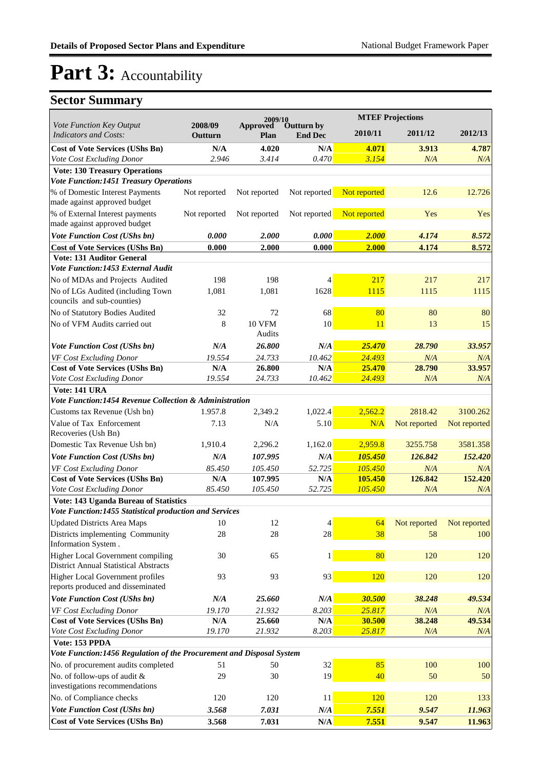# Part 3: Accountability

## Sector Summary

| Vote Function Key Output Indicators and Costs: | 2008/09 Outturn | 2009/10 Approved Plan | 2009/10 Outturn by End Dec | MTEF Projections 2010/11 | 2011/12 | 2012/13 |
|---|---|---|---|---|---|---|
| **Cost of Vote Services (UShs Bn)** | **N/A** | **4.020** | **N/A** | **4.071** | **3.913** | **4.787** |
| *Vote Cost Excluding Donor* | *2.946* | *3.414* | *0.470* | *3.154* | *N/A* | *N/A* |
| **Vote: 130 Treasury Operations** | | | | | | |
| ***Vote Function:1451 Treasury Operations*** | | | | | | |
| % of Domestic Interest Payments made against approved budget | Not reported | Not reported | Not reported | Not reported | 12.6 | 12.726 |
| % of External Interest payments made against approved budget | Not reported | Not reported | Not reported | Not reported | Yes | Yes |
| ***Vote Function Cost (UShs bn)*** | ***0.000*** | ***2.000*** | ***0.000*** | ***2.000*** | ***4.174*** | ***8.572*** |
| **Cost of Vote Services (UShs Bn)** | **0.000** | **2.000** | **0.000** | **2.000** | **4.174** | **8.572** |
| **Vote: 131 Auditor General** | | | | | | |
| ***Vote Function:1453 External Audit*** | | | | | | |
| No of MDAs and Projects Audited | 198 | 198 | 4 | 217 | 217 | 217 |
| No of LGs Audited (including Town councils and sub-counties) | 1,081 | 1,081 | 1628 | 1115 | 1115 | 1115 |
| No of Statutory Bodies Audited | 32 | 72 | 68 | 80 | 80 | 80 |
| No of VFM Audits carried out | 8 | 10 VFM Audits | 10 | 11 | 13 | 15 |
| ***Vote Function Cost (UShs bn)*** | ***N/A*** | ***26.800*** | ***N/A*** | ***25.470*** | ***28.790*** | ***33.957*** |
| *VF Cost Excluding Donor* | *19.554* | *24.733* | *10.462* | *24.493* | *N/A* | *N/A* |
| **Cost of Vote Services (UShs Bn)** | **N/A** | **26.800** | **N/A** | **25.470** | **28.790** | **33.957** |
| *Vote Cost Excluding Donor* | *19.554* | *24.733* | *10.462* | *24.493* | *N/A* | *N/A* |
| **Vote: 141 URA** | | | | | | |
| ***Vote Function:1454 Revenue Collection & Administration*** | | | | | | |
| Customs tax Revenue (Ush bn) | 1.957.8 | 2,349.2 | 1,022.4 | 2,562.2 | 2818.42 | 3100.262 |
| Value of Tax Enforcement Recoveries (Ush Bn) | 7.13 | N/A | 5.10 | N/A | Not reported | Not reported |
| Domestic Tax Revenue Ush bn) | 1,910.4 | 2,296.2 | 1,162.0 | 2,959.8 | 3255.758 | 3581.358 |
| ***Vote Function Cost (UShs bn)*** | ***N/A*** | ***107.995*** | ***N/A*** | ***105.450*** | ***126.842*** | ***152.420*** |
| *VF Cost Excluding Donor* | *85.450* | *105.450* | *52.725* | *105.450* | *N/A* | *N/A* |
| **Cost of Vote Services (UShs Bn)** | **N/A** | **107.995** | **N/A** | **105.450** | **126.842** | **152.420** |
| *Vote Cost Excluding Donor* | *85.450* | *105.450* | *52.725* | *105.450* | *N/A* | *N/A* |
| **Vote: 143 Uganda Bureau of Statistics** | | | | | | |
| ***Vote Function:1455 Statistical production and Services*** | | | | | | |
| Updated Districts Area Maps | 10 | 12 | 4 | 64 | Not reported | Not reported |
| Districts implementing Community Information System . | 28 | 28 | 28 | 38 | 58 | 100 |
| Higher Local Government compiling District Annual Statistical Abstracts | 30 | 65 | 1 | 80 | 120 | 120 |
| Higher Local Government profiles reports produced and disseminated | 93 | 93 | 93 | 120 | 120 | 120 |
| ***Vote Function Cost (UShs bn)*** | ***N/A*** | ***25.660*** | ***N/A*** | ***30.500*** | ***38.248*** | ***49.534*** |
| *VF Cost Excluding Donor* | *19.170* | *21.932* | *8.203* | *25.817* | *N/A* | *N/A* |
| **Cost of Vote Services (UShs Bn)** | **N/A** | **25.660** | **N/A** | **30.500** | **38.248** | **49.534** |
| *Vote Cost Excluding Donor* | *19.170* | *21.932* | *8.203* | *25.817* | *N/A* | *N/A* |
| **Vote: 153 PPDA** | | | | | | |
| ***Vote Function:1456 Regulation of the Procurement and Disposal System*** | | | | | | |
| No. of procurement audits completed | 51 | 50 | 32 | 85 | 100 | 100 |
| No. of follow-ups of audit & investigations recommendations | 29 | 30 | 19 | 40 | 50 | 50 |
| No. of Compliance checks | 120 | 120 | 11 | 120 | 120 | 133 |
| ***Vote Function Cost (UShs bn)*** | ***3.568*** | ***7.031*** | ***N/A*** | ***7.551*** | ***9.547*** | ***11.963*** |
| **Cost of Vote Services (UShs Bn)** | **3.568** | **7.031** | **N/A** | **7.551** | **9.547** | **11.963** |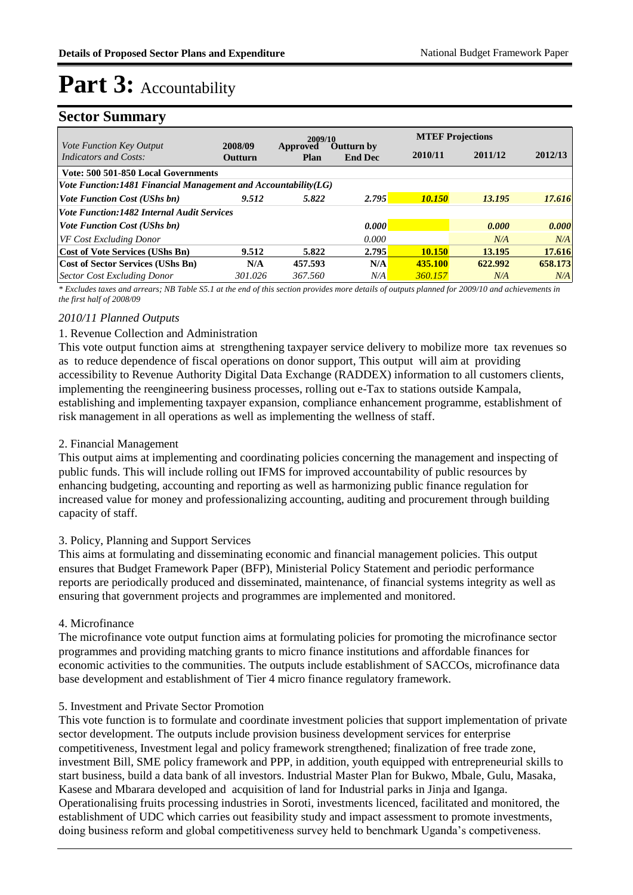# Part 3: Accountability

## Sector Summary

| *Vote Function Key Output Indicators and Costs:* | 2008/09 Outturn | 2009/10 Approved Plan | 2009/10 Outturn by End Dec | MTEF Projections 2010/11 | 2011/12 | 2012/13 |
|---|---|---|---|---|---|---|
| **Vote: 500 501-850 Local Governments** | | | | | | |
| ***Vote Function:1481 Financial Management and Accountability(LG)*** | | | | | | |
| ***Vote Function Cost (UShs bn)*** | *9.512* | *5.822* | *2.795* | ***10.150*** | ***13.195*** | ***17.616*** |
| ***Vote Function:1482 Internal Audit Services*** | | | | | | |
| ***Vote Function Cost (UShs bn)*** | | | ***0.000*** | | ***0.000*** | ***0.000*** |
| *VF Cost Excluding Donor* | | | *0.000* | | *N/A* | *N/A* |
| **Cost of Vote Services (UShs Bn)** | **9.512** | **5.822** | **2.795** | **10.150** | **13.195** | **17.616** |
| **Cost of Sector Services (UShs Bn)** | **N/A** | **457.593** | **N/A** | **435.100** | **622.992** | **658.173** |
| *Sector Cost Excluding Donor* | *301.026* | *367.560* | *N/A* | *360.157* | *N/A* | *N/A* |

*\* Excludes taxes and arrears; NB Table S5.1 at the end of this section provides more details of outputs planned for 2009/10 and achievements in the first half of 2008/09*

*2010/11 Planned Outputs*

1. Revenue Collection and Administration

This vote output function aims at strengthening taxpayer service delivery to mobilize more tax revenues so as to reduce dependence of fiscal operations on donor support, This output will aim at providing accessibility to Revenue Authority Digital Data Exchange (RADDEX) information to all customers clients, implementing the reengineering business processes, rolling out e-Tax to stations outside Kampala, establishing and implementing taxpayer expansion, compliance enhancement programme, establishment of risk management in all operations as well as implementing the wellness of staff.

2. Financial Management

This output aims at implementing and coordinating policies concerning the management and inspecting of public funds. This will include rolling out IFMS for improved accountability of public resources by enhancing budgeting, accounting and reporting as well as harmonizing public finance regulation for increased value for money and professionalizing accounting, auditing and procurement through building capacity of staff.

3. Policy, Planning and Support Services

This aims at formulating and disseminating economic and financial management policies. This output ensures that Budget Framework Paper (BFP), Ministerial Policy Statement and periodic performance reports are periodically produced and disseminated, maintenance, of financial systems integrity as well as ensuring that government projects and programmes are implemented and monitored.

4. Microfinance

The microfinance vote output function aims at formulating policies for promoting the microfinance sector programmes and providing matching grants to micro finance institutions and affordable finances for economic activities to the communities. The outputs include establishment of SACCOs, microfinance data base development and establishment of Tier 4 micro finance regulatory framework.

5. Investment and Private Sector Promotion

This vote function is to formulate and coordinate investment policies that support implementation of private sector development. The outputs include provision business development services for enterprise competitiveness, Investment legal and policy framework strengthened; finalization of free trade zone, investment Bill, SME policy framework and PPP, in addition, youth equipped with entrepreneurial skills to start business, build a data bank of all investors. Industrial Master Plan for Bukwo, Mbale, Gulu, Masaka, Kasese and Mbarara developed and acquisition of land for Industrial parks in Jinja and Iganga. Operationalising fruits processing industries in Soroti, investments licenced, facilitated and monitored, the establishment of UDC which carries out feasibility study and impact assessment to promote investments, doing business reform and global competitiveness survey held to benchmark Uganda's competiveness.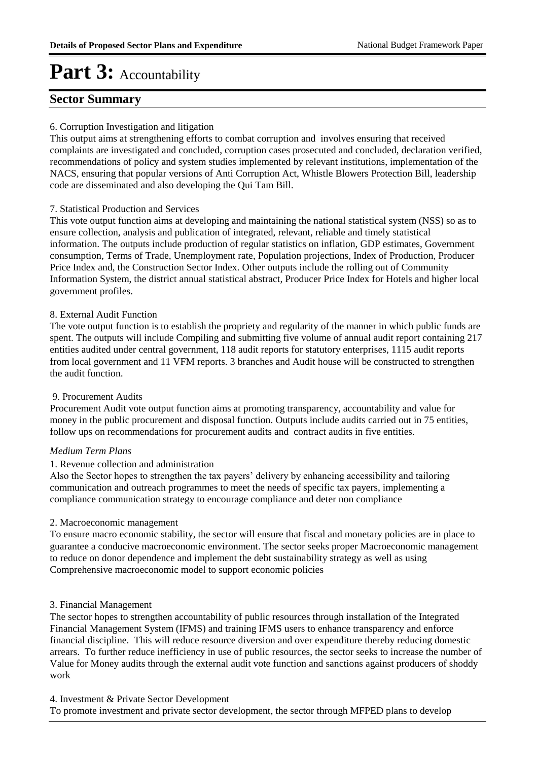# Part 3: Accountability

## Sector Summary

6. Corruption Investigation and litigation

This output aims at strengthening efforts to combat corruption and involves ensuring that received complaints are investigated and concluded, corruption cases prosecuted and concluded, declaration verified, recommendations of policy and system studies implemented by relevant institutions, implementation of the NACS, ensuring that popular versions of Anti Corruption Act, Whistle Blowers Protection Bill, leadership code are disseminated and also developing the Qui Tam Bill.

7. Statistical Production and Services

This vote output function aims at developing and maintaining the national statistical system (NSS) so as to ensure collection, analysis and publication of integrated, relevant, reliable and timely statistical information. The outputs include production of regular statistics on inflation, GDP estimates, Government consumption, Terms of Trade, Unemployment rate, Population projections, Index of Production, Producer Price Index and, the Construction Sector Index. Other outputs include the rolling out of Community Information System, the district annual statistical abstract, Producer Price Index for Hotels and higher local government profiles.

8. External Audit Function

The vote output function is to establish the propriety and regularity of the manner in which public funds are spent. The outputs will include Compiling and submitting five volume of annual audit report containing 217 entities audited under central government, 118 audit reports for statutory enterprises, 1115 audit reports from local government and 11 VFM reports. 3 branches and Audit house will be constructed to strengthen the audit function.

9. Procurement Audits

Procurement Audit vote output function aims at promoting transparency, accountability and value for money in the public procurement and disposal function. Outputs include audits carried out in 75 entities, follow ups on recommendations for procurement audits and contract audits in five entities.

*Medium Term Plans*

1. Revenue collection and administration

Also the Sector hopes to strengthen the tax payers' delivery by enhancing accessibility and tailoring communication and outreach programmes to meet the needs of specific tax payers, implementing a compliance communication strategy to encourage compliance and deter non compliance

2. Macroeconomic management

To ensure macro economic stability, the sector will ensure that fiscal and monetary policies are in place to guarantee a conducive macroeconomic environment. The sector seeks proper Macroeconomic management to reduce on donor dependence and implement the debt sustainability strategy as well as using Comprehensive macroeconomic model to support economic policies

3. Financial Management

The sector hopes to strengthen accountability of public resources through installation of the Integrated Financial Management System (IFMS) and training IFMS users to enhance transparency and enforce financial discipline. This will reduce resource diversion and over expenditure thereby reducing domestic arrears. To further reduce inefficiency in use of public resources, the sector seeks to increase the number of Value for Money audits through the external audit vote function and sanctions against producers of shoddy work

4. Investment & Private Sector Development

To promote investment and private sector development, the sector through MFPED plans to develop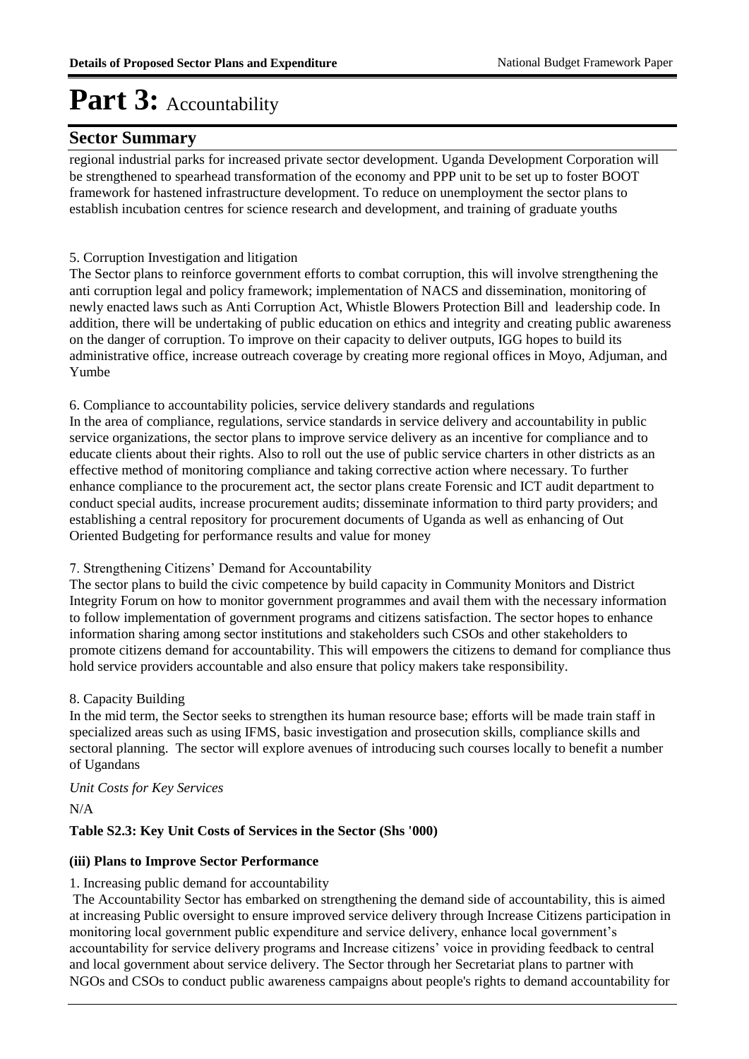# Part 3: Accountability

## Sector Summary

regional industrial parks for increased private sector development. Uganda Development Corporation will be strengthened to spearhead transformation of the economy and PPP unit to be set up to foster BOOT framework for hastened infrastructure development. To reduce on unemployment the sector plans to establish incubation centres for science research and development, and training of graduate youths

5. Corruption Investigation and litigation

The Sector plans to reinforce government efforts to combat corruption, this will involve strengthening the anti corruption legal and policy framework; implementation of NACS and dissemination, monitoring of newly enacted laws such as Anti Corruption Act, Whistle Blowers Protection Bill and leadership code. In addition, there will be undertaking of public education on ethics and integrity and creating public awareness on the danger of corruption. To improve on their capacity to deliver outputs, IGG hopes to build its administrative office, increase outreach coverage by creating more regional offices in Moyo, Adjuman, and Yumbe

6. Compliance to accountability policies, service delivery standards and regulations

In the area of compliance, regulations, service standards in service delivery and accountability in public service organizations, the sector plans to improve service delivery as an incentive for compliance and to educate clients about their rights. Also to roll out the use of public service charters in other districts as an effective method of monitoring compliance and taking corrective action where necessary. To further enhance compliance to the procurement act, the sector plans create Forensic and ICT audit department to conduct special audits, increase procurement audits; disseminate information to third party providers; and establishing a central repository for procurement documents of Uganda as well as enhancing of Out Oriented Budgeting for performance results and value for money

7. Strengthening Citizens' Demand for Accountability

The sector plans to build the civic competence by build capacity in Community Monitors and District Integrity Forum on how to monitor government programmes and avail them with the necessary information to follow implementation of government programs and citizens satisfaction. The sector hopes to enhance information sharing among sector institutions and stakeholders such CSOs and other stakeholders to promote citizens demand for accountability. This will empowers the citizens to demand for compliance thus hold service providers accountable and also ensure that policy makers take responsibility.

8. Capacity Building

In the mid term, the Sector seeks to strengthen its human resource base; efforts will be made train staff in specialized areas such as using IFMS, basic investigation and prosecution skills, compliance skills and sectoral planning. The sector will explore avenues of introducing such courses locally to benefit a number of Ugandans

*Unit Costs for Key Services*

N/A

**Table S2.3: Key Unit Costs of Services in the Sector (Shs '000)**

**(iii) Plans to Improve Sector Performance**

1. Increasing public demand for accountability

The Accountability Sector has embarked on strengthening the demand side of accountability, this is aimed at increasing Public oversight to ensure improved service delivery through Increase Citizens participation in monitoring local government public expenditure and service delivery, enhance local government's accountability for service delivery programs and Increase citizens' voice in providing feedback to central and local government about service delivery. The Sector through her Secretariat plans to partner with NGOs and CSOs to conduct public awareness campaigns about people's rights to demand accountability for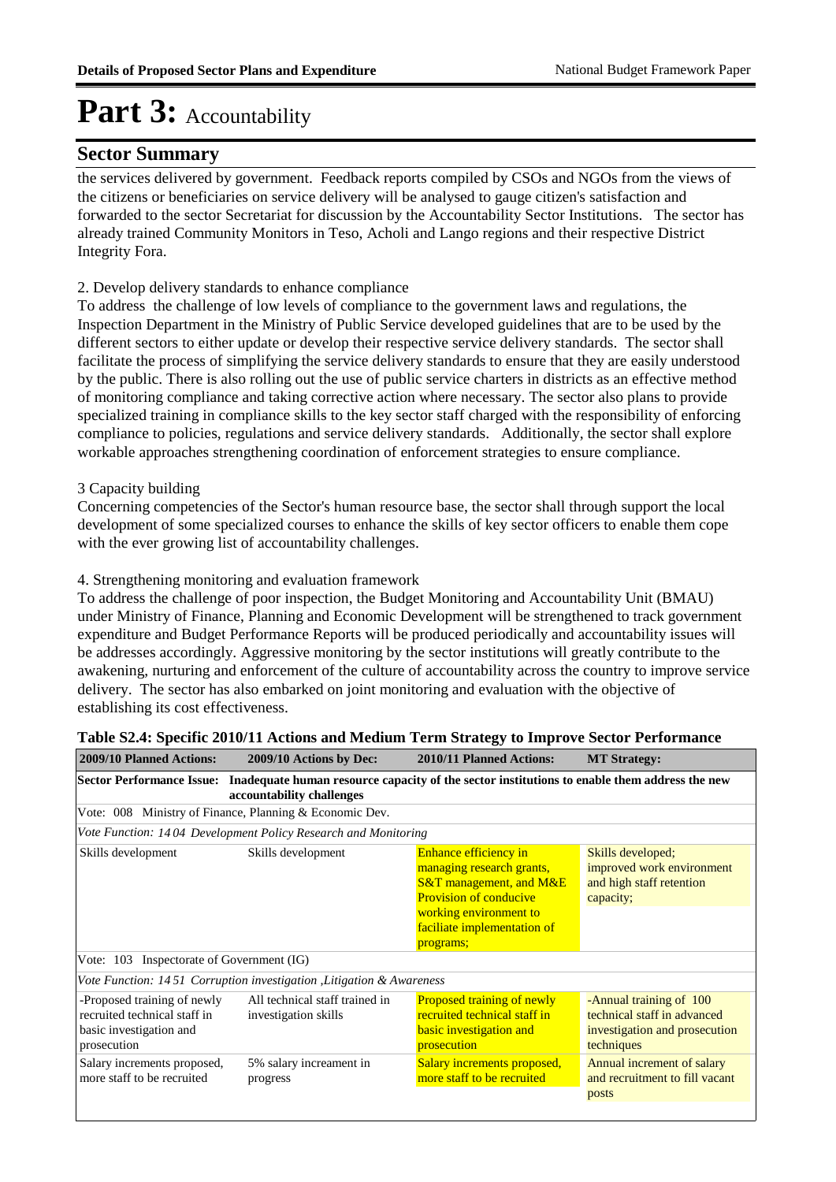# Part 3: Accountability

## Sector Summary

the services delivered by government. Feedback reports compiled by CSOs and NGOs from the views of the citizens or beneficiaries on service delivery will be analysed to gauge citizen's satisfaction and forwarded to the sector Secretariat for discussion by the Accountability Sector Institutions. The sector has already trained Community Monitors in Teso, Acholi and Lango regions and their respective District Integrity Fora.

2. Develop delivery standards to enhance compliance

To address the challenge of low levels of compliance to the government laws and regulations, the Inspection Department in the Ministry of Public Service developed guidelines that are to be used by the different sectors to either update or develop their respective service delivery standards. The sector shall facilitate the process of simplifying the service delivery standards to ensure that they are easily understood by the public. There is also rolling out the use of public service charters in districts as an effective method of monitoring compliance and taking corrective action where necessary. The sector also plans to provide specialized training in compliance skills to the key sector staff charged with the responsibility of enforcing compliance to policies, regulations and service delivery standards. Additionally, the sector shall explore workable approaches strengthening coordination of enforcement strategies to ensure compliance.

3 Capacity building

Concerning competencies of the Sector's human resource base, the sector shall through support the local development of some specialized courses to enhance the skills of key sector officers to enable them cope with the ever growing list of accountability challenges.

4. Strengthening monitoring and evaluation framework

To address the challenge of poor inspection, the Budget Monitoring and Accountability Unit (BMAU) under Ministry of Finance, Planning and Economic Development will be strengthened to track government expenditure and Budget Performance Reports will be produced periodically and accountability issues will be addresses accordingly. Aggressive monitoring by the sector institutions will greatly contribute to the awakening, nurturing and enforcement of the culture of accountability across the country to improve service delivery. The sector has also embarked on joint monitoring and evaluation with the objective of establishing its cost effectiveness.

**Table S2.4: Specific 2010/11 Actions and Medium Term Strategy to Improve Sector Performance**

| 2009/10 Planned Actions: | 2009/10 Actions by Dec: | 2010/11 Planned Actions: | MT Strategy: |
|---|---|---|---|
| **Sector Performance Issue:** | **Inadequate human resource capacity of the sector institutions to enable them address the new accountability challenges** | | |
| Vote: 008 Ministry of Finance, Planning & Economic Dev. | | | |
| *Vote Function: 14 04 Development Policy Research and Monitoring* | | | |
| Skills development | Skills development | Enhance efficiency in managing research grants, S&T management, and M&E Provision of conducive working environment to faciliate implementation of programs; | Skills developed; improved work environment and high staff retention capacity; |
| Vote: 103 Inspectorate of Government (IG) | | | |
| *Vote Function: 14 51 Corruption investigation ,Litigation & Awareness* | | | |
| -Proposed training of newly recruited technical staff in basic investigation and prosecution | All technical staff trained in investigation skills | Proposed training of newly recruited technical staff in basic investigation and prosecution | -Annual training of 100 technical staff in advanced investigation and prosecution techniques |
| Salary increments proposed, more staff to be recruited | 5% salary increament in progress | Salary increments proposed, more staff to be recruited | Annual increment of salary and recruitment to fill vacant posts |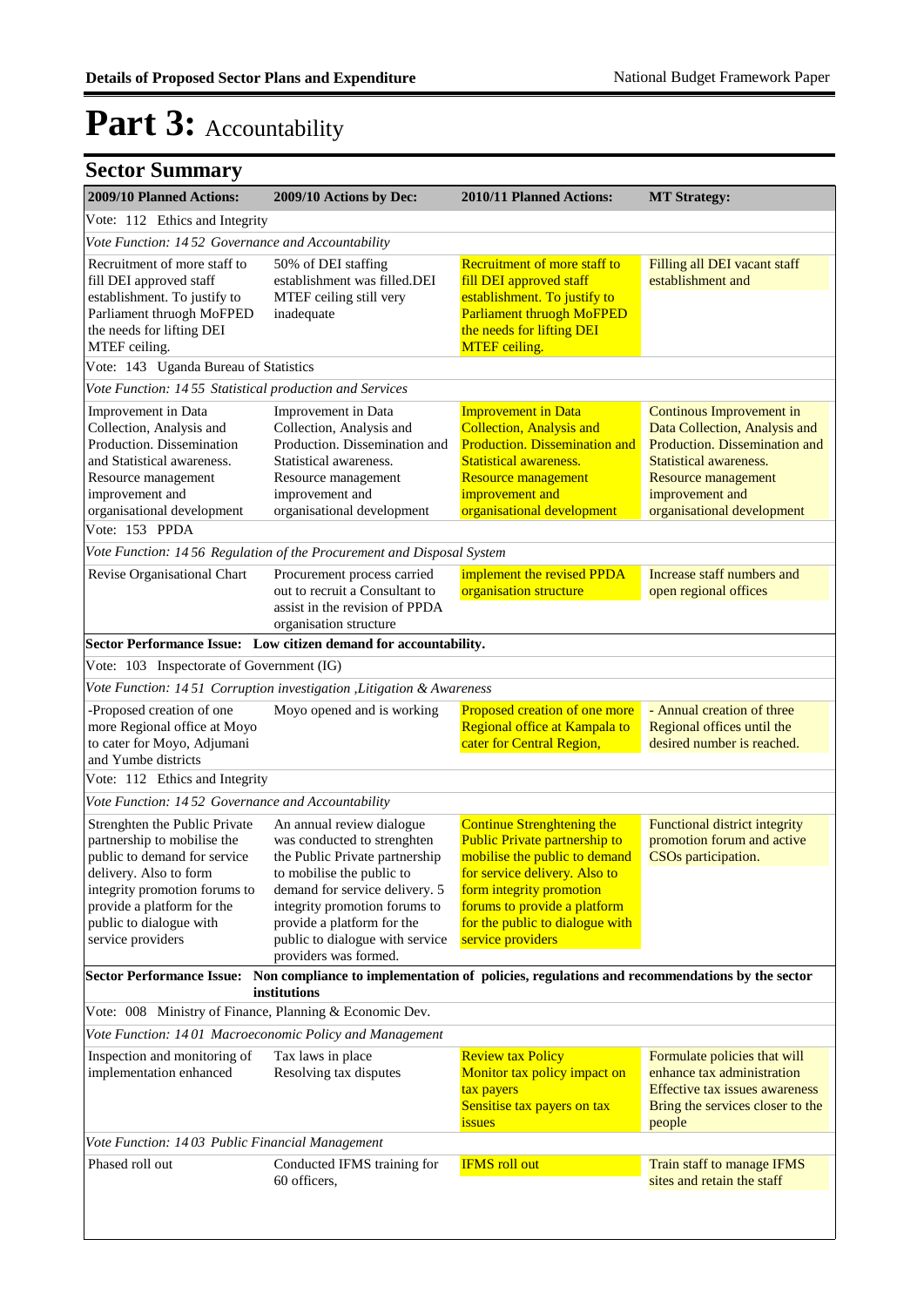# Part 3: Accountability

## Sector Summary

| 2009/10 Planned Actions: | 2009/10 Actions by Dec: | 2010/11 Planned Actions: | MT Strategy: |
|---|---|---|---|
| Vote: 112 Ethics and Integrity | | | |
| *Vote Function: 14 52 Governance and Accountability* | | | |
| Recruitment of more staff to fill DEI approved staff establishment. To justify to Parliament thruogh MoFPED the needs for lifting DEI MTEF ceiling. | 50% of DEI staffing establishment was filled.DEI MTEF ceiling still very inadequate | Recruitment of more staff to fill DEI approved staff establishment. To justify to Parliament thruogh MoFPED the needs for lifting DEI MTEF ceiling. | Filling all DEI vacant staff establishment and |
| Vote: 143 Uganda Bureau of Statistics | | | |
| *Vote Function: 14 55 Statistical production and Services* | | | |
| Improvement in Data Collection, Analysis and Production. Dissemination and Statistical awareness. Resource management improvement and organisational development | Improvement in Data Collection, Analysis and Production. Dissemination and Statistical awareness. Resource management improvement and organisational development | Improvement in Data Collection, Analysis and Production. Dissemination and Statistical awareness. Resource management improvement and organisational development | Continous Improvement in Data Collection, Analysis and Production. Dissemination and Statistical awareness. Resource management improvement and organisational development |
| Vote: 153 PPDA | | | |
| *Vote Function: 14 56 Regulation of the Procurement and Disposal System* | | | |
| Revise Organisational Chart | Procurement process carried out to recruit a Consultant to assist in the revision of PPDA organisation structure | implement the revised PPDA organisation structure | Increase staff numbers and open regional offices |
| **Sector Performance Issue: Low citizen demand for accountability.** | | | |
| Vote: 103 Inspectorate of Government (IG) | | | |
| *Vote Function: 14 51 Corruption investigation ,Litigation & Awareness* | | | |
| -Proposed creation of one more Regional office at Moyo to cater for Moyo, Adjumani and Yumbe districts | Moyo opened and is working | Proposed creation of one more Regional office at Kampala to cater for Central Region, | - Annual creation of three Regional offices until the desired number is reached. |
| Vote: 112 Ethics and Integrity | | | |
| *Vote Function: 14 52 Governance and Accountability* | | | |
| Strenghten the Public Private partnership to mobilise the public to demand for service delivery. Also to form integrity promotion forums to provide a platform for the public to dialogue with service providers | An annual review dialogue was conducted to strenghten the Public Private partnership to mobilise the public to demand for service delivery. 5 integrity promotion forums to provide a platform for the public to dialogue with service providers was formed. | Continue Strenghtening the Public Private partnership to mobilise the public to demand for service delivery. Also to form integrity promotion forums to provide a platform for the public to dialogue with service providers | Functional district integrity promotion forum and active CSOs participation. |
| **Sector Performance Issue: Non compliance to implementation of policies, regulations and recommendations by the sector institutions** | | | |
| Vote: 008 Ministry of Finance, Planning & Economic Dev. | | | |
| *Vote Function: 14 01 Macroeconomic Policy and Management* | | | |
| Inspection and monitoring of implementation enhanced | Tax laws in place<br>Resolving tax disputes | Review tax Policy<br>Monitor tax policy impact on tax payers<br>Sensitise tax payers on tax issues | Formulate policies that will enhance tax administration<br>Effective tax issues awareness<br>Bring the services closer to the people |
| *Vote Function: 14 03 Public Financial Management* | | | |
| Phased roll out | Conducted IFMS training for 60 officers, | IFMS roll out | Train staff to manage IFMS sites and retain the staff |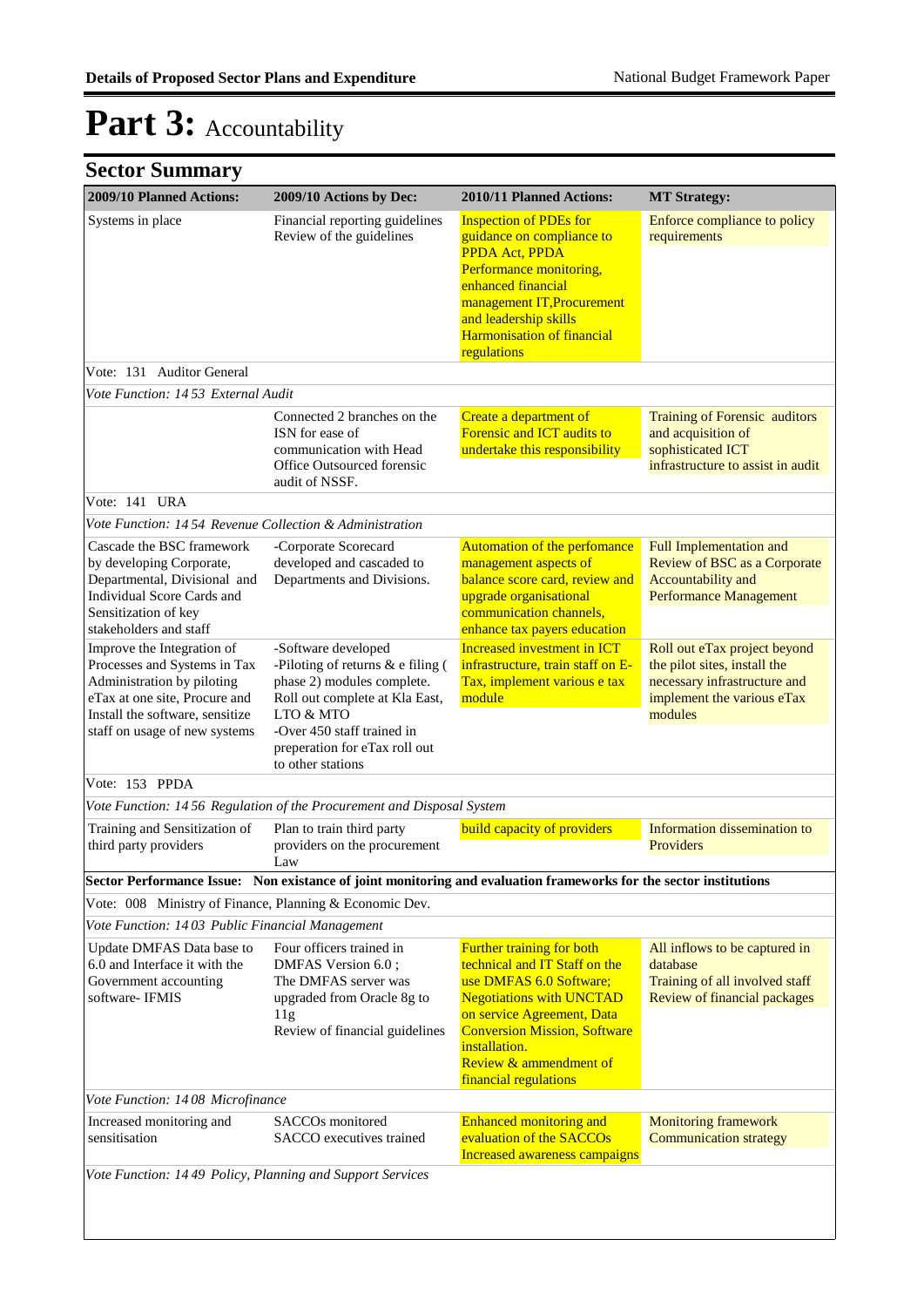# Part 3: Accountability

## Sector Summary

| 2009/10 Planned Actions: | 2009/10 Actions by Dec: | 2010/11 Planned Actions: | MT Strategy: |
|---|---|---|---|
| Systems in place | Financial reporting guidelines<br>Review of the guidelines | Inspection of PDEs for guidance on compliance to PPDA Act, PPDA<br>Performance monitoring, enhanced financial management IT,Procurement and leadership skills<br>Harmonisation of financial regulations | Enforce compliance to policy requirements |
| Vote: 131 Auditor General | | | |
| *Vote Function: 14 53 External Audit* | | | |
| | Connected 2 branches on the ISN for ease of communication with Head Office Outsourced forensic audit of NSSF. | Create a department of Forensic and ICT audits to undertake this responsibility | Training of Forensic auditors and acquisition of sophisticated ICT infrastructure to assist in audit |
| Vote: 141 URA | | | |
| *Vote Function: 14 54 Revenue Collection & Administration* | | | |
| Cascade the BSC framework by developing Corporate, Departmental, Divisional and Individual Score Cards and Sensitization of key stakeholders and staff | -Corporate Scorecard developed and cascaded to Departments and Divisions. | Automation of the perfomance management aspects of balance score card, review and upgrade organisational communication channels, enhance tax payers education | Full Implementation and Review of BSC as a Corporate Accountability and Performance Management |
| Improve the Integration of Processes and Systems in Tax Administration by piloting eTax at one site, Procure and Install the software, sensitize staff on usage of new systems | -Software developed<br>-Piloting of returns & e filing ( phase 2) modules complete. Roll out complete at Kla East, LTO & MTO<br>-Over 450 staff trained in preperation for eTax roll out to other stations | Increased investment in ICT infrastructure, train staff on E-Tax, implement various e tax module | Roll out eTax project beyond the pilot sites, install the necessary infrastructure and implement the various eTax modules |
| Vote: 153 PPDA | | | |
| *Vote Function: 14 56 Regulation of the Procurement and Disposal System* | | | |
| Training and Sensitization of third party providers | Plan to train third party providers on the procurement Law | build capacity of providers | Information dissemination to Providers |
| **Sector Performance Issue: Non existance of joint monitoring and evaluation frameworks for the sector institutions** | | | |
| Vote: 008 Ministry of Finance, Planning & Economic Dev. | | | |
| *Vote Function: 14 03 Public Financial Management* | | | |
| Update DMFAS Data base to 6.0 and Interface it with the Government accounting software- IFMIS | Four officers trained in DMFAS Version 6.0 ;<br>The DMFAS server was upgraded from Oracle 8g to 11g<br>Review of financial guidelines | Further training for both technical and IT Staff on the use DMFAS 6.0 Software;<br>Negotiations with UNCTAD on service Agreement, Data Conversion Mission, Software installation.<br>Review & ammendment of financial regulations | All inflows to be captured in database<br>Training of all involved staff<br>Review of financial packages |
| *Vote Function: 14 08 Microfinance* | | | |
| Increased monitoring and sensitisation | SACCOs monitored<br>SACCO executives trained | Enhanced monitoring and evaluation of the SACCOs<br>Increased awareness campaigns | Monitoring framework<br>Communication strategy |
| *Vote Function: 14 49 Policy, Planning and Support Services* | | | |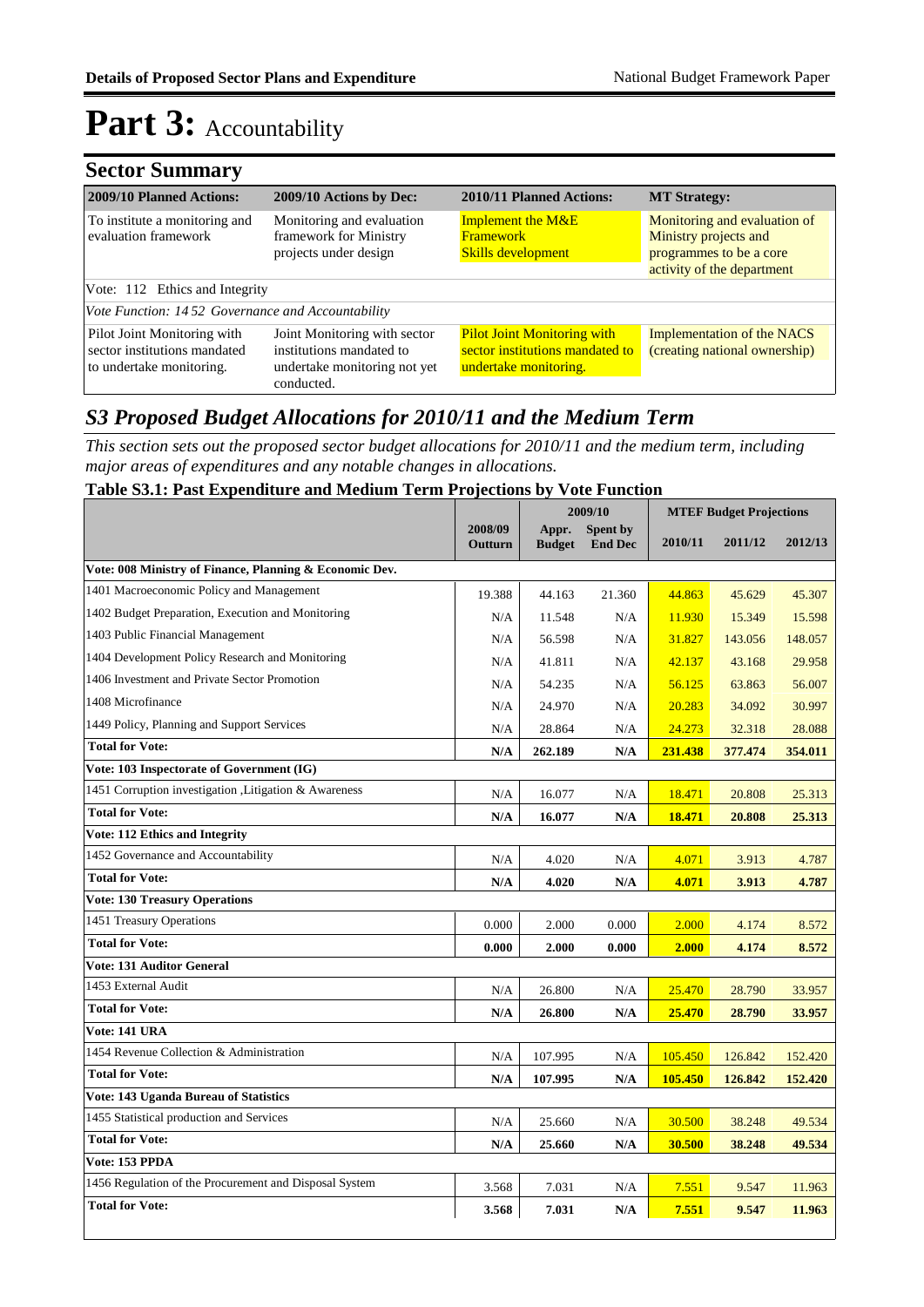# Part 3: Accountability

## Sector Summary

| 2009/10 Planned Actions: | 2009/10 Actions by Dec: | 2010/11 Planned Actions: | MT Strategy: |
|---|---|---|---|
| To institute a monitoring and evaluation framework | Monitoring and evaluation framework for Ministry projects under design | Implement the M&E Framework Skills development | Monitoring and evaluation of Ministry projects and programmes to be a core activity of the department |
| Vote: 112 Ethics and Integrity | | | |
| *Vote Function: 14 52 Governance and Accountability* | | | |
| Pilot Joint Monitoring with sector institutions mandated to undertake monitoring. | Joint Monitoring with sector institutions mandated to undertake monitoring not yet conducted. | Pilot Joint Monitoring with sector institutions mandated to undertake monitoring. | Implementation of the NACS (creating national ownership) |

## *S3 Proposed Budget Allocations for 2010/11 and the Medium Term*

*This section sets out the proposed sector budget allocations for 2010/11 and the medium term, including major areas of expenditures and any notable changes in allocations.*

### Table S3.1: Past Expenditure and Medium Term Projections by Vote Function

| | 2008/09 Outturn | 2009/10 Appr. Budget | 2009/10 Spent by End Dec | MTEF Budget Projections 2010/11 | 2011/12 | 2012/13 |
|---|---|---|---|---|---|---|
| **Vote: 008 Ministry of Finance, Planning & Economic Dev.** | | | | | | |
| 1401 Macroeconomic Policy and Management | 19.388 | 44.163 | 21.360 | 44.863 | 45.629 | 45.307 |
| 1402 Budget Preparation, Execution and Monitoring | N/A | 11.548 | N/A | 11.930 | 15.349 | 15.598 |
| 1403 Public Financial Management | N/A | 56.598 | N/A | 31.827 | 143.056 | 148.057 |
| 1404 Development Policy Research and Monitoring | N/A | 41.811 | N/A | 42.137 | 43.168 | 29.958 |
| 1406 Investment and Private Sector Promotion | N/A | 54.235 | N/A | 56.125 | 63.863 | 56.007 |
| 1408 Microfinance | N/A | 24.970 | N/A | 20.283 | 34.092 | 30.997 |
| 1449 Policy, Planning and Support Services | N/A | 28.864 | N/A | 24.273 | 32.318 | 28.088 |
| **Total for Vote:** | **N/A** | **262.189** | **N/A** | **231.438** | **377.474** | **354.011** |
| **Vote: 103 Inspectorate of Government (IG)** | | | | | | |
| 1451 Corruption investigation ,Litigation & Awareness | N/A | 16.077 | N/A | 18.471 | 20.808 | 25.313 |
| **Total for Vote:** | **N/A** | **16.077** | **N/A** | **18.471** | **20.808** | **25.313** |
| **Vote: 112 Ethics and Integrity** | | | | | | |
| 1452 Governance and Accountability | N/A | 4.020 | N/A | 4.071 | 3.913 | 4.787 |
| **Total for Vote:** | **N/A** | **4.020** | **N/A** | **4.071** | **3.913** | **4.787** |
| **Vote: 130 Treasury Operations** | | | | | | |
| 1451 Treasury Operations | 0.000 | 2.000 | 0.000 | 2.000 | 4.174 | 8.572 |
| **Total for Vote:** | **0.000** | **2.000** | **0.000** | **2.000** | **4.174** | **8.572** |
| **Vote: 131 Auditor General** | | | | | | |
| 1453 External Audit | N/A | 26.800 | N/A | 25.470 | 28.790 | 33.957 |
| **Total for Vote:** | **N/A** | **26.800** | **N/A** | **25.470** | **28.790** | **33.957** |
| **Vote: 141 URA** | | | | | | |
| 1454 Revenue Collection & Administration | N/A | 107.995 | N/A | 105.450 | 126.842 | 152.420 |
| **Total for Vote:** | **N/A** | **107.995** | **N/A** | **105.450** | **126.842** | **152.420** |
| **Vote: 143 Uganda Bureau of Statistics** | | | | | | |
| 1455 Statistical production and Services | N/A | 25.660 | N/A | 30.500 | 38.248 | 49.534 |
| **Total for Vote:** | **N/A** | **25.660** | **N/A** | **30.500** | **38.248** | **49.534** |
| **Vote: 153 PPDA** | | | | | | |
| 1456 Regulation of the Procurement and Disposal System | 3.568 | 7.031 | N/A | 7.551 | 9.547 | 11.963 |
| **Total for Vote:** | **3.568** | **7.031** | **N/A** | **7.551** | **9.547** | **11.963** |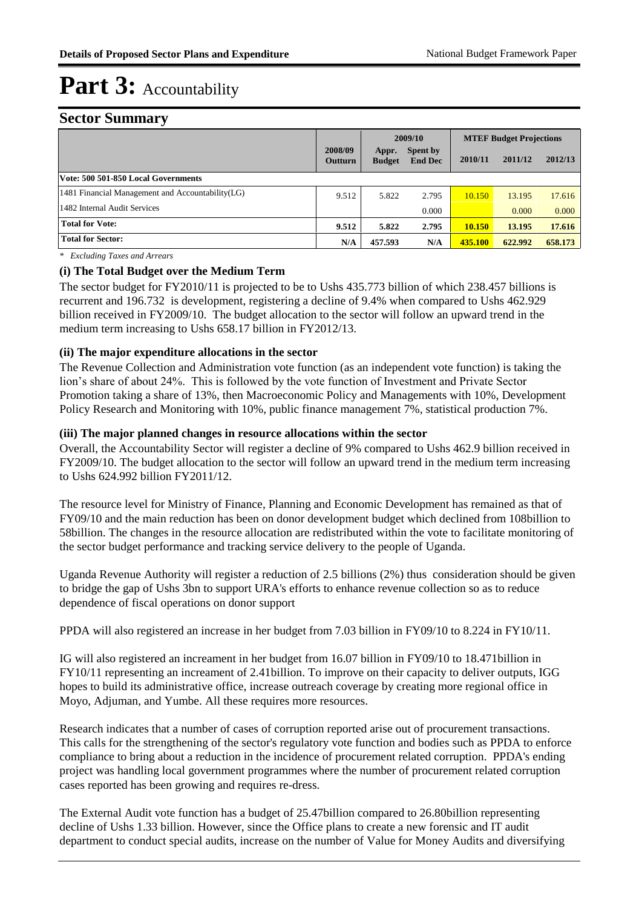# Part 3: Accountability

## Sector Summary

| | 2008/09 Outturn | 2009/10 Appr. Budget | 2009/10 Spent by End Dec | MTEF Budget Projections 2010/11 | 2011/12 | 2012/13 |
|---|---|---|---|---|---|---|
| **Vote: 500 501-850 Local Governments** | | | | | | |
| 1481 Financial Management and Accountability(LG) | 9.512 | 5.822 | 2.795 | 10.150 | 13.195 | 17.616 |
| 1482 Internal Audit Services | | | 0.000 | | 0.000 | 0.000 |
| **Total for Vote:** | **9.512** | **5.822** | **2.795** | **10.150** | **13.195** | **17.616** |
| **Total for Sector:** | **N/A** | **457.593** | **N/A** | **435.100** | **622.992** | **658.173** |

*\* Excluding Taxes and Arrears*

### (i) The Total Budget over the Medium Term

The sector budget for FY2010/11 is projected to be to Ushs 435.773 billion of which 238.457 billions is recurrent and 196.732 is development, registering a decline of 9.4% when compared to Ushs 462.929 billion received in FY2009/10. The budget allocation to the sector will follow an upward trend in the medium term increasing to Ushs 658.17 billion in FY2012/13.

### (ii) The major expenditure allocations in the sector

The Revenue Collection and Administration vote function (as an independent vote function) is taking the lion's share of about 24%. This is followed by the vote function of Investment and Private Sector Promotion taking a share of 13%, then Macroeconomic Policy and Managements with 10%, Development Policy Research and Monitoring with 10%, public finance management 7%, statistical production 7%.

### (iii) The major planned changes in resource allocations within the sector

Overall, the Accountability Sector will register a decline of 9% compared to Ushs 462.9 billion received in FY2009/10. The budget allocation to the sector will follow an upward trend in the medium term increasing to Ushs 624.992 billion FY2011/12.

The resource level for Ministry of Finance, Planning and Economic Development has remained as that of FY09/10 and the main reduction has been on donor development budget which declined from 108billion to 58billion. The changes in the resource allocation are redistributed within the vote to facilitate monitoring of the sector budget performance and tracking service delivery to the people of Uganda.

Uganda Revenue Authority will register a reduction of 2.5 billions (2%) thus consideration should be given to bridge the gap of Ushs 3bn to support URA's efforts to enhance revenue collection so as to reduce dependence of fiscal operations on donor support

PPDA will also registered an increase in her budget from 7.03 billion in FY09/10 to 8.224 in FY10/11.

IG will also registered an increament in her budget from 16.07 billion in FY09/10 to 18.471billion in FY10/11 representing an increament of 2.41billion. To improve on their capacity to deliver outputs, IGG hopes to build its administrative office, increase outreach coverage by creating more regional office in Moyo, Adjuman, and Yumbe. All these requires more resources.

Research indicates that a number of cases of corruption reported arise out of procurement transactions. This calls for the strengthening of the sector's regulatory vote function and bodies such as PPDA to enforce compliance to bring about a reduction in the incidence of procurement related corruption. PPDA's ending project was handling local government programmes where the number of procurement related corruption cases reported has been growing and requires re-dress.

The External Audit vote function has a budget of 25.47billion compared to 26.80billion representing decline of Ushs 1.33 billion. However, since the Office plans to create a new forensic and IT audit department to conduct special audits, increase on the number of Value for Money Audits and diversifying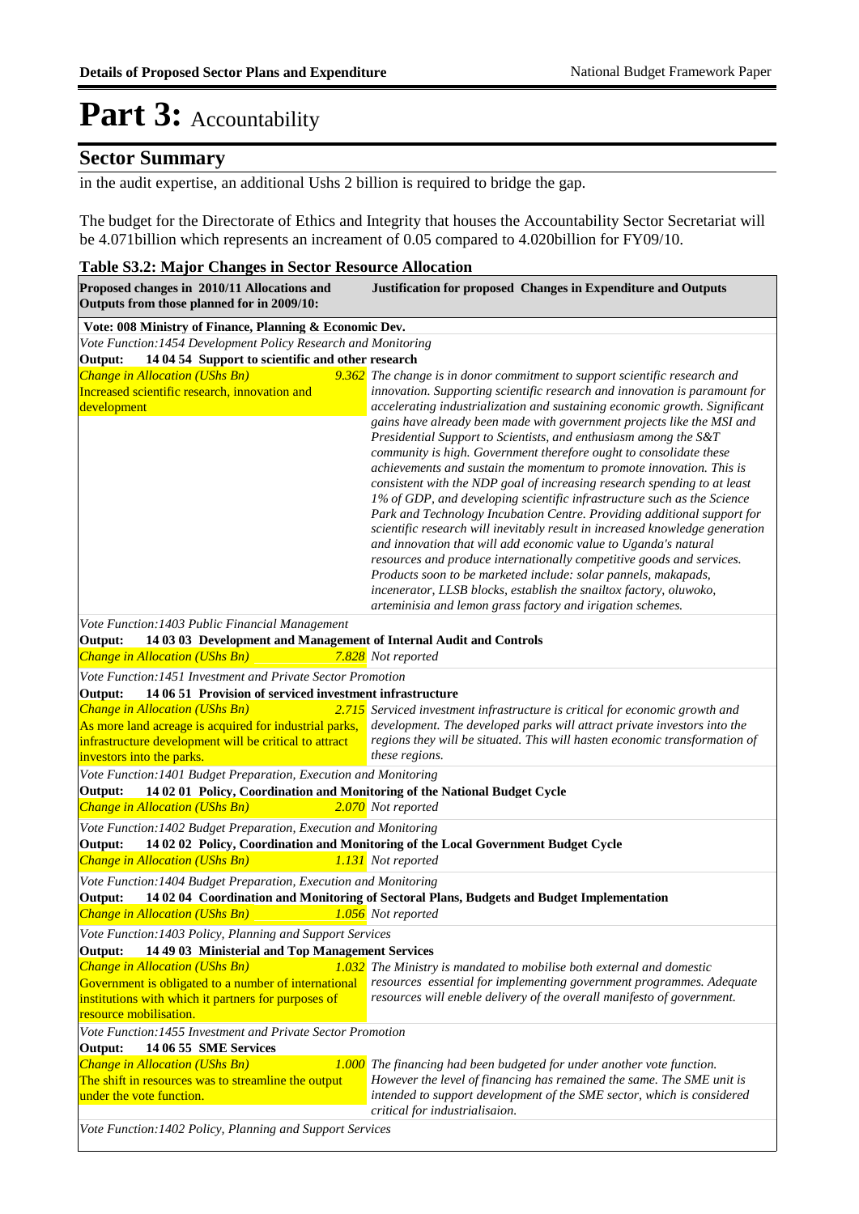# Part 3: Accountability

## Sector Summary

in the audit expertise, an additional Ushs 2 billion is required to bridge the gap.

The budget for the Directorate of Ethics and Integrity that houses the Accountability Sector Secretariat will be 4.071billion which represents an increament of 0.05 compared to 4.020billion for FY09/10.

**Table S3.2: Major Changes in Sector Resource Allocation**

| Proposed changes in 2010/11 Allocations and Outputs from those planned for in 2009/10: | | Justification for proposed Changes in Expenditure and Outputs |
|---|---|---|
| **Vote: 008 Ministry of Finance, Planning & Economic Dev.** | | |
| *Vote Function:1454 Development Policy Research and Monitoring* | | |
| **Output: 14 04 54 Support to scientific and other research** | | |
| *Change in Allocation (UShs Bn)* Increased scientific research, innovation and development | *9.362* | *The change is in donor commitment to support scientific research and innovation. Supporting scientific research and innovation is paramount for accelerating industrialization and sustaining economic growth. Significant gains have already been made with government projects like the MSI and Presidential Support to Scientists, and enthusiasm among the S&T community is high. Government therefore ought to consolidate these achievements and sustain the momentum to promote innovation. This is consistent with the NDP goal of increasing research spending to at least 1% of GDP, and developing scientific infrastructure such as the Science Park and Technology Incubation Centre. Providing additional support for scientific research will inevitably result in increased knowledge generation and innovation that will add economic value to Uganda's natural resources and produce internationally competitive goods and services. Products soon to be marketed include: solar pannels, makapads, incenerator, LLSB blocks, establish the snailtox factory, oluwoko, arteminisia and lemon grass factory and irrigation schemes.* |
| *Vote Function:1403 Public Financial Management* | | |
| **Output: 14 03 03 Development and Management of Internal Audit and Controls** | | |
| *Change in Allocation (UShs Bn)* | *7.828* | *Not reported* |
| *Vote Function:1451 Investment and Private Sector Promotion* | | |
| **Output: 14 06 51 Provision of serviced investment infrastructure** | | |
| *Change in Allocation (UShs Bn)* As more land acreage is acquired for industrial parks, infrastructure development will be critical to attract investors into the parks. | *2.715* | *Serviced investment infrastructure is critical for economic growth and development. The developed parks will attract private investors into the regions they will be situated. This will hasten economic transformation of these regions.* |
| *Vote Function:1401 Budget Preparation, Execution and Monitoring* | | |
| **Output: 14 02 01 Policy, Coordination and Monitoring of the National Budget Cycle** | | |
| *Change in Allocation (UShs Bn)* | *2.070* | *Not reported* |
| *Vote Function:1402 Budget Preparation, Execution and Monitoring* | | |
| **Output: 14 02 02 Policy, Coordination and Monitoring of the Local Government Budget Cycle** | | |
| *Change in Allocation (UShs Bn)* | *1.131* | *Not reported* |
| *Vote Function:1404 Budget Preparation, Execution and Monitoring* | | |
| **Output: 14 02 04 Coordination and Monitoring of Sectoral Plans, Budgets and Budget Implementation** | | |
| *Change in Allocation (UShs Bn)* | *1.056* | *Not reported* |
| *Vote Function:1403 Policy, Planning and Support Services* | | |
| **Output: 14 49 03 Ministerial and Top Management Services** | | |
| *Change in Allocation (UShs Bn)* Government is obligated to a number of international institutions with which it partners for purposes of resource mobilisation. | *1.032* | *The Ministry is mandated to mobilise both external and domestic resources essential for implementing government programmes. Adequate resources will eneble delivery of the overall manifesto of government.* |
| *Vote Function:1455 Investment and Private Sector Promotion* | | |
| **Output: 14 06 55 SME Services** | | |
| *Change in Allocation (UShs Bn)* The shift in resources was to streamline the output under the vote function. | *1.000* | *The financing had been budgeted for under another vote function. However the level of financing has remained the same. The SME unit is intended to support development of the SME sector, which is considered critical for industrialisaion.* |
| *Vote Function:1402 Policy, Planning and Support Services* | | |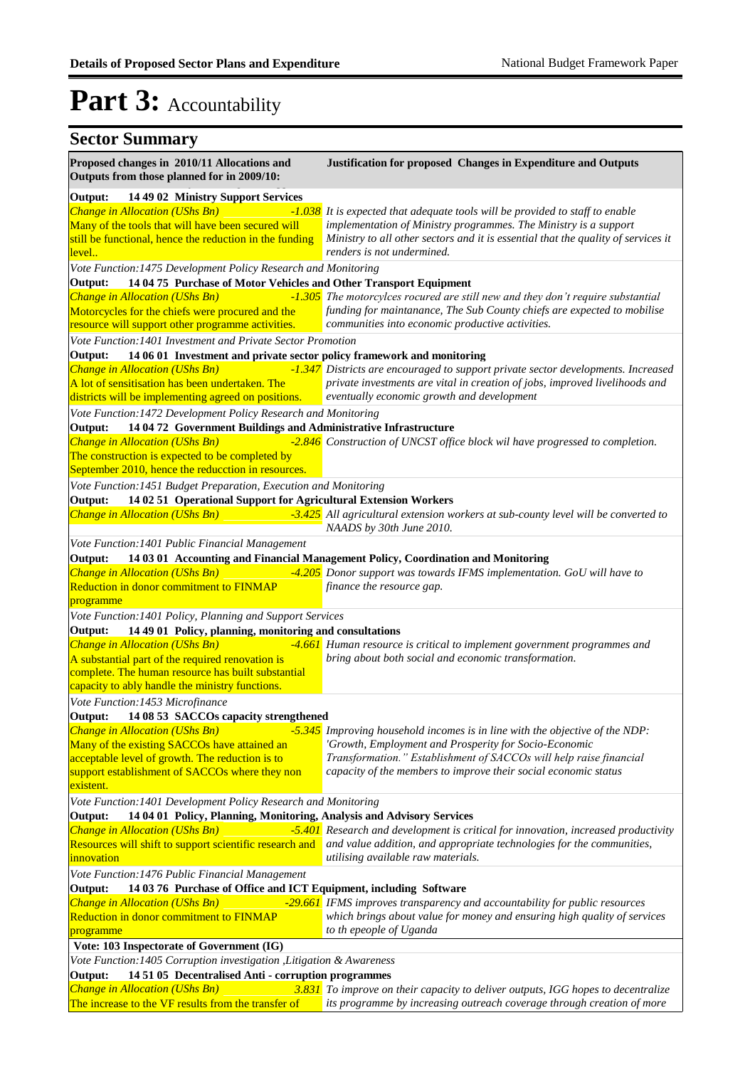# Part 3: Accountability

## Sector Summary

| Proposed changes in 2010/11 Allocations and Outputs from those planned for in 2009/10: | | Justification for proposed Changes in Expenditure and Outputs |
|---|---|---|
| **Output: 14 49 02 Ministry Support Services** | | |
| *Change in Allocation (UShs Bn)* Many of the tools that will have been secured will still be functional, hence the reduction in the funding level.. | *-1.038* | *It is expected that adequate tools will be provided to staff to enable implementation of Ministry programmes. The Ministry is a support Ministry to all other sectors and it is essential that the quality of services it renders is not undermined.* |
| *Vote Function:1475 Development Policy Research and Monitoring* | | |
| **Output: 14 04 75 Purchase of Motor Vehicles and Other Transport Equipment** | | |
| *Change in Allocation (UShs Bn)* Motorcycles for the chiefs were procured and the resource will support other programme activities. | *-1.305* | *The motorcylces rocured are still new and they don't require substantial funding for maintanance, The Sub County chiefs are expected to mobilise communities into economic productive activities.* |
| *Vote Function:1401 Investment and Private Sector Promotion* | | |
| **Output: 14 06 01 Investment and private sector policy framework and monitoring** | | |
| *Change in Allocation (UShs Bn)* A lot of sensitisation has been undertaken. The districts will be implementing agreed on positions. | *-1.347* | *Districts are encouraged to support private sector developments. Increased private investments are vital in creation of jobs, improved livelihoods and eventually economic growth and development* |
| *Vote Function:1472 Development Policy Research and Monitoring* | | |
| **Output: 14 04 72 Government Buildings and Administrative Infrastructure** | | |
| *Change in Allocation (UShs Bn)* The construction is expected to be completed by September 2010, hence the reducction in resources. | *-2.846* | *Construction of UNCST office block wil have progressed to completion.* |
| *Vote Function:1451 Budget Preparation, Execution and Monitoring* | | |
| **Output: 14 02 51 Operational Support for Agricultural Extension Workers** | | |
| *Change in Allocation (UShs Bn)* | *-3.425* | *All agricultural extension workers at sub-county level will be converted to NAADS by 30th June 2010.* |
| *Vote Function:1401 Public Financial Management* | | |
| **Output: 14 03 01 Accounting and Financial Management Policy, Coordination and Monitoring** | | |
| *Change in Allocation (UShs Bn)* Reduction in donor commitment to FINMAP programme | *-4.205* | *Donor support was towards IFMS implementation. GoU will have to finance the resource gap.* |
| *Vote Function:1401 Policy, Planning and Support Services* | | |
| **Output: 14 49 01 Policy, planning, monitoring and consultations** | | |
| *Change in Allocation (UShs Bn)* A substantial part of the required renovation is complete. The human resource has built substantial capacity to ably handle the ministry functions. | *-4.661* | *Human resource is critical to implement government programmes and bring about both social and economic transformation.* |
| *Vote Function:1453 Microfinance* | | |
| **Output: 14 08 53 SACCOs capacity strengthened** | | |
| *Change in Allocation (UShs Bn)* Many of the existing SACCOs have attained an acceptable level of growth. The reduction is to support establishment of SACCOs where they non existent. | *-5.345* | *Improving household incomes is in line with the objective of the NDP: 'Growth, Employment and Prosperity for Socio-Economic Transformation." Establishment of SACCOs will help raise financial capacity of the members to improve their social economic status* |
| *Vote Function:1401 Development Policy Research and Monitoring* | | |
| **Output: 14 04 01 Policy, Planning, Monitoring, Analysis and Advisory Services** | | |
| *Change in Allocation (UShs Bn)* Resources will shift to support scientific research and innovation | *-5.401* | *Research and development is critical for innovation, increased productivity and value addition, and appropriate technologies for the communities, utilising available raw materials.* |
| *Vote Function:1476 Public Financial Management* | | |
| **Output: 14 03 76 Purchase of Office and ICT Equipment, including Software** | | |
| *Change in Allocation (UShs Bn)* Reduction in donor commitment to FINMAP programme | *-29.661* | *IFMS improves transparency and accountability for public resources which brings about value for money and ensuring high quality of services to th epeople of Uganda* |
| **Vote: 103 Inspectorate of Government (IG)** | | |
| *Vote Function:1405 Corruption investigation ,Litigation & Awareness* | | |
| **Output: 14 51 05 Decentralised Anti - corruption programmes** | | |
| *Change in Allocation (UShs Bn)* The increase to the VF results from the transfer of | *3.831* | *To improve on their capacity to deliver outputs, IGG hopes to decentralize its programme by increasing outreach coverage through creation of more* |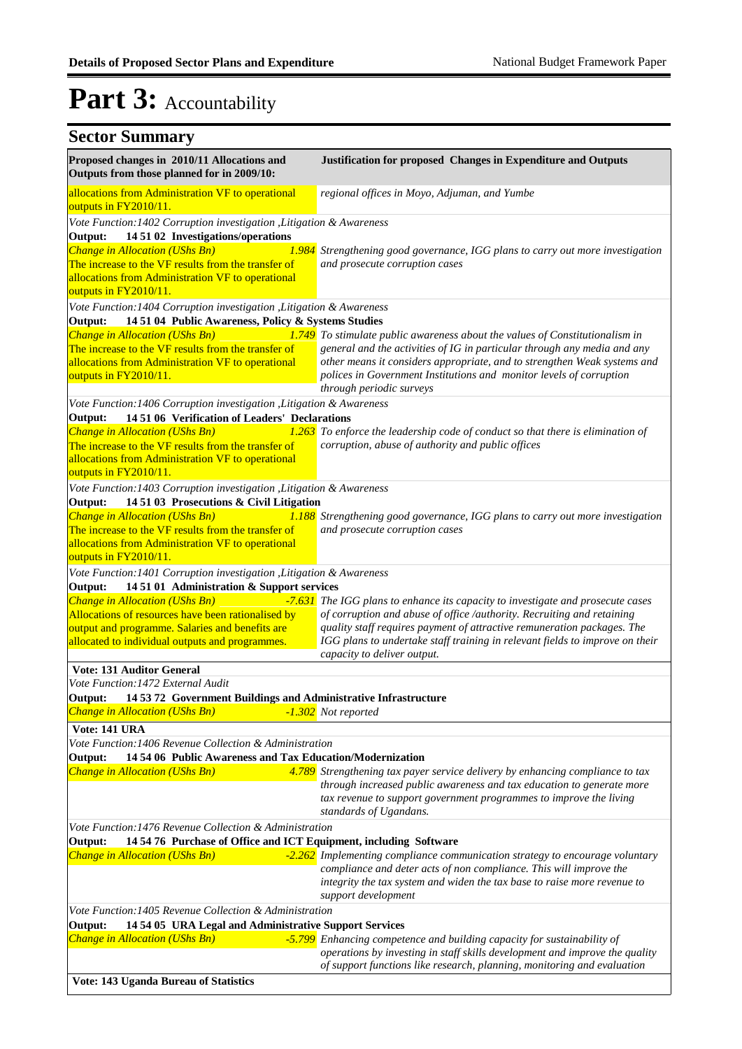# Part 3: Accountability

## Sector Summary

| Proposed changes in 2010/11 Allocations and Outputs from those planned for in 2009/10: | | Justification for proposed Changes in Expenditure and Outputs |
|---|---|---|
| allocations from Administration VF to operational outputs in FY2010/11. | | *regional offices in Moyo, Adjuman, and Yumbe* |
| *Vote Function:1402 Corruption investigation ,Litigation & Awareness* | | |
| **Output: 14 51 02 Investigations/operations** | | |
| *Change in Allocation (UShs Bn)* The increase to the VF results from the transfer of allocations from Administration VF to operational outputs in FY2010/11. | *1.984* | *Strengthening good governance, IGG plans to carry out more investigation and prosecute corruption cases* |
| *Vote Function:1404 Corruption investigation ,Litigation & Awareness* | | |
| **Output: 14 51 04 Public Awareness, Policy & Systems Studies** | | |
| *Change in Allocation (UShs Bn)* The increase to the VF results from the transfer of allocations from Administration VF to operational outputs in FY2010/11. | *1.749* | *To stimulate public awareness about the values of Constitutionalism in general and the activities of IG in particular through any media and any other means it considers appropriate, and to strengthen Weak systems and polices in Government Institutions and monitor levels of corruption through periodic surveys* |
| *Vote Function:1406 Corruption investigation ,Litigation & Awareness* | | |
| **Output: 14 51 06 Verification of Leaders' Declarations** | | |
| *Change in Allocation (UShs Bn)* The increase to the VF results from the transfer of allocations from Administration VF to operational outputs in FY2010/11. | *1.263* | *To enforce the leadership code of conduct so that there is elimination of corruption, abuse of authority and public offices* |
| *Vote Function:1403 Corruption investigation ,Litigation & Awareness* | | |
| **Output: 14 51 03 Prosecutions & Civil Litigation** | | |
| *Change in Allocation (UShs Bn)* The increase to the VF results from the transfer of allocations from Administration VF to operational outputs in FY2010/11. | *1.188* | *Strengthening good governance, IGG plans to carry out more investigation and prosecute corruption cases* |
| *Vote Function:1401 Corruption investigation ,Litigation & Awareness* | | |
| **Output: 14 51 01 Administration & Support services** | | |
| *Change in Allocation (UShs Bn)* Allocations of resources have been rationalised by output and programme. Salaries and benefits are allocated to individual outputs and programmes. | *-7.631* | *The IGG plans to enhance its capacity to investigate and prosecute cases of corruption and abuse of office /authority. Recruiting and retaining quality staff requires payment of attractive remuneration packages. The IGG plans to undertake staff training in relevant fields to improve on their capacity to deliver output.* |
| **Vote: 131 Auditor General** | | |
| *Vote Function:1472 External Audit* | | |
| **Output: 14 53 72 Government Buildings and Administrative Infrastructure** | | |
| *Change in Allocation (UShs Bn)* | *-1.302* | *Not reported* |
| **Vote: 141 URA** | | |
| *Vote Function:1406 Revenue Collection & Administration* | | |
| **Output: 14 54 06 Public Awareness and Tax Education/Modernization** | | |
| *Change in Allocation (UShs Bn)* | *4.789* | *Strengthening tax payer service delivery by enhancing compliance to tax through increased public awareness and tax education to generate more tax revenue to support government programmes to improve the living standards of Ugandans.* |
| *Vote Function:1476 Revenue Collection & Administration* | | |
| **Output: 14 54 76 Purchase of Office and ICT Equipment, including Software** | | |
| *Change in Allocation (UShs Bn)* | *-2.262* | *Implementing compliance communication strategy to encourage voluntary compliance and deter acts of non compliance. This will improve the integrity the tax system and widen the tax base to raise more revenue to support development* |
| *Vote Function:1405 Revenue Collection & Administration* | | |
| **Output: 14 54 05 URA Legal and Administrative Support Services** | | |
| *Change in Allocation (UShs Bn)* | *-5.799* | *Enhancing competence and building capacity for sustainability of operations by investing in staff skills development and improve the quality of support functions like research, planning, monitoring and evaluation* |
| **Vote: 143 Uganda Bureau of Statistics** | | |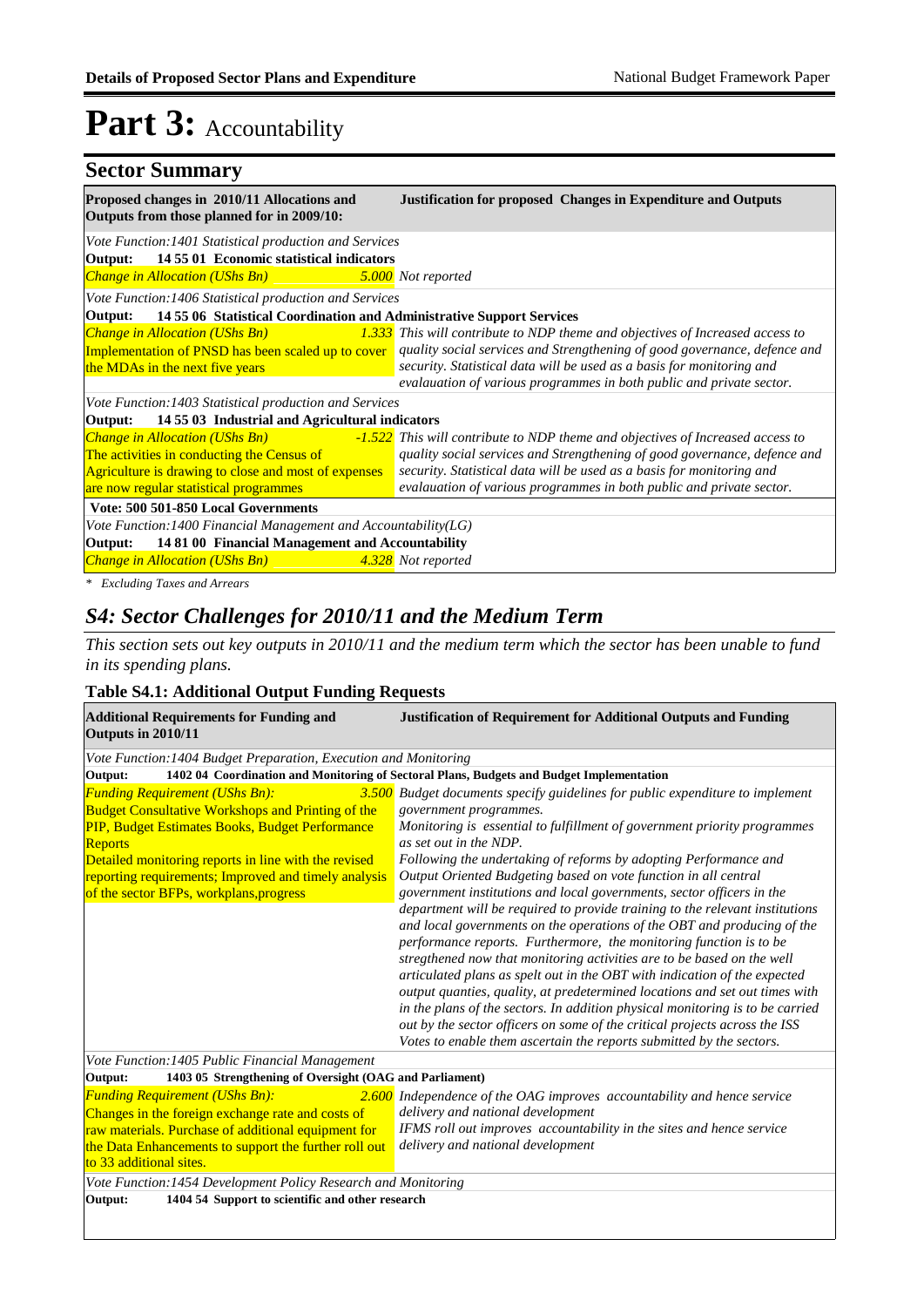# Part 3: Accountability

## Sector Summary

| Proposed changes in 2010/11 Allocations and Outputs from those planned for in 2009/10: | | Justification for proposed Changes in Expenditure and Outputs |
|---|---|---|
| *Vote Function:1401 Statistical production and Services* | | |
| **Output: 14 55 01 Economic statistical indicators** | | |
| *Change in Allocation (UShs Bn)* | *5.000* | *Not reported* |
| *Vote Function:1406 Statistical production and Services* | | |
| **Output: 14 55 06 Statistical Coordination and Administrative Support Services** | | |
| *Change in Allocation (UShs Bn)* Implementation of PNSD has been scaled up to cover the MDAs in the next five years | *1.333* | *This will contribute to NDP theme and objectives of Increased access to quality social services and Strengthening of good governance, defence and security. Statistical data will be used as a basis for monitoring and evalauation of various programmes in both public and private sector.* |
| *Vote Function:1403 Statistical production and Services* | | |
| **Output: 14 55 03 Industrial and Agricultural indicators** | | |
| *Change in Allocation (UShs Bn)* The activities in conducting the Census of Agriculture is drawing to close and most of expenses are now regular statistical programmes | *-1.522* | *This will contribute to NDP theme and objectives of Increased access to quality social services and Strengthening of good governance, defence and security. Statistical data will be used as a basis for monitoring and evalauation of various programmes in both public and private sector.* |
| **Vote: 500 501-850 Local Governments** | | |
| *Vote Function:1400 Financial Management and Accountability(LG)* | | |
| **Output: 14 81 00 Financial Management and Accountability** | | |
| *Change in Allocation (UShs Bn)* | *4.328* | *Not reported* |

*\* Excluding Taxes and Arrears*

## *S4: Sector Challenges for 2010/11 and the Medium Term*

*This section sets out key outputs in 2010/11 and the medium term which the sector has been unable to fund in its spending plans.*

### Table S4.1: Additional Output Funding Requests

| Additional Requirements for Funding and Outputs in 2010/11 | | Justification of Requirement for Additional Outputs and Funding |
|---|---|---|
| *Vote Function:1404 Budget Preparation, Execution and Monitoring* | | |
| **Output: 1402 04 Coordination and Monitoring of Sectoral Plans, Budgets and Budget Implementation** | | |
| *Funding Requirement (UShs Bn):* Budget Consultative Workshops and Printing of the PIP, Budget Estimates Books, Budget Performance Reports Detailed monitoring reports in line with the revised reporting requirements; Improved and timely analysis of the sector BFPs, workplans,progress | *3.500* | *Budget documents specify guidelines for public expenditure to implement government programmes. Monitoring is essential to fulfillment of government priority programmes as set out in the NDP. Following the undertaking of reforms by adopting Performance and Output Oriented Budgeting based on vote function in all central government institutions and local governments, sector officers in the department will be required to provide training to the relevant institutions and local governments on the operations of the OBT and producing of the performance reports. Furthermore, the monitoring function is to be stregthened now that monitoring activities are to be based on the well articulated plans as spelt out in the OBT with indication of the expected output quantities, quality, at predetermined locations and set out times with in the plans of the sectors. In addition physical monitoring is to be carried out by the sector officers on some of the critical projects across the ISS Votes to enable them ascertain the reports submitted by the sectors.* |
| *Vote Function:1405 Public Financial Management* | | |
| **Output: 1403 05 Strengthening of Oversight (OAG and Parliament)** | | |
| *Funding Requirement (UShs Bn):* Changes in the foreign exchange rate and costs of raw materials. Purchase of additional equipment for the Data Enhancements to support the further roll out to 33 additional sites. | *2.600* | *Independence of the OAG improves accountability and hence service delivery and national development IFMS roll out improves accountability in the sites and hence service delivery and national development* |
| *Vote Function:1454 Development Policy Research and Monitoring* | | |
| **Output: 1404 54 Support to scientific and other research** | | |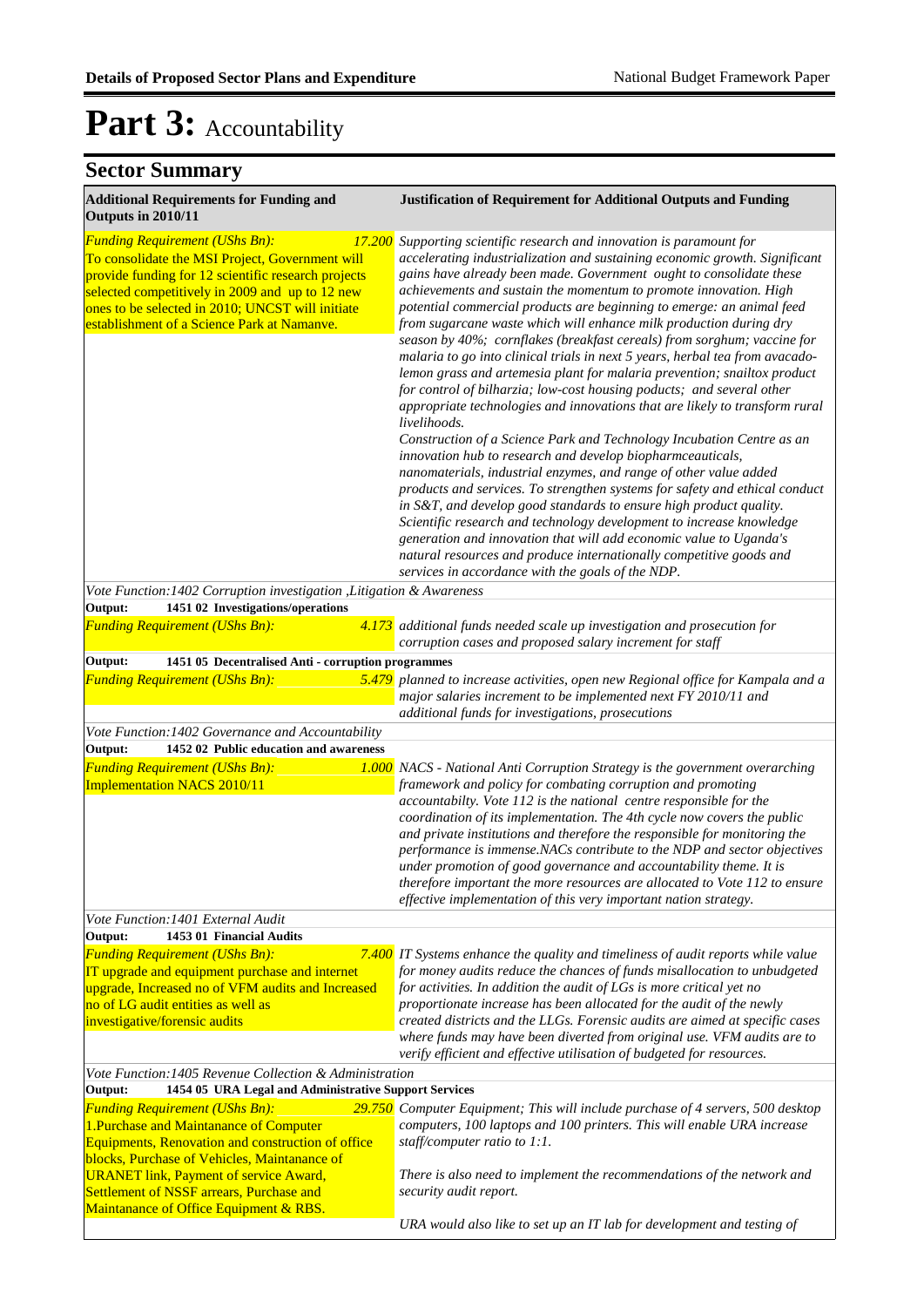# Part 3: Accountability

## Sector Summary

| Additional Requirements for Funding and Outputs in 2010/11 | Justification of Requirement for Additional Outputs and Funding |
|---|---|
| *Funding Requirement (UShs Bn):* *17.200*<br>To consolidate the MSI Project, Government will provide funding for 12 scientific research projects selected competitively in 2009 and up to 12 new ones to be selected in 2010; UNCST will initiate establishment of a Science Park at Namanve. | *Supporting scientific research and innovation is paramount for accelerating industrialization and sustaining economic growth. Significant gains have already been made. Government ought to consolidate these achievements and sustain the momentum to promote innovation. High potential commercial products are beginning to emerge: an animal feed from sugarcane waste which will enhance milk production during dry season by 40%; cornflakes (breakfast cereals) from sorghum; vaccine for malaria to go into clinical trials in next 5 years, herbal tea from avacado-lemon grass and artemesia plant for malaria prevention; snailtox product for control of bilharzia; low-cost housing poducts; and several other appropriate technologies and innovations that are likely to transform rural livelihoods.*<br>*Construction of a Science Park and Technology Incubation Centre as an innovation hub to research and develop bioharmceauticals, nanomaterials, industrial enzymes, and range of other value added products and services. To strengthen systems for safety and ethical conduct in S&T, and develop good standards to ensure high product quality. Scientific research and technology development to increase knowledge generation and innovation that will add economic value to Uganda's natural resources and produce internationally competitive goods and services in accordance with the goals of the NDP.* |
| *Vote Function:1402 Corruption investigation ,Litigation & Awareness* | |
| **Output: 1451 02 Investigations/operations** | |
| *Funding Requirement (UShs Bn):* *4.173* | *additional funds needed scale up investigation and prosecution for corruption cases and proposed salary increment for staff* |
| **Output: 1451 05 Decentralised Anti - corruption programmes** | |
| *Funding Requirement (UShs Bn):* *5.479* | *planned to increase activities, open new Regional office for Kampala and a major salaries increment to be implemented next FY 2010/11 and additional funds for investigations, prosecutions* |
| *Vote Function:1402 Governance and Accountability* | |
| **Output: 1452 02 Public education and awareness** | |
| *Funding Requirement (UShs Bn):* *1.000*<br>Implementation NACS 2010/11 | *NACS - National Anti Corruption Strategy is the government overarching framework and policy for combating corruption and promoting accountabilty. Vote 112 is the national centre responsible for the coordination of its implementation. The 4th cycle now covers the public and private institutions and therefore the responsible for monitoring the performance is immense.NACs contribute to the NDP and sector objectives under promotion of good governance and accountability theme. It is therefore important the more resources are allocated to Vote 112 to ensure effective implementation of this very important nation strategy.* |
| *Vote Function:1401 External Audit* | |
| **Output: 1453 01 Financial Audits** | |
| *Funding Requirement (UShs Bn):* *7.400*<br>IT upgrade and equipment purchase and internet upgrade, Increased no of VFM audits and Increased no of LG audit entities as well as investigative/forensic audits | *IT Systems enhance the quality and timeliness of audit reports while value for money audits reduce the chances of funds misallocation to unbudgeted for activities. In addition the audit of LGs is more critical yet no proportionate increase has been allocated for the audit of the newly created districts and the LLGs. Forensic audits are aimed at specific cases where funds may have been diverted from original use. VFM audits are to verify efficient and effective utilisation of budgeted for resources.* |
| *Vote Function:1405 Revenue Collection & Administration* | |
| **Output: 1454 05 URA Legal and Administrative Support Services** | |
| *Funding Requirement (UShs Bn):* *29.750*<br>1.Purchase and Maintanance of Computer Equipments, Renovation and construction of office blocks, Purchase of Vehicles, Maintanance of URANET link, Payment of service Award, Settlement of NSSF arrears, Purchase and Maintanance of Office Equipment & RBS. | *Computer Equipment; This will include purchase of 4 servers, 500 desktop computers, 100 laptops and 100 printers. This will enable URA increase staff/computer ratio to 1:1.*<br><br>*There is also need to implement the recommendations of the network and security audit report.*<br><br>*URA would also like to set up an IT lab for development and testing of* |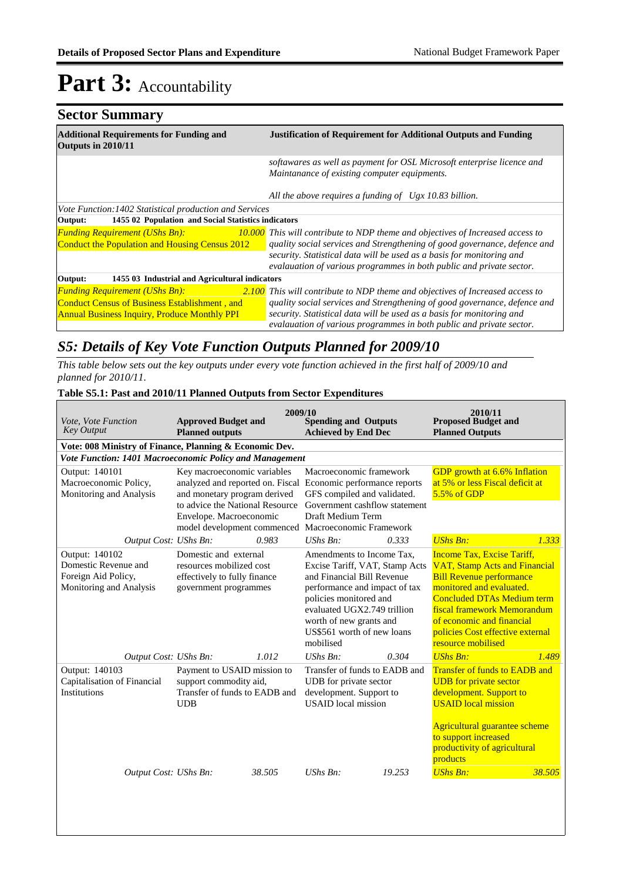# Part 3: Accountability

## Sector Summary

| Additional Requirements for Funding and Outputs in 2010/11 | | Justification of Requirement for Additional Outputs and Funding |
|---|---|---|
| | | *softawares as well as payment for OSL Microsoft enterprise licence and Maintanance of existing computer equipments.* *All the above requires a funding of Ugx 10.83 billion.* |
| *Vote Function:1402 Statistical production and Services* | | |
| **Output: 1455 02 Population and Social Statistics indicators** | | |
| *Funding Requirement (UShs Bn):* Conduct the Population and Housing Census 2012 | *10.000* | *This will contribute to NDP theme and objectives of Increased access to quality social services and Strengthening of good governance, defence and security. Statistical data will be used as a basis for monitoring and evalauation of various programmes in both public and private sector.* |
| **Output: 1455 03 Industrial and Agricultural indicators** | | |
| *Funding Requirement (UShs Bn):* Conduct Census of Business Establishment , and Annual Business Inquiry, Produce Monthly PPI | *2.100* | *This will contribute to NDP theme and objectives of Increased access to quality social services and Strengthening of good governance, defence and security. Statistical data will be used as a basis for monitoring and evalauation of various programmes in both public and private sector.* |

## *S5: Details of Key Vote Function Outputs Planned for 2009/10*

*This table below sets out the key outputs under every vote function achieved in the first half of 2009/10 and planned for 2010/11.*

**Table S5.1: Past and 2010/11 Planned Outputs from Sector Expenditures**

| *Vote, Vote Function Key Output* | 2009/10 **Approved Budget and Planned outputs** | | 2009/10 **Spending and Outputs Achieved by End Dec** | | 2010/11 **Proposed Budget and Planned Outputs** | |
|---|---|---|---|---|---|---|
| **Vote: 008 Ministry of Finance, Planning & Economic Dev.** | | | | | | |
| ***Vote Function: 1401 Macroeconomic Policy and Management*** | | | | | | |
| Output: 140101 Macroeconomic Policy, Monitoring and Analysis | Key macroeconomic variables analyzed and reported on. Fiscal and monetary program derived to advice the National Resource Envelope. Macroeconomic model development commenced | | Macroeconomic framework Economic performance reports GFS compiled and validated. Government cashflow statement Draft Medium Term Macroeconomic Framework | | GDP growth at 6.6% Inflation at 5% or less Fiscal deficit at 5.5% of GDP | |
| *Output Cost: UShs Bn:* | | *0.983* | *UShs Bn:* | *0.333* | *UShs Bn:* | *1.333* |
| Output: 140102 Domestic Revenue and Foreign Aid Policy, Monitoring and Analysis | Domestic and external resources mobilized cost effectively to fully finance government programmes | | Amendments to Income Tax, Excise Tariff, VAT, Stamp Acts and Financial Bill Revenue performance and impact of tax policies monitored and evaluated UGX2.749 trillion worth of new grants and US$561 worth of new loans mobilised | | Income Tax, Excise Tariff, VAT, Stamp Acts and Financial Bill Revenue performance monitored and evaluated. Concluded DTAs Medium term fiscal framework Memorandum of economic and financial policies Cost effective external resource mobilised | |
| *Output Cost: UShs Bn:* | | *1.012* | *UShs Bn:* | *0.304* | *UShs Bn:* | *1.489* |
| Output: 140103 Capitalisation of Financial Institutions | Payment to USAID mission to support commodity aid, Transfer of funds to EADB and UDB | | Transfer of funds to EADB and UDB for private sector development. Support to USAID local mission | | Transfer of funds to EADB and UDB for private sector development. Support to USAID local mission<br><br>Agricultural guarantee scheme to support increased productivity of agricultural products | |
| *Output Cost: UShs Bn:* | | *38.505* | *UShs Bn:* | *19.253* | *UShs Bn:* | *38.505* |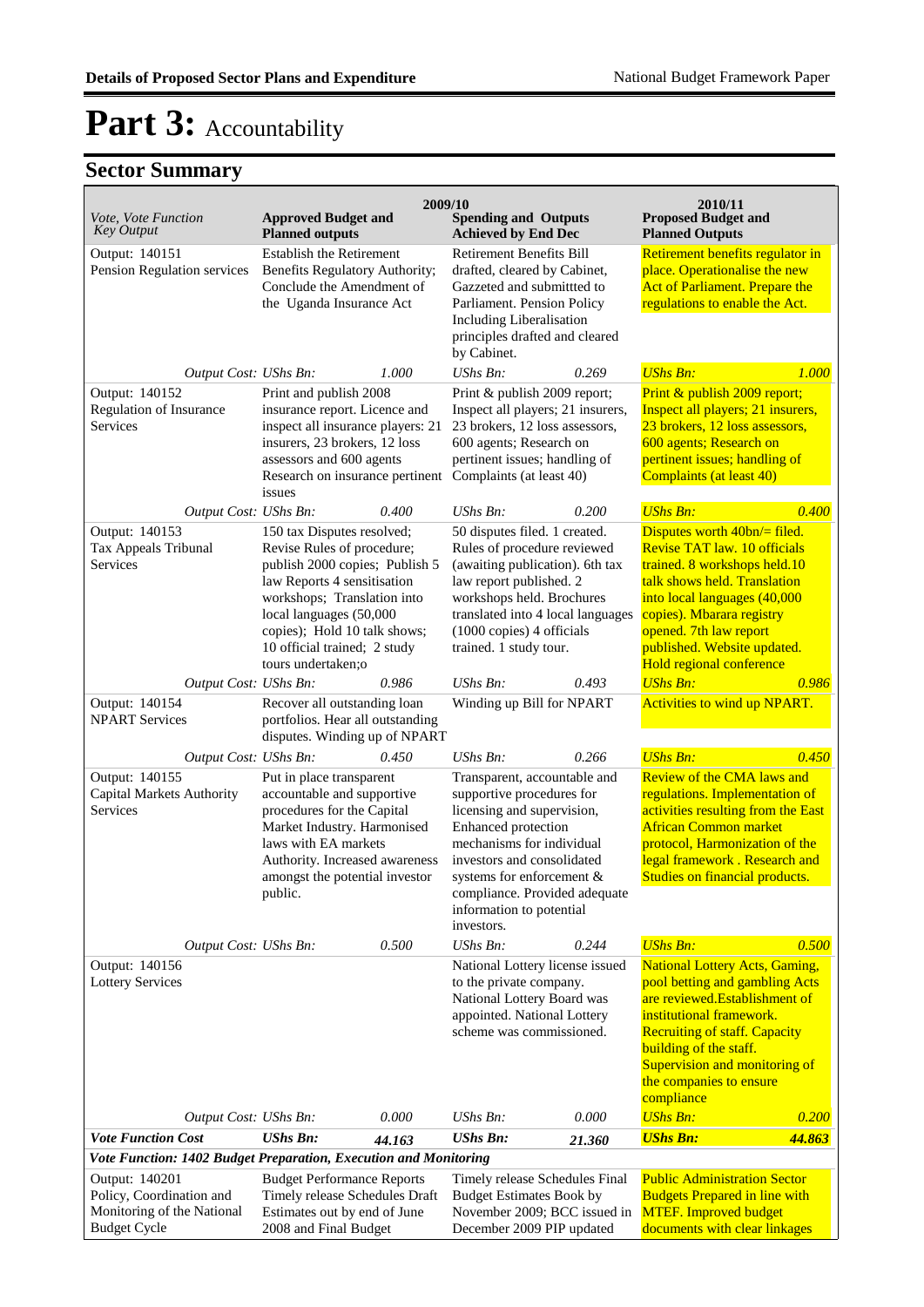# Part 3: Accountability

## Sector Summary

| Vote, Vote Function<br>Key Output | 2009/10<br>Approved Budget and Planned outputs | | 2009/10<br>Spending and Outputs Achieved by End Dec | | 2010/11<br>Proposed Budget and Planned Outputs | |
|---|---|---|---|---|---|---|
| Output: 140151<br>Pension Regulation services | Establish the Retirement Benefits Regulatory Authority; Conclude the Amendment of the Uganda Insurance Act | | Retirement Benefits Bill drafted, cleared by Cabinet, Gazzeted and submittted to Parliament. Pension Policy Including Liberalisation principles drafted and cleared by Cabinet. | | Retirement benefits regulator in place. Operationalise the new Act of Parliament. Prepare the regulations to enable the Act. | |
| *Output Cost:* | *UShs Bn:* | *1.000* | *UShs Bn:* | *0.269* | *UShs Bn:* | *1.000* |
| Output: 140152<br>Regulation of Insurance Services | Print and publish 2008 insurance report. Licence and inspect all insurance players: 21 insurers, 23 brokers, 12 loss assessors and 600 agents Research on insurance pertinent issues | | Print & publish 2009 report; Inspect all players; 21 insurers, 23 brokers, 12 loss assessors, 600 agents; Research on pertinent issues; handling of Complaints (at least 40) | | Print & publish 2009 report; Inspect all players; 21 insurers, 23 brokers, 12 loss assessors, 600 agents; Research on pertinent issues; handling of Complaints (at least 40) | |
| *Output Cost:* | *UShs Bn:* | *0.400* | *UShs Bn:* | *0.200* | *UShs Bn:* | *0.400* |
| Output: 140153<br>Tax Appeals Tribunal Services | 150 tax Disputes resolved; Revise Rules of procedure; publish 2000 copies; Publish 5 law Reports 4 sensitisation workshops; Translation into local languages (50,000 copies); Hold 10 talk shows; 10 official trained; 2 study tours undertaken;o | | 50 disputes filed. 1 created. Rules of procedure reviewed (awaiting publication). 6th tax law report published. 2 workshops held. Brochures translated into 4 local languages (1000 copies) 4 officials trained. 1 study tour. | | Disputes worth 40bn/= filed. Revise TAT law. 10 officials trained. 8 workshops held.10 talk shows held. Translation into local languages (40,000 copies). Mbarara registry opened. 7th law report published. Website updated. Hold regional conference | |
| *Output Cost:* | *UShs Bn:* | *0.986* | *UShs Bn:* | *0.493* | *UShs Bn:* | *0.986* |
| Output: 140154<br>NPART Services | Recover all outstanding loan portfolios. Hear all outstanding disputes. Winding up of NPART | | Winding up Bill for NPART | | Activities to wind up NPART. | |
| *Output Cost:* | *UShs Bn:* | *0.450* | *UShs Bn:* | *0.266* | *UShs Bn:* | *0.450* |
| Output: 140155<br>Capital Markets Authority Services | Put in place transparent accountable and supportive procedures for the Capital Market Industry. Harmonised laws with EA markets Authority. Increased awareness amongst the potential investor public. | | Transparent, accountable and supportive procedures for licensing and supervision, Enhanced protection mechanisms for individual investors and consolidated systems for enforcement & compliance. Provided adequate information to potential investors. | | Review of the CMA laws and regulations. Implementation of activities resulting from the East African Common market protocol, Harmonization of the legal framework . Research and Studies on financial products. | |
| *Output Cost:* | *UShs Bn:* | *0.500* | *UShs Bn:* | *0.244* | *UShs Bn:* | *0.500* |
| Output: 140156<br>Lottery Services | | | National Lottery license issued to the private company. National Lottery Board was appointed. National Lottery scheme was commissioned. | | National Lottery Acts, Gaming, pool betting and gambling Acts are reviewed.Establishment of institutional framework. Recruiting of staff. Capacity building of the staff. Supervision and monitoring of the companies to ensure compliance | |
| *Output Cost:* | *UShs Bn:* | *0.000* | *UShs Bn:* | *0.000* | *UShs Bn:* | *0.200* |
| ***Vote Function Cost*** | ***UShs Bn:*** | ***44.163*** | ***UShs Bn:*** | ***21.360*** | ***UShs Bn:*** | ***44.863*** |
| ***Vote Function: 1402 Budget Preparation, Execution and Monitoring*** | | | | | | |
| Output: 140201<br>Policy, Coordination and Monitoring of the National Budget Cycle | Budget Performance Reports Timely release Schedules Draft Estimates out by end of June 2008 and Final Budget | | Timely release Schedules Final Budget Estimates Book by November 2009; BCC issued in December 2009 PIP updated | | Public Administration Sector Budgets Prepared in line with MTEF. Improved budget documents with clear linkages | |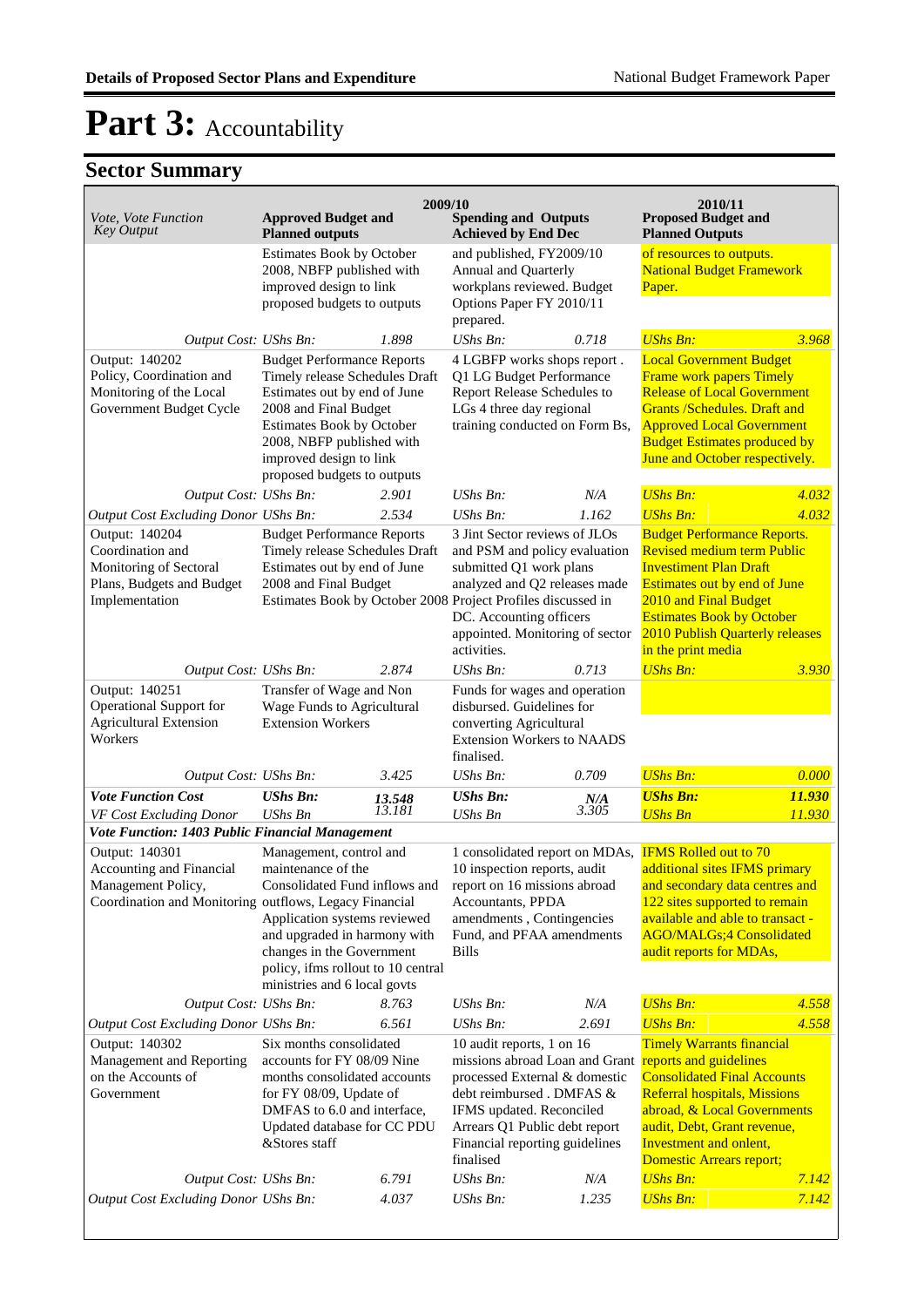# Part 3: Accountability

## Sector Summary

| Vote, Vote Function<br>Key Output | 2009/10<br>Approved Budget and Planned outputs | | Spending and Outputs Achieved by End Dec | | 2010/11<br>Proposed Budget and Planned Outputs | |
|---|---|---|---|---|---|---|
| | Estimates Book by October 2008, NBFP published with improved design to link proposed budgets to outputs | | and published, FY2009/10 Annual and Quarterly workplans reviewed. Budget Options Paper FY 2010/11 prepared. | | of resources to outputs. National Budget Framework Paper. | |
| *Output Cost:* | *UShs Bn:* | *1.898* | *UShs Bn:* | *0.718* | *UShs Bn:* | *3.968* |
| Output: 140202 Policy, Coordination and Monitoring of the Local Government Budget Cycle | Budget Performance Reports Timely release Schedules Draft Estimates out by end of June 2008 and Final Budget Estimates Book by October 2008, NBFP published with improved design to link proposed budgets to outputs | | 4 LGBFP works shops report . Q1 LG Budget Performance Report Release Schedules to LGs 4 three day regional training conducted on Form Bs, | | Local Government Budget Frame work papers Timely Release of Local Government Grants /Schedules. Draft and Approved Local Government Budget Estimates produced by June and October respectively. | |
| *Output Cost:* | *UShs Bn:* | *2.901* | *UShs Bn:* | *N/A* | *UShs Bn:* | *4.032* |
| *Output Cost Excluding Donor* | *UShs Bn:* | *2.534* | *UShs Bn:* | *1.162* | *UShs Bn:* | *4.032* |
| Output: 140204 Coordination and Monitoring of Sectoral Plans, Budgets and Budget Implementation | Budget Performance Reports Timely release Schedules Draft Estimates out by end of June 2008 and Final Budget Estimates Book by October 2008 | | 3 Jint Sector reviews of JLOs and PSM and policy evaluation submitted Q1 work plans analyzed and Q2 releases made Project Profiles discussed in DC. Accounting officers appointed. Monitoring of sector activities. | | Budget Performance Reports. Revised medium term Public Investment Plan Draft Estimates out by end of June 2010 and Final Budget Estimates Book by October 2010 Publish Quarterly releases in the print media | |
| *Output Cost:* | *UShs Bn:* | *2.874* | *UShs Bn:* | *0.713* | *UShs Bn:* | *3.930* |
| Output: 140251 Operational Support for Agricultural Extension Workers | Transfer of Wage and Non Wage Funds to Agricultural Extension Workers | | Funds for wages and operation disbursed. Guidelines for converting Agricultural Extension Workers to NAADS finalised. | | | |
| *Output Cost:* | *UShs Bn:* | *3.425* | *UShs Bn:* | *0.709* | *UShs Bn:* | *0.000* |
| ***Vote Function Cost*** | ***UShs Bn:*** | ***13.548*** | ***UShs Bn:*** | ***N/A*** | ***UShs Bn:*** | ***11.930*** |
| *VF Cost Excluding Donor* | *UShs Bn* | *13.181* | *UShs Bn* | *3.305* | *UShs Bn* | *11.930* |
| ***Vote Function: 1403 Public Financial Management*** | | | | | | |
| Output: 140301 Accounting and Financial Management Policy, Coordination and Monitoring | Management, control and maintenance of the Consolidated Fund inflows and outflows, Legacy Financial Application systems reviewed and upgraded in harmony with changes in the Government policy, ifms rollout to 10 central ministries and 6 local govts | | 1 consolidated report on MDAs, 10 inspection reports, audit report on 16 missions abroad Accountants, PPDA amendments , Contingencies Fund, and PFAA amendments Bills | | IFMS Rolled out to 70 additional sites IFMS primary and secondary data centres and 122 sites supported to remain available and able to transact - AGO/MALGs;4 Consolidated audit reports for MDAs, | |
| *Output Cost:* | *UShs Bn:* | *8.763* | *UShs Bn:* | *N/A* | *UShs Bn:* | *4.558* |
| *Output Cost Excluding Donor* | *UShs Bn:* | *6.561* | *UShs Bn:* | *2.691* | *UShs Bn:* | *4.558* |
| Output: 140302 Management and Reporting on the Accounts of Government | Six months consolidated accounts for FY 08/09 Nine months consolidated accounts for FY 08/09, Update of DMFAS to 6.0 and interface, Updated database for CC PDU &Stores staff | | 10 audit reports, 1 on 16 missions abroad Loan and Grant processed External & domestic debt reimbursed . DMFAS & IFMS updated. Reconciled Arrears Q1 Public debt report Financial reporting guidelines finalised | | Timely Warrants financial reports and guidelines Consolidated Final Accounts Referral hospitals, Missions abroad, & Local Governments audit, Debt, Grant revenue, Investment and onlent, Domestic Arrears report; | |
| *Output Cost:* | *UShs Bn:* | *6.791* | *UShs Bn:* | *N/A* | *UShs Bn:* | *7.142* |
| *Output Cost Excluding Donor* | *UShs Bn:* | *4.037* | *UShs Bn:* | *1.235* | *UShs Bn:* | *7.142* |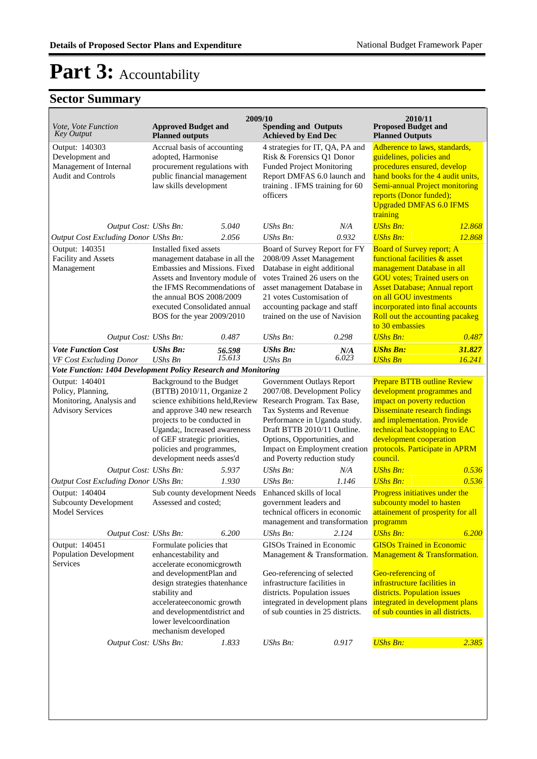# Part 3: Accountability

## Sector Summary

| Vote, Vote Function *Key Output* | 2009/10 Approved Budget and Planned outputs | | 2009/10 Spending and Outputs Achieved by End Dec | | 2010/11 Proposed Budget and Planned Outputs | |
|---|---|---|---|---|---|---|
| Output: 140303 Development and Management of Internal Audit and Controls | Accrual basis of accounting adopted, Harmonise procurement regulations with public financial management law skills development | | 4 strategies for IT, QA, PA and Risk & Forensics Q1 Donor Funded Project Monitoring Report DMFAS 6.0 launch and training . IFMS training for 60 officers | | Adherence to laws, standards, guidelines, policies and procedures ensured, develop hand books for the 4 audit units, Semi-annual Project monitoring reports (Donor funded); Upgraded DMFAS 6.0 IFMS training | |
| *Output Cost: UShs Bn:* | | *5.040* | *UShs Bn:* | *N/A* | *UShs Bn:* | *12.868* |
| *Output Cost Excluding Donor UShs Bn:* | | *2.056* | *UShs Bn:* | *0.932* | *UShs Bn:* | *12.868* |
| Output: 140351 Facility and Assets Management | Installed fixed assets management database in all the Embassies and Missions. Fixed Assets and Inventory module of the IFMS Recommendations of the annual BOS 2008/2009 executed Consolidated annual BOS for the year 2009/2010 | | Board of Survey Report for FY 2008/09 Asset Management Database in eight additional votes Trained 26 users on the asset management Database in 21 votes Customisation of accounting package and staff trained on the use of Navision | | Board of Survey report; A functional facilities & asset management Database in all GOU votes; Trained users on Asset Database; Annual report on all GOU investments incorporated into final accounts Roll out the accounting pacakeg to 30 embassies | |
| *Output Cost: UShs Bn:* | | *0.487* | *UShs Bn:* | *0.298* | *UShs Bn:* | *0.487* |
| ***Vote Function Cost*** | ***UShs Bn:*** | ***56.598*** | ***UShs Bn:*** | ***N/A*** | ***UShs Bn:*** | ***31.827*** |
| *VF Cost Excluding Donor* | *UShs Bn* | *15.613* | *UShs Bn* | *6.023* | *UShs Bn* | *16.241* |
| ***Vote Function: 1404 Development Policy Research and Monitoring*** | | | | | | |
| Output: 140401 Policy, Planning, Monitoring, Analysis and Advisory Services | Background to the Budget (BTTB) 2010/11, Organize 2 science exhibitions held,Review and approve 340 new research projects to be conducted in Uganda;, Increased awareness of GEF strategic priorities, policies and programmes, development needs asses'd | | Government Outlays Report 2007/08. Development Policy Research Program. Tax Base, Tax Systems and Revenue Performance in Uganda study. Draft BTTB 2010/11 Outline. Options, Opportunities, and Impact on Employment creation and Poverty reduction study | | Prepare BTTB outline Review development programmes and impact on poverty reduction Disseminate research findings and implementation. Provide technical backstopping to EAC development cooperation protocols. Participate in APRM council. | |
| *Output Cost: UShs Bn:* | | *5.937* | *UShs Bn:* | *N/A* | *UShs Bn:* | *0.536* |
| *Output Cost Excluding Donor UShs Bn:* | | *1.930* | *UShs Bn:* | *1.146* | *UShs Bn:* | *0.536* |
| Output: 140404 Subcounty Development Model Services | Sub county development Needs Assessed and costed; | | Enhanced skills of local government leaders and technical officers in economic management and transformation | | Progress initiatives under the subcounty model to hasten attainement of prosperity for all programm | |
| *Output Cost: UShs Bn:* | | *6.200* | *UShs Bn:* | *2.124* | *UShs Bn:* | *6.200* |
| Output: 140451 Population Development Services | Formulate policies that enhancestability and accelerate economicgrowth and developmentPlan and design strategies thatenhance stability and accelerateeconomic growth and developmentdistrict and lower levelcoordination mechanism developed | | GISOs Trained in Economic Management & Transformation.<br><br>Geo-referencing of selected infrastructure facilities in districts. Population issues integrated in development plans of sub counties in 25 districts. | | GISOs Trained in Economic Management & Transformation.<br><br>Geo-referencing of infrastructure facilities in districts. Population issues integrated in development plans of sub counties in all districts. | |
| *Output Cost: UShs Bn:* | | *1.833* | *UShs Bn:* | *0.917* | *UShs Bn:* | *2.385* |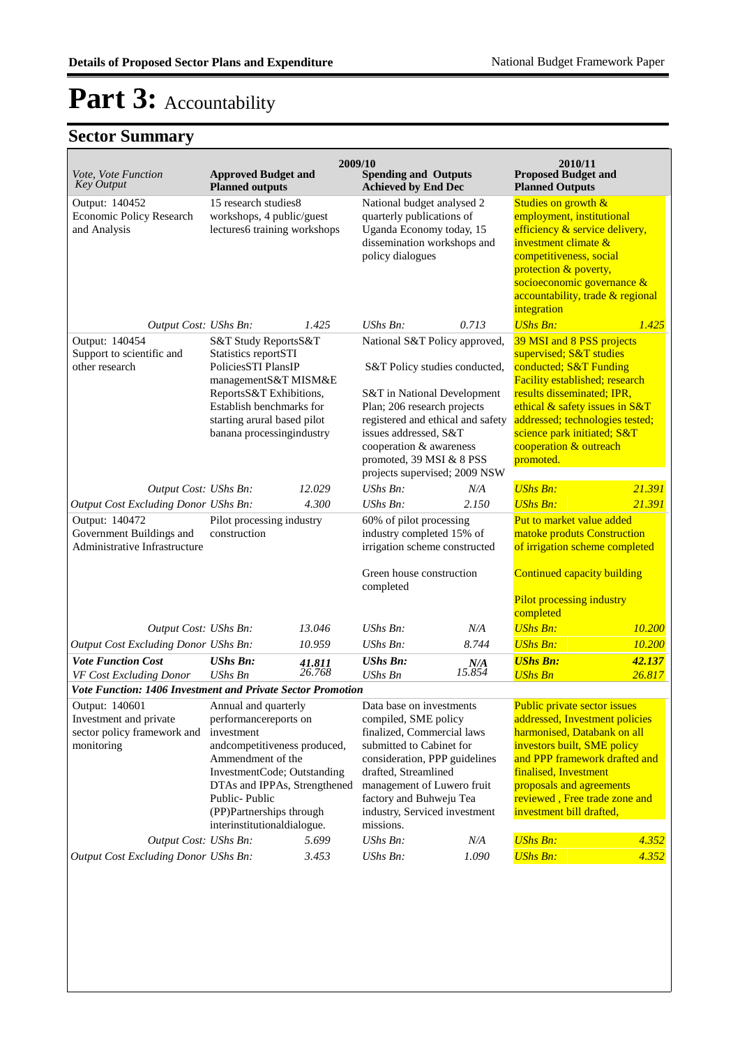# Part 3: Accountability

## Sector Summary

| Vote, Vote Function Key Output | 2009/10 Approved Budget and Planned outputs | | 2009/10 Spending and Outputs Achieved by End Dec | | 2010/11 Proposed Budget and Planned Outputs | |
|---|---|---|---|---|---|---|
| Output: 140452 Economic Policy Research and Analysis | 15 research studies8 workshops, 4 public/guest lectures6 training workshops | | National budget analysed 2 quarterly publications of Uganda Economy today, 15 dissemination workshops and policy dialogues | | Studies on growth & employment, institutional efficiency & service delivery, investment climate & competitiveness, social protection & poverty, socioeconomic governance & accountability, trade & regional integration | |
| *Output Cost:* | *UShs Bn:* | *1.425* | *UShs Bn:* | *0.713* | *UShs Bn:* | *1.425* |
| Output: 140454 Support to scientific and other research | S&T Study ReportsS&T Statistics reportSTI PoliciesSTI PlansIP managementS&T MISM&E ReportsS&T Exhibitions, Establish benchmarks for starting arural based pilot banana processingindustry | | National S&T Policy approved, S&T Policy studies conducted, S&T in National Development Plan; 206 research projects registered and ethical and safety issues addressed, S&T cooperation & awareness promoted, 39 MSI & 8 PSS projects supervised; 2009 NSW | | 39 MSI and 8 PSS projects supervised; S&T studies conducted; S&T Funding Facility established; research results disseminated; IPR, ethical & safety issues in S&T addressed; technologies tested; science park initiated; S&T cooperation & outreach promoted. | |
| *Output Cost:* | *UShs Bn:* | *12.029* | *UShs Bn:* | *N/A* | *UShs Bn:* | *21.391* |
| *Output Cost Excluding Donor* | *UShs Bn:* | *4.300* | *UShs Bn:* | *2.150* | *UShs Bn:* | *21.391* |
| Output: 140472 Government Buildings and Administrative Infrastructure | Pilot processing industry construction | | 60% of pilot processing industry completed 15% of irrigation scheme constructed<br><br>Green house construction completed | | Put to market value added matoke produts Construction of irrigation scheme completed<br><br>Continued capacity building<br><br>Pilot processing industry completed | |
| *Output Cost:* | *UShs Bn:* | *13.046* | *UShs Bn:* | *N/A* | *UShs Bn:* | *10.200* |
| *Output Cost Excluding Donor* | *UShs Bn:* | *10.959* | *UShs Bn:* | *8.744* | *UShs Bn:* | *10.200* |
| ***Vote Function Cost*** | ***UShs Bn:*** | ***41.811*** | ***UShs Bn:*** | ***N/A*** | ***UShs Bn:*** | ***42.137*** |
| *VF Cost Excluding Donor* | *UShs Bn* | *26.768* | *UShs Bn* | *15.854* | *UShs Bn* | *26.817* |
| ***Vote Function: 1406 Investment and Private Sector Promotion*** | | | | | | |
| Output: 140601 Investment and private sector policy framework and monitoring | Annual and quarterly performancereports on investment andcompetitiveness produced, Ammendment of the InvestmentCode; Outstanding DTAs and IPPAs, Strengthened Public- Public (PP)Partnerships through interinstitutionaldialogue. | | Data base on investments compiled, SME policy finalized, Commercial laws submitted to Cabinet for consideration, PPP guidelines drafted, Streamlined management of Luwero fruit factory and Buhweju Tea industry, Serviced investment missions. | | Public private sector issues addressed, Investment policies harmonised, Databank on all investors built, SME policy and PPP framework drafted and finalised, Investment proposals and agreements reviewed , Free trade zone and investment bill drafted, | |
| *Output Cost:* | *UShs Bn:* | *5.699* | *UShs Bn:* | *N/A* | *UShs Bn:* | *4.352* |
| *Output Cost Excluding Donor* | *UShs Bn:* | *3.453* | *UShs Bn:* | *1.090* | *UShs Bn:* | *4.352* |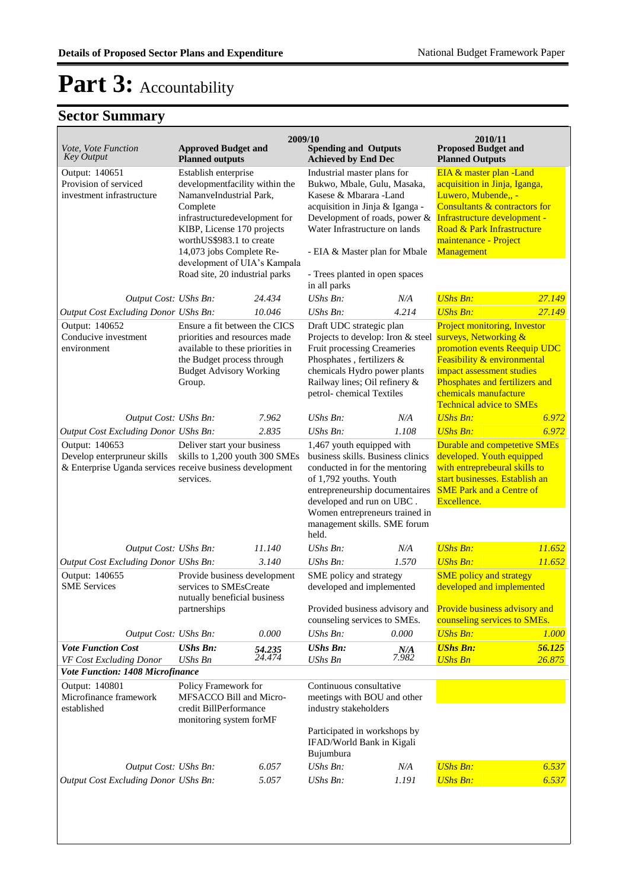# Part 3: Accountability

## Sector Summary

| Vote, Vote Function Key Output | 2009/10 Approved Budget and Planned outputs | | 2009/10 Spending and Outputs Achieved by End Dec | | 2010/11 Proposed Budget and Planned Outputs | |
|---|---|---|---|---|---|---|
| Output: 140651 Provision of serviced investment infrastructure | Establish enterprise developmentfacility within the NamanveIndustrial Park, Complete infrastructuredevelopment for KIBP, License 170 projects worthUS$983.1 to create 14,073 jobs Complete Re-development of UIA's Kampala Road site, 20 industrial parks | | Industrial master plans for Bukwo, Mbale, Gulu, Masaka, Kasese & Mbarara -Land acquisition in Jinja & Iganga - Development of roads, power & Water Infrastructure on lands<br><br>- EIA & Master plan for Mbale<br><br>- Trees planted in open spaces in all parks | | EIA & master plan -Land acquisition in Jinja, Iganga, Luwero, Mubende,, - Consultants & contractors for Infrastructure development - Road & Park Infrastructure maintenance - Project Management | |
| *Output Cost:* | *UShs Bn:* | *24.434* | *UShs Bn:* | *N/A* | *UShs Bn:* | *27.149* |
| *Output Cost Excluding Donor* | *UShs Bn:* | *10.046* | *UShs Bn:* | *4.214* | *UShs Bn:* | *27.149* |
| Output: 140652 Conducive investment environment | Ensure a fit between the CICS priorities and resources made available to these priorities in the Budget process through Budget Advisory Working Group. | | Draft UDC strategic plan Projects to develop: Iron & steel Fruit processing Creameries Phosphates , fertilizers & chemicals Hydro power plants Railway lines; Oil refinery & petrol- chemical Textiles | | Project monitoring, Investor surveys, Networking & promotion events Reequip UDC Feasibility & environmental impact assessment studies Phosphates and fertilizers and chemicals manufacture Technical advice to SMEs | |
| *Output Cost:* | *UShs Bn:* | *7.962* | *UShs Bn:* | *N/A* | *UShs Bn:* | *6.972* |
| *Output Cost Excluding Donor* | *UShs Bn:* | *2.835* | *UShs Bn:* | *1.108* | *UShs Bn:* | *6.972* |
| Output: 140653 Develop enterpruneur skills & Enterprise Uganda services | Deliver start your business skills to 1,200 youth 300 SMEs receive business development services. | | 1,467 youth equipped with business skills. Business clinics conducted in for the mentoring of 1,792 youths. Youth entrepreneurship documentaires developed and run on UBC . Women entrepreneurs trained in management skills. SME forum held. | | Durable and competetive SMEs developed. Youth equipped with entreprebeural skills to start businesses. Establish an SME Park and a Centre of Excellence. | |
| *Output Cost:* | *UShs Bn:* | *11.140* | *UShs Bn:* | *N/A* | *UShs Bn:* | *11.652* |
| *Output Cost Excluding Donor* | *UShs Bn:* | *3.140* | *UShs Bn:* | *1.570* | *UShs Bn:* | *11.652* |
| Output: 140655 SME Services | Provide business development services to SMEsCreate nutually beneficial business partnerships | | SME policy and strategy developed and implemented<br><br>Provided business advisory and counseling services to SMEs. | | SME policy and strategy developed and implemented<br><br>Provide business advisory and counseling services to SMEs. | |
| *Output Cost:* | *UShs Bn:* | *0.000* | *UShs Bn:* | *0.000* | *UShs Bn:* | *1.000* |
| ***Vote Function Cost*** | ***UShs Bn:*** | ***54.235*** | ***UShs Bn:*** | ***N/A*** | ***UShs Bn:*** | ***56.125*** |
| *VF Cost Excluding Donor* | *UShs Bn* | *24.474* | *UShs Bn* | *7.982* | *UShs Bn* | *26.875* |
| ***Vote Function: 1408 Microfinance*** | | | | | | |
| Output: 140801 Microfinance framework established | Policy Framework for MFSACCO Bill and Micro-credit BillPerformance monitoring system forMF | | Continuous consultative meetings with BOU and other industry stakeholders<br><br>Participated in workshops by IFAD/World Bank in Kigali Bujumbura | | | |
| *Output Cost:* | *UShs Bn:* | *6.057* | *UShs Bn:* | *N/A* | *UShs Bn:* | *6.537* |
| *Output Cost Excluding Donor* | *UShs Bn:* | *5.057* | *UShs Bn:* | *1.191* | *UShs Bn:* | *6.537* |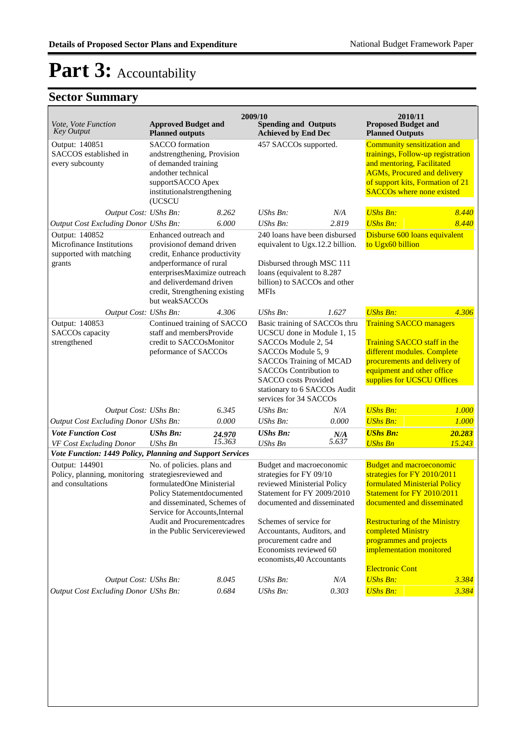# Part 3: Accountability

## Sector Summary

| Vote, Vote Function Key Output | 2009/10 Approved Budget and Planned outputs | | Spending and Outputs Achieved by End Dec | | 2010/11 Proposed Budget and Planned Outputs | |
|---|---|---|---|---|---|---|
| Output: 140851 SACCOS established in every subcounty | SACCO formation andstrengthening, Provision of demanded training andother technical supportSACCO Apex institutionalstrengthening (UCSCU | | 457 SACCOs supported. | | Community sensitization and trainings, Follow-up registration and mentoring, Facilitated AGMs, Procured and delivery of support kits, Formation of 21 SACCOs where none existed | |
| *Output Cost: UShs Bn:* | | *8.262* | *UShs Bn:* | *N/A* | *UShs Bn:* | *8.440* |
| *Output Cost Excluding Donor UShs Bn:* | | *6.000* | *UShs Bn:* | *2.819* | *UShs Bn:* | *8.440* |
| Output: 140852 Microfinance Institutions supported with matching grants | Enhanced outreach and provisionof demand driven credit, Enhance productivity andperformance of rural enterprisesMaximize outreach and deliverdemand driven credit, Strengthening existing but weakSACCOs | | 240 loans have been disbursed equivalent to Ugx.12.2 billion.<br><br>Disbursed through MSC 111 loans (equivalent to 8.287 billion) to SACCOs and other MFIs | | Disburse 600 loans equivalent to Ugx60 billion | |
| *Output Cost: UShs Bn:* | | *4.306* | *UShs Bn:* | *1.627* | *UShs Bn:* | *4.306* |
| Output: 140853 SACCOs capacity strengthened | Continued training of SACCO staff and membersProvide credit to SACCOsMonitor peformance of SACCOs | | Basic training of SACCOs thru UCSCU done in Module 1, 15 SACCOs Module 2, 54 SACCOs Module 5, 9 SACCOs Training of MCAD SACCOs Contribution to SACCO costs Provided stationary to 6 SACCOs Audit services for 34 SACCOs | | Training SACCO managers<br><br>Training SACCO staff in the different modules. Complete procurements and delivery of equipment and other office supplies for UCSCU Offices | |
| *Output Cost: UShs Bn:* | | *6.345* | *UShs Bn:* | *N/A* | *UShs Bn:* | *1.000* |
| *Output Cost Excluding Donor UShs Bn:* | | *0.000* | *UShs Bn:* | *0.000* | *UShs Bn:* | *1.000* |
| ***Vote Function Cost*** | ***UShs Bn:*** | ***24.970*** | ***UShs Bn:*** | ***N/A*** | ***UShs Bn:*** | ***20.283*** |
| *VF Cost Excluding Donor* | *UShs Bn* | *15.363* | *UShs Bn* | *5.637* | *UShs Bn* | *15.243* |
| ***Vote Function: 1449 Policy, Planning and Support Services*** | | | | | | |
| Output: 144901 Policy, planning, monitoring and consultations | No. of policies. plans and strategiesreviewed and formulatedOne Ministerial Policy Statementdocumented and disseminated, Schemes of Service for Accounts,Internal Audit and Procurementcadres in the Public Servicereviewed | | Budget and macroeconomic strategies for FY 09/10 reviewed Ministerial Policy Statement for FY 2009/2010 documented and disseminated<br><br>Schemes of service for Accountants, Auditors, and procurement cadre and Economists reviewed 60 economists,40 Accountants | | Budget and macroeconomic strategies for FY 2010/2011 formulated Ministerial Policy Statement for FY 2010/2011 documented and disseminated<br><br>Restructuring of the Ministry completed Ministry programmes and projects implementation monitored<br><br>Electronic Cont | |
| *Output Cost: UShs Bn:* | | *8.045* | *UShs Bn:* | *N/A* | *UShs Bn:* | *3.384* |
| *Output Cost Excluding Donor UShs Bn:* | | *0.684* | *UShs Bn:* | *0.303* | *UShs Bn:* | *3.384* |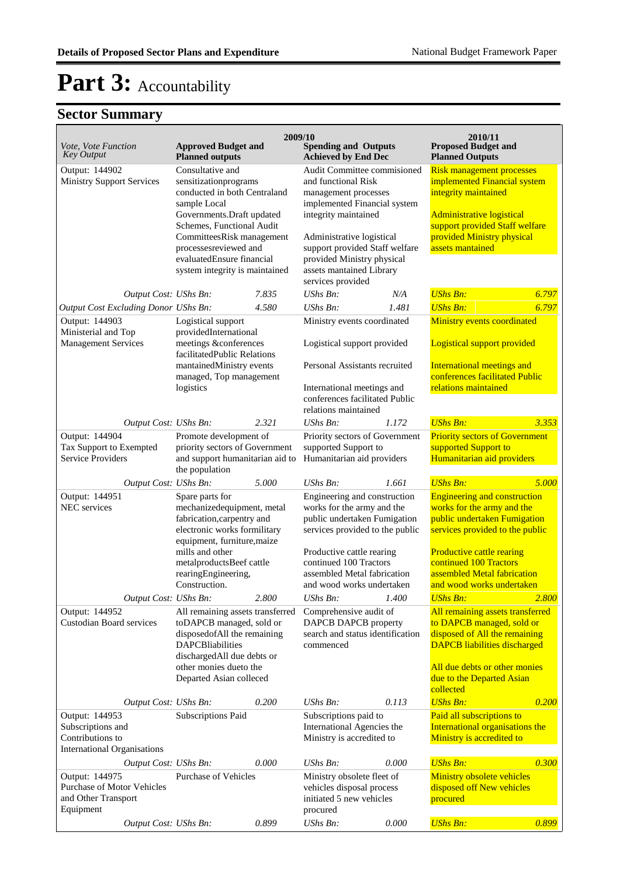# Part 3: Accountability

## Sector Summary

| *Vote, Vote Function Key Output* | 2009/10 **Approved Budget and Planned outputs** | | **Spending and Outputs Achieved by End Dec** | | 2010/11 **Proposed Budget and Planned Outputs** | |
|---|---|---|---|---|---|---|
| Output: 144902 Ministry Support Services | Consultative and sensitizationprograms conducted in both Centraland sample Local Governments.Draft updated Schemes, Functional Audit CommitteesRisk management processesreviewed and evaluatedEnsure financial system integrity is maintained | | Audit Committee commisioned and functional Risk management processes implemented Financial system integrity maintained<br><br>Administrative logistical support provided Staff welfare provided Ministry physical assets mantained Library services provided | | Risk management processes implemented Financial system integrity maintained<br><br>Administrative logistical support provided Staff welfare provided Ministry physical assets mantained | |
| *Output Cost:* | *UShs Bn:* | *7.835* | *UShs Bn:* | *N/A* | *UShs Bn:* | *6.797* |
| *Output Cost Excluding Donor* | *UShs Bn:* | *4.580* | *UShs Bn:* | *1.481* | *UShs Bn:* | *6.797* |
| Output: 144903 Ministerial and Top Management Services | Logistical support providedInternational meetings &conferences facilitatedPublic Relations mantainedMinistry events managed, Top management logistics | | Ministry events coordinated<br><br>Logistical support provided<br><br>Personal Assistants recruited<br><br>International meetings and conferences facilitated Public relations maintained | | Ministry events coordinated<br><br>Logistical support provided<br><br>International meetings and conferences facilitated Public relations maintained | |
| *Output Cost:* | *UShs Bn:* | *2.321* | *UShs Bn:* | *1.172* | *UShs Bn:* | *3.353* |
| Output: 144904 Tax Support to Exempted Service Providers | Promote development of priority sectors of Government and support humanitarian aid to the population | | Priority sectors of Government supported Support to Humanitarian aid providers | | Priority sectors of Government supported Support to Humanitarian aid providers | |
| *Output Cost:* | *UShs Bn:* | *5.000* | *UShs Bn:* | *1.661* | *UShs Bn:* | *5.000* |
| Output: 144951 NEC services | Spare parts for mechanizedequipment, metal fabrication,carpentry and electronic works formilitary equipment, furniture,maize mills and other metalproductsBeef cattle rearingEngineering, Construction. | | Engineering and construction works for the army and the public undertaken Fumigation services provided to the public<br><br>Productive cattle rearing continued 100 Tractors assembled Metal fabrication and wood works undertaken | | Engineering and construction works for the army and the public undertaken Fumigation services provided to the public<br><br>Productive cattle rearing continued 100 Tractors assembled Metal fabrication and wood works undertaken | |
| *Output Cost:* | *UShs Bn:* | *2.800* | *UShs Bn:* | *1.400* | *UShs Bn:* | *2.800* |
| Output: 144952 Custodian Board services | All remaining assets transferred toDAPCB managed, sold or disposedofAll the remaining DAPCBliabilities dischargedAll due debts or other monies dueto the Departed Asian colleced | | Comprehensive audit of DAPCB DAPCB property search and status identification commenced | | All remaining assets transferred to DAPCB managed, sold or disposed of All the remaining DAPCB liabilities discharged<br><br>All due debts or other monies due to the Departed Asian collected | |
| *Output Cost:* | *UShs Bn:* | *0.200* | *UShs Bn:* | *0.113* | *UShs Bn:* | *0.200* |
| Output: 144953 Subscriptions and Contributions to International Organisations | Subscriptions Paid | | Subscriptions paid to International Agencies the Ministry is accredited to | | Paid all subscriptions to International organisations the Ministry is accredited to | |
| *Output Cost:* | *UShs Bn:* | *0.000* | *UShs Bn:* | *0.000* | *UShs Bn:* | *0.300* |
| Output: 144975 Purchase of Motor Vehicles and Other Transport Equipment | Purchase of Vehicles | | Ministry obsolete fleet of vehicles disposal process initiated 5 new vehicles procured | | Ministry obsolete vehicles disposed off New vehicles procured | |
| *Output Cost:* | *UShs Bn:* | *0.899* | *UShs Bn:* | *0.000* | *UShs Bn:* | *0.899* |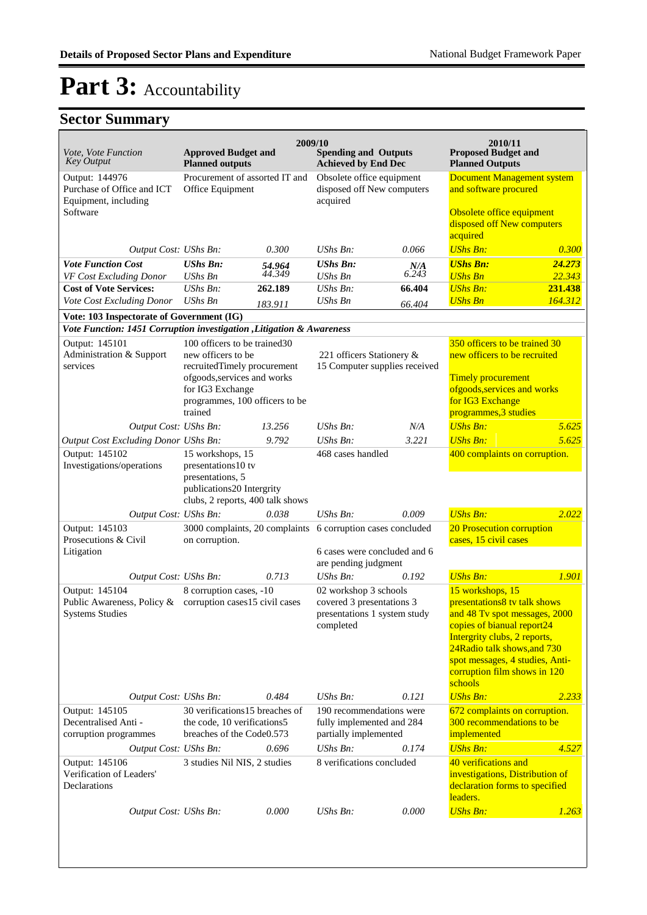# Part 3: Accountability

## Sector Summary

| Vote, Vote Function Key Output | 2009/10 Approved Budget and Planned outputs | | 2009/10 Spending and Outputs Achieved by End Dec | | 2010/11 Proposed Budget and Planned Outputs | |
|---|---|---|---|---|---|---|
| Output: 144976 Purchase of Office and ICT Equipment, including Software | Procurement of assorted IT and Office Equipment | | Obsolete office equipment disposed off New computers acquired | | Document Management system and software procured<br><br>Obsolete office equipment disposed off New computers acquired | |
| *Output Cost:* | *UShs Bn:* | *0.300* | *UShs Bn:* | *0.066* | *UShs Bn:* | *0.300* |
| ***Vote Function Cost*** | ***UShs Bn:*** | ***54.964*** | ***UShs Bn:*** | ***N/A*** | ***UShs Bn:*** | ***24.273*** |
| *VF Cost Excluding Donor* | *UShs Bn* | *44.349* | *UShs Bn* | *6.243* | *UShs Bn* | *22.343* |
| **Cost of Vote Services:** | *UShs Bn:* | **262.189** | *UShs Bn:* | **66.404** | *UShs Bn:* | **231.438** |
| *Vote Cost Excluding Donor* | *UShs Bn* | *183.911* | *UShs Bn* | *66.404* | *UShs Bn* | *164.312* |
| **Vote: 103 Inspectorate of Government (IG)** | | | | | | |
| ***Vote Function: 1451 Corruption investigation ,Litigation & Awareness*** | | | | | | |
| Output: 145101 Administration & Support services | 100 officers to be trained30 new officers to be recruitedTimely procurement ofgoods,services and works for IG3 Exchange programmes, 100 officers to be trained | | 221 officers Stationery & 15 Computer supplies received | | 350 officers to be trained 30 new officers to be recruited<br><br>Timely procurement ofgoods,services and works for IG3 Exchange programmes,3 studies | |
| *Output Cost:* | *UShs Bn:* | *13.256* | *UShs Bn:* | *N/A* | *UShs Bn:* | *5.625* |
| *Output Cost Excluding Donor* | *UShs Bn:* | *9.792* | *UShs Bn:* | *3.221* | *UShs Bn:* | *5.625* |
| Output: 145102 Investigations/operations | 15 workshops, 15 presentations10 tv presentations, 5 publications20 Intergrity clubs, 2 reports, 400 talk shows | | 468 cases handled | | 400 complaints on corruption. | |
| *Output Cost:* | *UShs Bn:* | *0.038* | *UShs Bn:* | *0.009* | *UShs Bn:* | *2.022* |
| Output: 145103 Prosecutions & Civil Litigation | 3000 complaints, 20 complaints on corruption. | | 6 corruption cases concluded<br><br>6 cases were concluded and 6 are pending judgment | | 20 Prosecution corruption cases, 15 civil cases | |
| *Output Cost:* | *UShs Bn:* | *0.713* | *UShs Bn:* | *0.192* | *UShs Bn:* | *1.901* |
| Output: 145104 Public Awareness, Policy & Systems Studies | 8 corruption cases, -10 corruption cases15 civil cases | | 02 workshop 3 schools covered 3 presentations 3 presentations 1 system study completed | | 15 workshops, 15 presentations8 tv talk shows and 48 Tv spot messages, 2000 copies of bianual report24 Intergrity clubs, 2 reports, 24Radio talk shows,and 730 spot messages, 4 studies, Anti-corruption film shows in 120 schools | |
| *Output Cost:* | *UShs Bn:* | *0.484* | *UShs Bn:* | *0.121* | *UShs Bn:* | *2.233* |
| Output: 145105 Decentralised Anti - corruption programmes | 30 verifications15 breaches of the code, 10 verifications5 breaches of the Code0.573 | | 190 recommendations were fully implemented and 284 partially implemented | | 672 complaints on corruption. 300 recommendations to be implemented | |
| *Output Cost:* | *UShs Bn:* | *0.696* | *UShs Bn:* | *0.174* | *UShs Bn:* | *4.527* |
| Output: 145106 Verification of Leaders' Declarations | 3 studies Nil NIS, 2 studies | | 8 verifications concluded | | 40 verifications and investigations, Distribution of declaration forms to specified leaders. | |
| *Output Cost:* | *UShs Bn:* | *0.000* | *UShs Bn:* | *0.000* | *UShs Bn:* | *1.263* |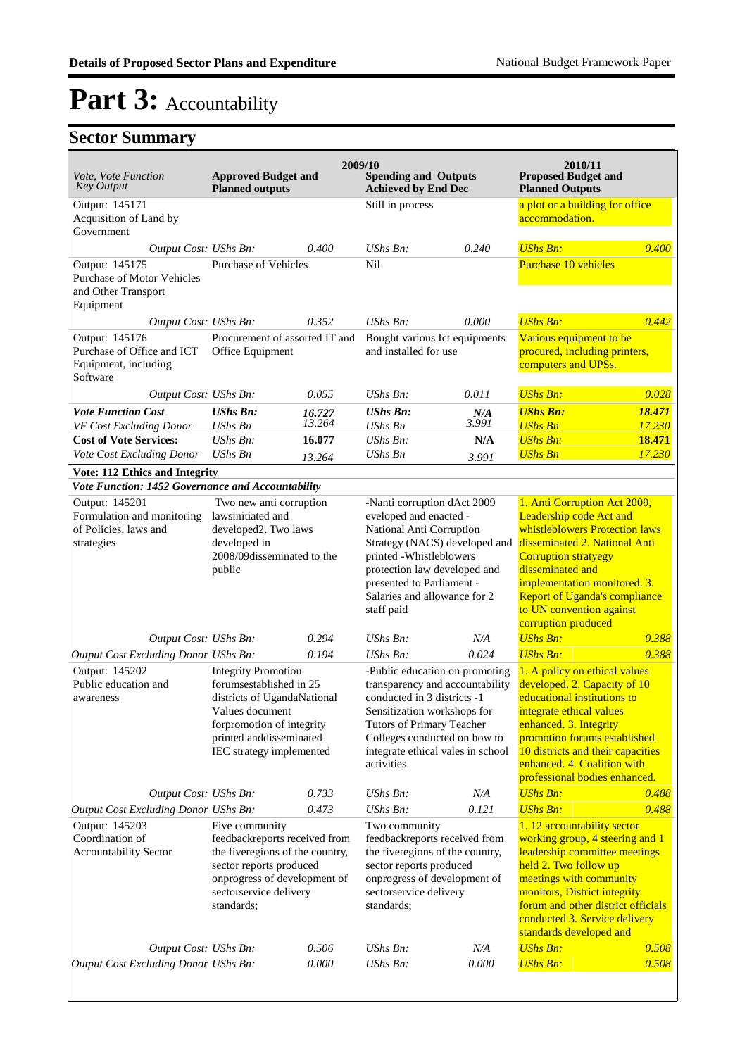# Part 3: Accountability

## Sector Summary

| Vote, Vote Function *Key Output* | 2009/10 Approved Budget and Planned outputs | | 2009/10 Spending and Outputs Achieved by End Dec | | 2010/11 Proposed Budget and Planned Outputs | |
|---|---|---|---|---|---|---|
| Output: 145171 Acquisition of Land by Government | | | Still in process | | a plot or a building for office accommodation. | |
| *Output Cost:* | *UShs Bn:* | *0.400* | *UShs Bn:* | *0.240* | *UShs Bn:* | *0.400* |
| Output: 145175 Purchase of Motor Vehicles and Other Transport Equipment | Purchase of Vehicles | | Nil | | Purchase 10 vehicles | |
| *Output Cost:* | *UShs Bn:* | *0.352* | *UShs Bn:* | *0.000* | *UShs Bn:* | *0.442* |
| Output: 145176 Purchase of Office and ICT Equipment, including Software | Procurement of assorted IT and Office Equipment | | Bought various Ict equipments and installed for use | | Various equipment to be procured, including printers, computers and UPSs. | |
| *Output Cost:* | *UShs Bn:* | *0.055* | *UShs Bn:* | *0.011* | *UShs Bn:* | *0.028* |
| ***Vote Function Cost*** | ***UShs Bn:*** | ***16.727*** | ***UShs Bn:*** | ***N/A*** | ***UShs Bn:*** | ***18.471*** |
| *VF Cost Excluding Donor* | *UShs Bn* | *13.264* | *UShs Bn* | *3.991* | *UShs Bn* | *17.230* |
| **Cost of Vote Services:** | *UShs Bn:* | **16.077** | *UShs Bn:* | **N/A** | *UShs Bn:* | **18.471** |
| *Vote Cost Excluding Donor* | *UShs Bn* | *13.264* | *UShs Bn* | *3.991* | *UShs Bn* | *17.230* |
| **Vote: 112 Ethics and Integrity** | | | | | | |
| ***Vote Function: 1452 Governance and Accountability*** | | | | | | |
| Output: 145201 Formulation and monitoring of Policies, laws and strategies | Two new anti corruption lawsinitiated and developed2. Two laws developed in 2008/09disseminated to the public | | -Nanti corruption dAct 2009 eveloped and enacted - National Anti Corruption Strategy (NACS) developed and printed -Whistleblowers protection law developed and presented to Parliament - Salaries and allowance for 2 staff paid | | 1. Anti Corruption Act 2009, Leadership code Act and whistleblowers Protection laws disseminated 2. National Anti Corruption stratyegy disseminated and implementation monitored. 3. Report of Uganda's compliance to UN convention against corruption produced | |
| *Output Cost:* | *UShs Bn:* | *0.294* | *UShs Bn:* | *N/A* | *UShs Bn:* | *0.388* |
| *Output Cost Excluding Donor* | *UShs Bn:* | *0.194* | *UShs Bn:* | *0.024* | *UShs Bn:* | *0.388* |
| Output: 145202 Public education and awareness | Integrity Promotion forumsestablished in 25 districts of UgandaNational Values document forpromotion of integrity printed anddisseminated IEC strategy implemented | | -Public education on promoting transparency and accountability conducted in 3 districts -1 Sensitization workshops for Tutors of Primary Teacher Colleges conducted on how to integrate ethical vales in school activities. | | 1. A policy on ethical values developed. 2. Capacity of 10 educational institutions to integrate ethical values enhanced. 3. Integrity promotion forums established 10 districts and their capacities enhanced. 4. Coalition with professional bodies enhanced. | |
| *Output Cost:* | *UShs Bn:* | *0.733* | *UShs Bn:* | *N/A* | *UShs Bn:* | *0.488* |
| *Output Cost Excluding Donor* | *UShs Bn:* | *0.473* | *UShs Bn:* | *0.121* | *UShs Bn:* | *0.488* |
| Output: 145203 Coordination of Accountability Sector | Five community feedbackreports received from the fiveregions of the country, sector reports produced onprogress of development of sectorservice delivery standards; | | Two community feedbackreports received from the fiveregions of the country, sector reports produced onprogress of development of sectorservice delivery standards; | | 1. 12 accountability sector working group, 4 steering and 1 leadership committee meetings held 2. Two follow up meetings with community monitors, District integrity forum and other district officials conducted 3. Service delivery standards developed and | |
| *Output Cost:* | *UShs Bn:* | *0.506* | *UShs Bn:* | *N/A* | *UShs Bn:* | *0.508* |
| *Output Cost Excluding Donor* | *UShs Bn:* | *0.000* | *UShs Bn:* | *0.000* | *UShs Bn:* | *0.508* |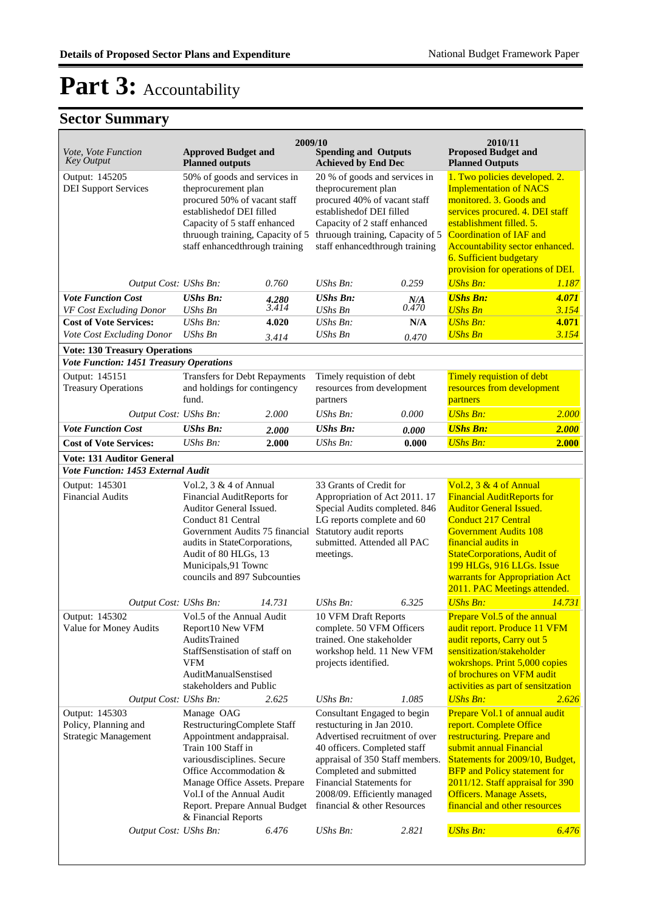# Part 3: Accountability

## Sector Summary

| Vote, Vote Function Key Output | 2009/10 Approved Budget and Planned outputs | | 2009/10 Spending and Outputs Achieved by End Dec | | 2010/11 Proposed Budget and Planned Outputs | |
|---|---|---|---|---|---|---|
| Output: 145205 DEI Support Services | 50% of goods and services in theprocurement plan procured 50% of vacant staff establishedof DEI filled Capacity of 5 staff enhanced thruough training, Capacity of 5 staff enhancedthrough training | | 20 % of goods and services in theprocurement plan procured 40% of vacant staff establishedof DEI filled Capacity of 2 staff enhanced thruough training, Capacity of 5 staff enhancedthrough training | | 1. Two policies developed. 2. Implementation of NACS monitored. 3. Goods and services procured. 4. DEI staff establishment filled. 5. Coordination of IAF and Accountability sector enhanced. 6. Sufficient budgetary provision for operations of DEI. | |
| *Output Cost:* | *UShs Bn:* | *0.760* | *UShs Bn:* | *0.259* | *UShs Bn:* | *1.187* |
| ***Vote Function Cost*** | ***UShs Bn:*** | ***4.280*** | ***UShs Bn:*** | ***N/A*** | ***UShs Bn:*** | ***4.071*** |
| *VF Cost Excluding Donor* | *UShs Bn* | *3.414* | *UShs Bn* | *0.470* | *UShs Bn* | *3.154* |
| **Cost of Vote Services:** | *UShs Bn:* | **4.020** | *UShs Bn:* | **N/A** | *UShs Bn:* | **4.071** |
| *Vote Cost Excluding Donor* | *UShs Bn* | *3.414* | *UShs Bn* | *0.470* | *UShs Bn* | *3.154* |
| **Vote: 130 Treasury Operations** | | | | | | |
| ***Vote Function: 1451 Treasury Operations*** | | | | | | |
| Output: 145151 Treasury Operations | Transfers for Debt Repayments and holdings for contingency fund. | | Timely requistion of debt resources from development partners | | Timely requistion of debt resources from development partners | |
| *Output Cost:* | *UShs Bn:* | *2.000* | *UShs Bn:* | *0.000* | *UShs Bn:* | *2.000* |
| ***Vote Function Cost*** | ***UShs Bn:*** | ***2.000*** | ***UShs Bn:*** | ***0.000*** | ***UShs Bn:*** | ***2.000*** |
| **Cost of Vote Services:** | *UShs Bn:* | **2.000** | *UShs Bn:* | **0.000** | *UShs Bn:* | **2.000** |
| **Vote: 131 Auditor General** | | | | | | |
| ***Vote Function: 1453 External Audit*** | | | | | | |
| Output: 145301 Financial Audits | Vol.2, 3 & 4 of Annual Financial AuditReports for Auditor General Issued. Conduct 81 Central Government Audits 75 financial audits in StateCorporations, Audit of 80 HLGs, 13 Municipals,91 Townc councils and 897 Subcounties | | 33 Grants of Credit for Appropriation of Act 2011. 17 Special Audits completed. 846 LG reports complete and 60 Statutory audit reports submitted. Attended all PAC meetings. | | Vol.2, 3 & 4 of Annual Financial AuditReports for Auditor General Issued. Conduct 217 Central Government Audits 108 financial audits in StateCorporations, Audit of 199 HLGs, 916 LLGs. Issue warrants for Appropriation Act 2011. PAC Meetings attended. | |
| *Output Cost:* | *UShs Bn:* | *14.731* | *UShs Bn:* | *6.325* | *UShs Bn:* | *14.731* |
| Output: 145302 Value for Money Audits | Vol.5 of the Annual Audit Report10 New VFM AuditsTrained StaffSenstisation of staff on VFM AuditManualSenstised stakeholders and Public | | 10 VFM Draft Reports complete. 50 VFM Officers trained. One stakeholder workshop held. 11 New VFM projects identified. | | Prepare Vol.5 of the annual audit report. Produce 11 VFM audit reports, Carry out 5 sensitization/stakeholder wokrshops. Print 5,000 copies of brochures on VFM audit activities as part of sensitzation | |
| *Output Cost:* | *UShs Bn:* | *2.625* | *UShs Bn:* | *1.085* | *UShs Bn:* | *2.626* |
| Output: 145303 Policy, Planning and Strategic Management | Manage OAG RestructuringComplete Staff Appointment andappraisal. Train 100 Staff in variousdisciplines. Secure Office Accommodation & Manage Office Assets. Prepare Vol.I of the Annual Audit Report. Prepare Annual Budget & Financial Reports | | Consultant Engaged to begin restucturing in Jan 2010. Advertised recruitment of over 40 officers. Completed staff appraisal of 350 Staff members. Completed and submitted Financial Statements for 2008/09. Efficiently managed financial & other Resources | | Prepare Vol.1 of annual audit report. Complete Office restructuring. Prepare and submit annual Financial Statements for 2009/10, Budget, BFP and Policy statement for 2011/12. Staff appraisal for 390 Officers. Manage Assets, financial and other resources | |
| *Output Cost:* | *UShs Bn:* | *6.476* | *UShs Bn:* | *2.821* | *UShs Bn:* | *6.476* |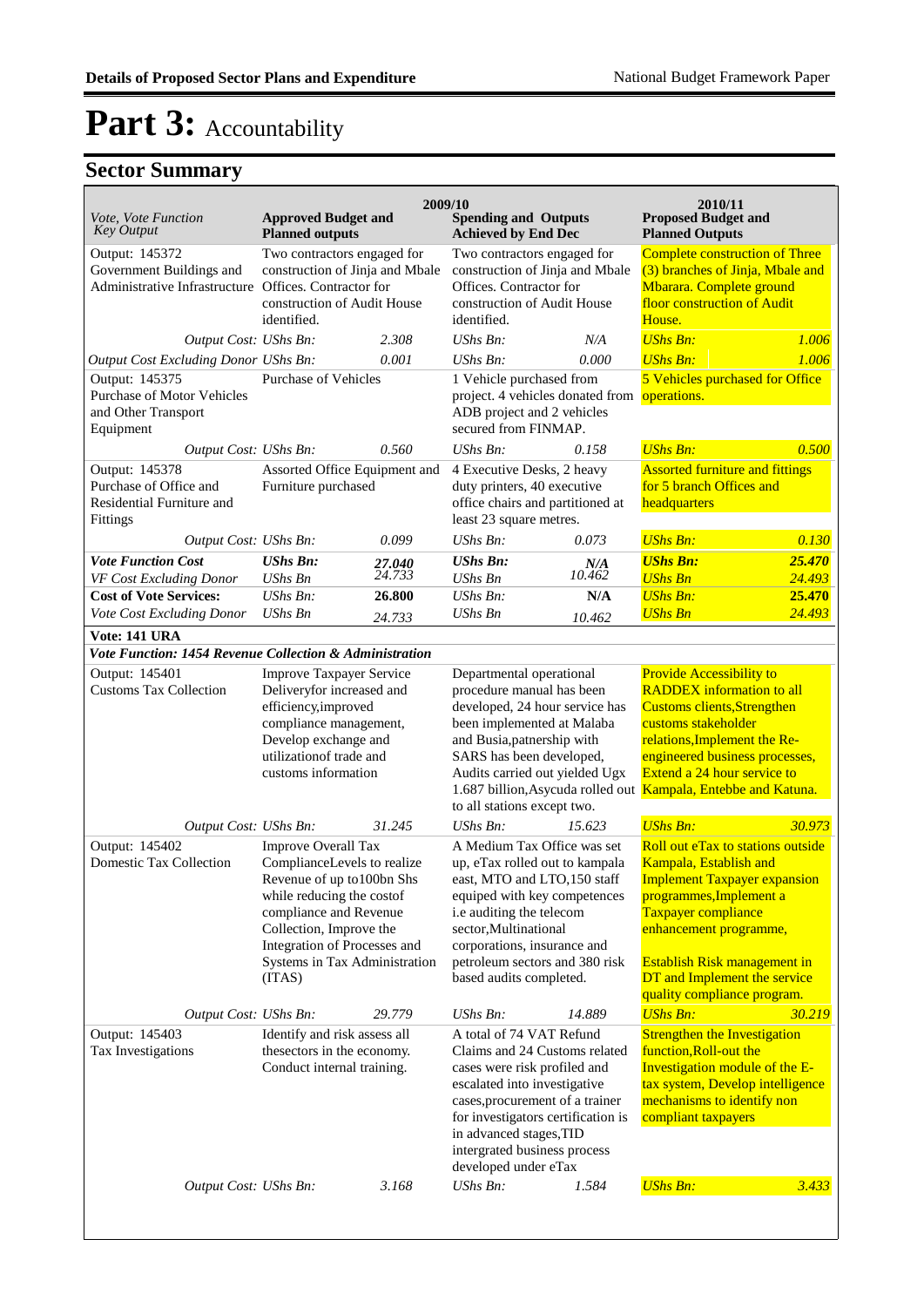# Part 3: Accountability

## Sector Summary

| Vote, Vote Function<br>Key Output | 2009/10<br>Approved Budget and Planned outputs | | Spending and Outputs Achieved by End Dec | | 2010/11<br>Proposed Budget and Planned Outputs | |
|---|---|---|---|---|---|---|
| Output: 145372<br>Government Buildings and Administrative Infrastructure | Two contractors engaged for construction of Jinja and Mbale Offices. Contractor for construction of Audit House identified. | | Two contractors engaged for construction of Jinja and Mbale Offices. Contractor for construction of Audit House identified. | | Complete construction of Three (3) branches of Jinja, Mbale and Mbarara. Complete ground floor construction of Audit House. | |
| *Output Cost:* | *UShs Bn:* | *2.308* | *UShs Bn:* | *N/A* | *UShs Bn:* | *1.006* |
| *Output Cost Excluding Donor* | *UShs Bn:* | *0.001* | *UShs Bn:* | *0.000* | *UShs Bn:* | *1.006* |
| Output: 145375<br>Purchase of Motor Vehicles and Other Transport Equipment | Purchase of Vehicles | | 1 Vehicle purchased from project. 4 vehicles donated from ADB project and 2 vehicles secured from FINMAP. | | 5 Vehicles purchased for Office operations. | |
| *Output Cost:* | *UShs Bn:* | *0.560* | *UShs Bn:* | *0.158* | *UShs Bn:* | *0.500* |
| Output: 145378<br>Purchase of Office and Residential Furniture and Fittings | Assorted Office Equipment and Furniture purchased | | 4 Executive Desks, 2 heavy duty printers, 40 executive office chairs and partitioned at least 23 square metres. | | Assorted furniture and fittings for 5 branch Offices and headquarters | |
| *Output Cost:* | *UShs Bn:* | *0.099* | *UShs Bn:* | *0.073* | *UShs Bn:* | *0.130* |
| ***Vote Function Cost*** | ***UShs Bn:*** | ***27.040*** | ***UShs Bn:*** | ***N/A*** | ***UShs Bn:*** | ***25.470*** |
| *VF Cost Excluding Donor* | *UShs Bn* | *24.733* | *UShs Bn* | *10.462* | *UShs Bn* | *24.493* |
| **Cost of Vote Services:** | *UShs Bn:* | **26.800** | *UShs Bn:* | **N/A** | *UShs Bn:* | *25.470* |
| *Vote Cost Excluding Donor* | *UShs Bn* | *24.733* | *UShs Bn* | *10.462* | *UShs Bn* | *24.493* |
| **Vote: 141 URA** | | | | | | |
| ***Vote Function: 1454 Revenue Collection & Administration*** | | | | | | |
| Output: 145401<br>Customs Tax Collection | Improve Taxpayer Service Deliveryfor increased and efficiency,improved compliance management, Develop exchange and utilizationof trade and customs information | | Departmental operational procedure manual has been developed, 24 hour service has been implemented at Malaba and Busia,patnership with SARS has been developed, Audits carried out yielded Ugx 1.687 billion,Asycuda rolled out to all stations except two. | | Provide Accessibility to RADDEX information to all Customs clients,Strengthen customs stakeholder relations,Implement the Re-engineered business processes, Extend a 24 hour service to Kampala, Entebbe and Katuna. | |
| *Output Cost:* | *UShs Bn:* | *31.245* | *UShs Bn:* | *15.623* | *UShs Bn:* | *30.973* |
| Output: 145402<br>Domestic Tax Collection | Improve Overall Tax ComplianceLevels to realize Revenue of up to100bn Shs while reducing the costof compliance and Revenue Collection, Improve the Integration of Processes and Systems in Tax Administration (ITAS) | | A Medium Tax Office was set up, eTax rolled out to kampala east, MTO and LTO,150 staff equiped with key competences i.e auditing the telecom sector,Multinational corporations, insurance and petroleum sectors and 380 risk based audits completed. | | Roll out eTax to stations outside Kampala, Establish and Implement Taxpayer expansion programmes,Implement a Taxpayer compliance enhancement programme,<br><br>Establish Risk management in DT and Implement the service quality compliance program. | |
| *Output Cost:* | *UShs Bn:* | *29.779* | *UShs Bn:* | *14.889* | *UShs Bn:* | *30.219* |
| Output: 145403<br>Tax Investigations | Identify and risk assess all thesectors in the economy. Conduct internal training. | | A total of 74 VAT Refund Claims and 24 Customs related cases were risk profiled and escalated into investigative cases,procurement of a trainer for investigators certification is in advanced stages,TID intergrated business process developed under eTax | | Strengthen the Investigation function,Roll-out the Investigation module of the E-tax system, Develop intelligence mechanisms to identify non compliant taxpayers | |
| *Output Cost:* | *UShs Bn:* | *3.168* | *UShs Bn:* | *1.584* | *UShs Bn:* | *3.433* |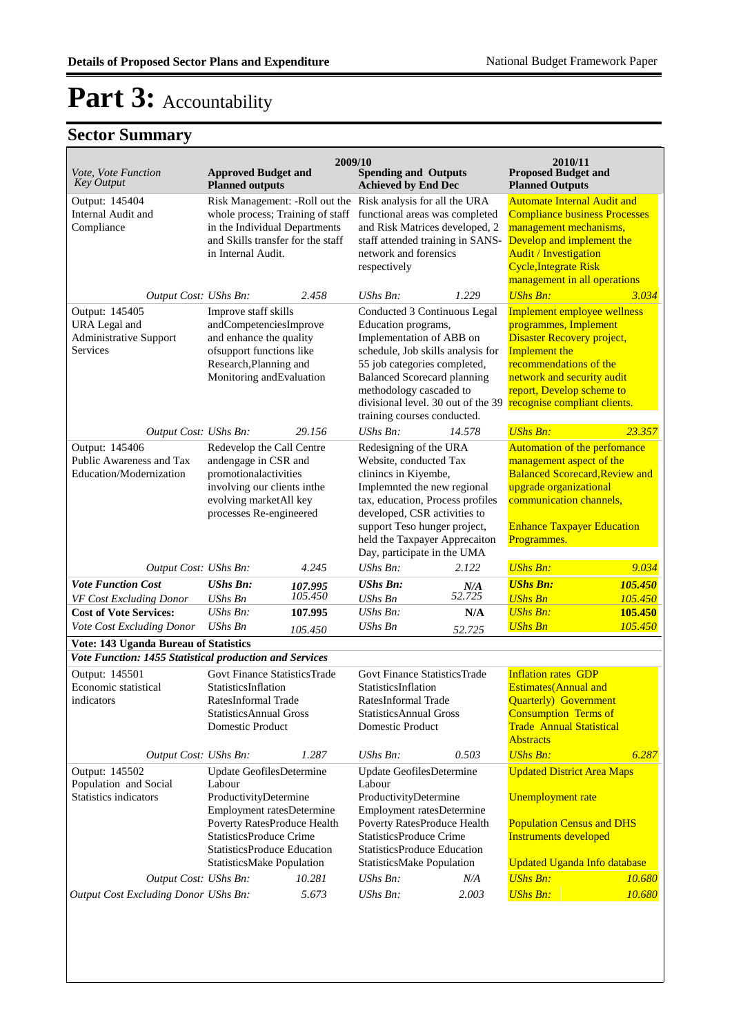# Part 3: Accountability

## Sector Summary

| Vote, Vote Function Key Output | 2009/10 Approved Budget and Planned outputs | | 2009/10 Spending and Outputs Achieved by End Dec | | 2010/11 Proposed Budget and Planned Outputs | |
|---|---|---|---|---|---|---|
| Output: 145404 Internal Audit and Compliance | Risk Management: -Roll out the whole process; Training of staff in the Individual Departments and Skills transfer for the staff in Internal Audit. | | Risk analysis for all the URA functional areas was completed and Risk Matrices developed, 2 staff attended training in SANS-network and forensics respectively | | Automate Internal Audit and Compliance business Processes management mechanisms, Develop and implement the Audit / Investigation Cycle,Integrate Risk management in all operations | |
| *Output Cost:* | *UShs Bn:* | *2.458* | *UShs Bn:* | *1.229* | *UShs Bn:* | *3.034* |
| Output: 145405 URA Legal and Administrative Support Services | Improve staff skills andCompetenciesImprove and enhance the quality ofsupport functions like Research,Planning and Monitoring andEvaluation | | Conducted 3 Continuous Legal Education programs, Implementation of ABB on schedule, Job skills analysis for 55 job categories completed, Balanced Scorecard planning methodology cascaded to divisional level. 30 out of the 39 training courses conducted. | | Implement employee wellness programmes, Implement Disaster Recovery project, Implement the recommendations of the network and security audit report, Develop scheme to recognise compliant clients. | |
| *Output Cost:* | *UShs Bn:* | *29.156* | *UShs Bn:* | *14.578* | *UShs Bn:* | *23.357* |
| Output: 145406 Public Awareness and Tax Education/Modernization | Redevelop the Call Centre andengage in CSR and promotionalactivities involving our clients inthe evolving marketAll key processes Re-engineered | | Redesigning of the URA Website, conducted Tax clinincs in Kiyembe, Implemnted the new regional tax, education, Process profiles developed, CSR activities to support Teso hunger project, held the Taxpayer Apprecaiton Day, participate in the UMA | | Automation of the perfomance management aspect of the Balanced Scorecard,Review and upgrade organizational communication channels,<br><br>Enhance Taxpayer Education Programmes. | |
| *Output Cost:* | *UShs Bn:* | *4.245* | *UShs Bn:* | *2.122* | *UShs Bn:* | *9.034* |
| ***Vote Function Cost*** | ***UShs Bn:*** | ***107.995*** | ***UShs Bn:*** | ***N/A*** | ***UShs Bn:*** | ***105.450*** |
| *VF Cost Excluding Donor* | *UShs Bn* | *105.450* | *UShs Bn* | *52.725* | *UShs Bn* | *105.450* |
| **Cost of Vote Services:** | *UShs Bn:* | **107.995** | *UShs Bn:* | **N/A** | *UShs Bn:* | **105.450** |
| *Vote Cost Excluding Donor* | *UShs Bn* | *105.450* | *UShs Bn* | *52.725* | *UShs Bn* | *105.450* |
| **Vote: 143 Uganda Bureau of Statistics** | | | | | | |
| ***Vote Function: 1455 Statistical production and Services*** | | | | | | |
| Output: 145501 Economic statistical indicators | Govt Finance StatisticsTrade StatisticsInflation RatesInformal Trade StatisticsAnnual Gross Domestic Product | | Govt Finance StatisticsTrade StatisticsInflation RatesInformal Trade StatisticsAnnual Gross Domestic Product | | Inflation rates GDP Estimates(Annual and Quarterly) Government Consumption Terms of Trade Annual Statistical Abstracts | |
| *Output Cost:* | *UShs Bn:* | *1.287* | *UShs Bn:* | *0.503* | *UShs Bn:* | *6.287* |
| Output: 145502 Population and Social Statistics indicators | Update GeofilesDetermine Labour ProductivityDetermine Employment ratesDetermine Poverty RatesProduce Health StatisticsProduce Crime StatisticsProduce Education StatisticsMake Population | | Update GeofilesDetermine Labour ProductivityDetermine Employment ratesDetermine Poverty RatesProduce Health StatisticsProduce Crime StatisticsProduce Education StatisticsMake Population | | Updated District Area Maps<br><br>Unemployment rate<br><br>Population Census and DHS Instruments developed<br><br>Updated Uganda Info database | |
| *Output Cost:* | *UShs Bn:* | *10.281* | *UShs Bn:* | *N/A* | *UShs Bn:* | *10.680* |
| *Output Cost Excluding Donor* | *UShs Bn:* | *5.673* | *UShs Bn:* | *2.003* | *UShs Bn:* | *10.680* |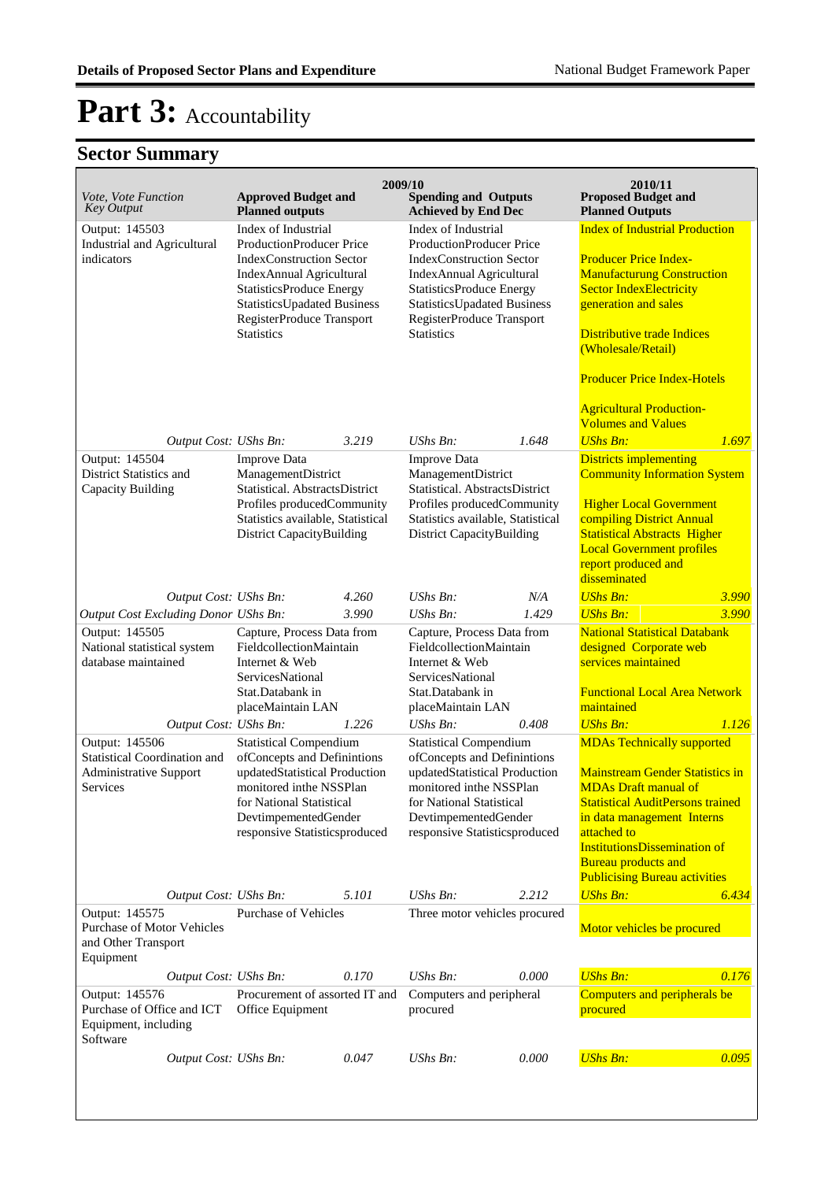# Part 3: Accountability

## Sector Summary

| Vote, Vote Function *Key Output* | 2009/10 Approved Budget and Planned outputs | | 2009/10 Spending and Outputs Achieved by End Dec | | 2010/11 Proposed Budget and Planned Outputs | |
|---|---|---|---|---|---|---|
| Output: 145503 Industrial and Agricultural indicators | Index of Industrial ProductionProducer Price IndexConstruction Sector IndexAnnual Agricultural StatisticsProduce Energy StatisticsUpdated Business RegisterProduce Transport Statistics | | Index of Industrial ProductionProducer Price IndexConstruction Sector IndexAnnual Agricultural StatisticsProduce Energy StatisticsUpdated Business RegisterProduce Transport Statistics | | Index of Industrial Production<br><br>Producer Price Index-Manufacturung Construction Sector IndexElectricity generation and sales<br><br>Distributive trade Indices (Wholesale/Retail)<br><br>Producer Price Index-Hotels<br><br>Agricultural Production-Volumes and Values | |
| *Output Cost: UShs Bn:* | | *3.219* | *UShs Bn:* | *1.648* | *UShs Bn:* | *1.697* |
| Output: 145504 District Statistics and Capacity Building | Improve Data ManagementDistrict Statistical. AbstractsDistrict Profiles producedCommunity Statistics available, Statistical District CapacityBuilding | | Improve Data ManagementDistrict Statistical. AbstractsDistrict Profiles producedCommunity Statistics available, Statistical District CapacityBuilding | | Districts implementing Community Information System<br><br>Higher Local Government compiling District Annual Statistical Abstracts Higher Local Government profiles report produced and disseminated | |
| *Output Cost: UShs Bn:* | | *4.260* | *UShs Bn:* | *N/A* | *UShs Bn:* | *3.990* |
| *Output Cost Excluding Donor UShs Bn:* | | *3.990* | *UShs Bn:* | *1.429* | *UShs Bn:* | *3.990* |
| Output: 145505 National statistical system database maintained | Capture, Process Data from FieldcollectionMaintain Internet & Web ServicesNational Stat.Databank in placeMaintain LAN | | Capture, Process Data from FieldcollectionMaintain Internet & Web ServicesNational Stat.Databank in placeMaintain LAN | | National Statistical Databank designed Corporate web services maintained<br><br>Functional Local Area Network maintained | |
| *Output Cost: UShs Bn:* | | *1.226* | *UShs Bn:* | *0.408* | *UShs Bn:* | *1.126* |
| Output: 145506 Statistical Coordination and Administrative Support Services | Statistical Compendium ofConcepts and Definintions updatedStatistical Production monitored inthe NSSPlan for National Statistical DevtimpementedGender responsive Statisticsproduced | | Statistical Compendium ofConcepts and Definintions updatedStatistical Production monitored inthe NSSPlan for National Statistical DevtimpementedGender responsive Statisticsproduced | | MDAs Technically supported<br><br>Mainstream Gender Statistics in MDAs Draft manual of Statistical AuditPersons trained in data management Interns attached to InstitutionsDissemination of Bureau products and Publicising Bureau activities | |
| *Output Cost: UShs Bn:* | | *5.101* | *UShs Bn:* | *2.212* | *UShs Bn:* | *6.434* |
| Output: 145575 Purchase of Motor Vehicles and Other Transport Equipment | Purchase of Vehicles | | Three motor vehicles procured | | Motor vehicles be procured | |
| *Output Cost: UShs Bn:* | | *0.170* | *UShs Bn:* | *0.000* | *UShs Bn:* | *0.176* |
| Output: 145576 Purchase of Office and ICT Equipment, including Software | Procurement of assorted IT and Office Equipment | | Computers and peripheral procured | | Computers and peripherals be procured | |
| *Output Cost: UShs Bn:* | | *0.047* | *UShs Bn:* | *0.000* | *UShs Bn:* | *0.095* |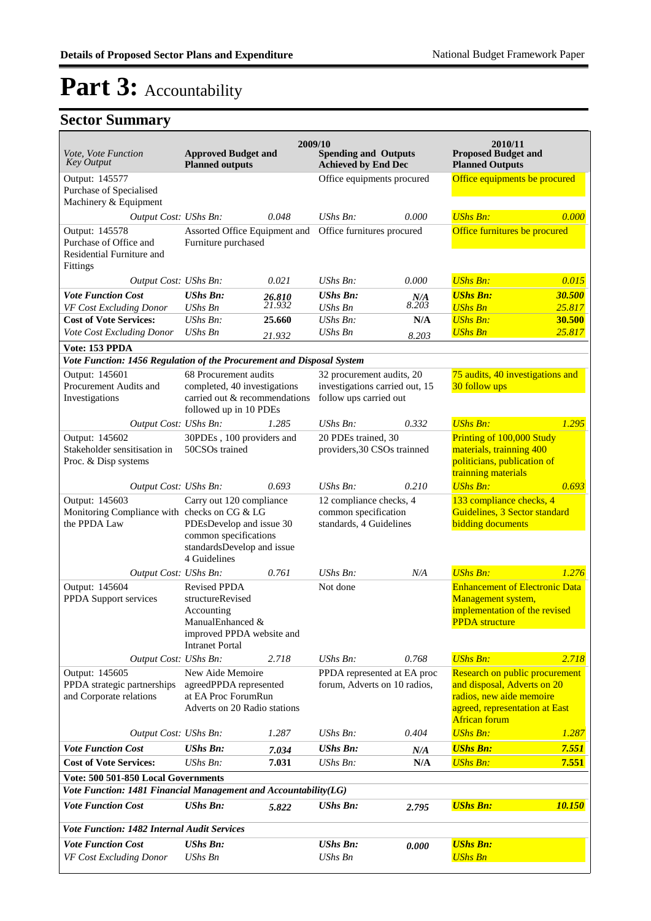# Part 3: Accountability

## Sector Summary

| Vote, Vote Function Key Output | 2009/10 Approved Budget and Planned outputs | | 2009/10 Spending and Outputs Achieved by End Dec | | 2010/11 Proposed Budget and Planned Outputs | |
|---|---|---|---|---|---|---|
| Output: 145577 Purchase of Specialised Machinery & Equipment | | | Office equipments procured | | Office equipments be procured | |
| *Output Cost:* | *UShs Bn:* | *0.048* | *UShs Bn:* | *0.000* | *UShs Bn:* | *0.000* |
| Output: 145578 Purchase of Office and Residential Furniture and Fittings | Assorted Office Equipment and Furniture purchased | | Office furnitures procured | | Office furnitures be procured | |
| *Output Cost:* | *UShs Bn:* | *0.021* | *UShs Bn:* | *0.000* | *UShs Bn:* | *0.015* |
| ***Vote Function Cost*** | ***UShs Bn:*** | ***26.810*** | ***UShs Bn:*** | ***N/A*** | ***UShs Bn:*** | ***30.500*** |
| *VF Cost Excluding Donor* | *UShs Bn* | *21.932* | *UShs Bn* | *8.203* | *UShs Bn* | *25.817* |
| **Cost of Vote Services:** | *UShs Bn:* | **25.660** | *UShs Bn:* | **N/A** | *UShs Bn:* | **30.500** |
| *Vote Cost Excluding Donor* | *UShs Bn* | *21.932* | *UShs Bn* | *8.203* | *UShs Bn* | *25.817* |
| **Vote: 153 PPDA** | | | | | | |
| ***Vote Function: 1456 Regulation of the Procurement and Disposal System*** | | | | | | |
| Output: 145601 Procurement Audits and Investigations | 68 Procurement audits completed, 40 investigations carried out & recommendations followed up in 10 PDEs | | 32 procurement audits, 20 investigations carried out, 15 follow ups carried out | | 75 audits, 40 investigations and 30 follow ups | |
| *Output Cost:* | *UShs Bn:* | *1.285* | *UShs Bn:* | *0.332* | *UShs Bn:* | *1.295* |
| Output: 145602 Stakeholder sensitisation in Proc. & Disp systems | 30PDEs , 100 providers and 50CSOs trained | | 20 PDEs trained, 30 providers,30 CSOs trainned | | Printing of 100,000 Study materials, trainning 400 politicians, publication of trainning materials | |
| *Output Cost:* | *UShs Bn:* | *0.693* | *UShs Bn:* | *0.210* | *UShs Bn:* | *0.693* |
| Output: 145603 Monitoring Compliance with the PPDA Law | Carry out 120 compliance checks on CG & LG PDEsDevelop and issue 30 common specifications standardsDevelop and issue 4 Guidelines | | 12 compliance checks, 4 common specification standards, 4 Guidelines | | 133 compliance checks, 4 Guidelines, 3 Sector standard bidding documents | |
| *Output Cost:* | *UShs Bn:* | *0.761* | *UShs Bn:* | *N/A* | *UShs Bn:* | *1.276* |
| Output: 145604 PPDA Support services | Revised PPDA structureRevised Accounting ManualEnhanced & improved PPDA website and Intranet Portal | | Not done | | Enhancement of Electronic Data Management system, implementation of the revised PPDA structure | |
| *Output Cost:* | *UShs Bn:* | *2.718* | *UShs Bn:* | *0.768* | *UShs Bn:* | *2.718* |
| Output: 145605 PPDA strategic partnerships and Corporate relations | New Aide Memoire agreedPPDA represented at EA Proc ForumRun Adverts on 20 Radio stations | | PPDA represented at EA proc forum, Adverts on 10 radios, | | Research on public procurement and disposal, Adverts on 20 radios, new aide memoire agreed, representation at East African forum | |
| *Output Cost:* | *UShs Bn:* | *1.287* | *UShs Bn:* | *0.404* | *UShs Bn:* | *1.287* |
| ***Vote Function Cost*** | ***UShs Bn:*** | ***7.034*** | ***UShs Bn:*** | ***N/A*** | ***UShs Bn:*** | ***7.551*** |
| **Cost of Vote Services:** | *UShs Bn:* | **7.031** | *UShs Bn:* | **N/A** | *UShs Bn:* | **7.551** |
| **Vote: 500 501-850 Local Governments** | | | | | | |
| ***Vote Function: 1481 Financial Management and Accountability(LG)*** | | | | | | |
| ***Vote Function Cost*** | ***UShs Bn:*** | ***5.822*** | ***UShs Bn:*** | ***2.795*** | ***UShs Bn:*** | ***10.150*** |
| ***Vote Function: 1482 Internal Audit Services*** | | | | | | |
| ***Vote Function Cost*** | ***UShs Bn:*** | | ***UShs Bn:*** | ***0.000*** | ***UShs Bn:*** | |
| *VF Cost Excluding Donor* | *UShs Bn* | | *UShs Bn* | | *UShs Bn* | |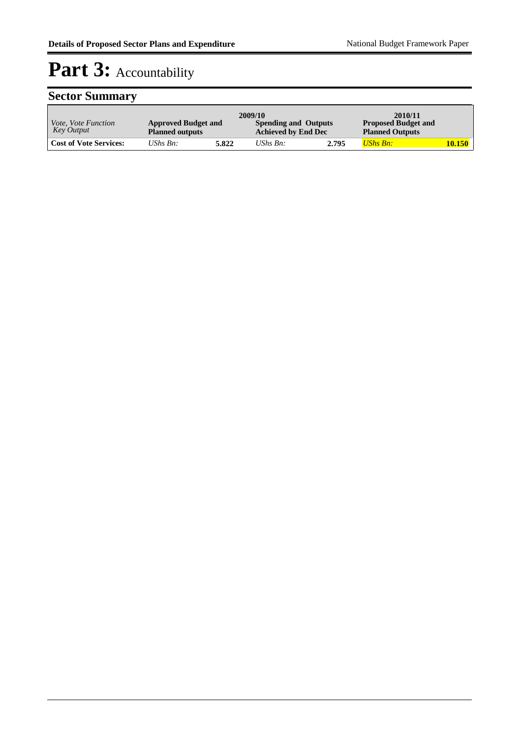# Part 3: Accountability

## Sector Summary

| *Vote, Vote Function Key Output* | 2009/10 Approved Budget and Planned outputs | | 2009/10 Spending and Outputs Achieved by End Dec | | 2010/11 Proposed Budget and Planned Outputs | |
|---|---|---|---|---|---|---|
| **Cost of Vote Services:** | *UShs Bn:* | **5.822** | *UShs Bn:* | **2.795** | *UShs Bn:* | **10.150** |